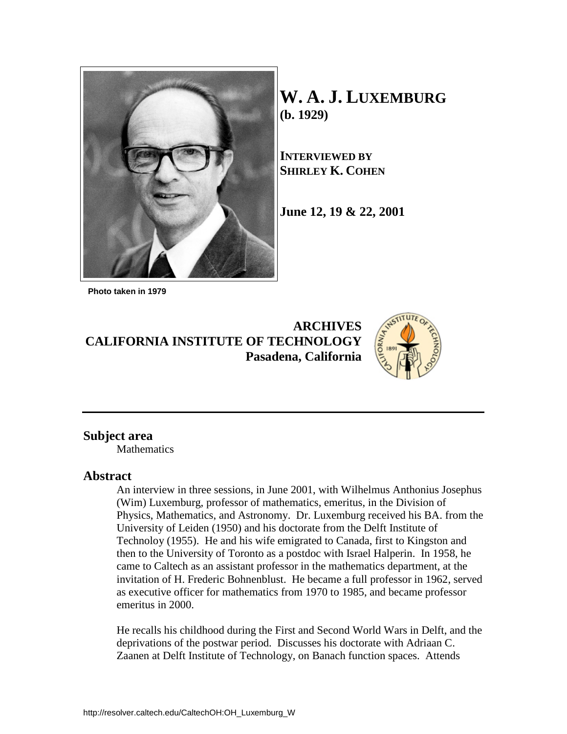Photo taken in 1979

# W. A. J. LUXEMBURG
**(b. 1929)**

**INTERVIEWED BY**
**SHIRLEY K. COHEN**

**June 12, 19 & 22, 2001**

**ARCHIVES**
**CALIFORNIA INSTITUTE OF TECHNOLOGY**
**Pasadena, California**

---

## Subject area

Mathematics

## Abstract

An interview in three sessions, in June 2001, with Wilhelmus Anthonius Josephus (Wim) Luxemburg, professor of mathematics, emeritus, in the Division of Physics, Mathematics, and Astronomy. Dr. Luxemburg received his BA. from the University of Leiden (1950) and his doctorate from the Delft Institute of Technoloy (1955). He and his wife emigrated to Canada, first to Kingston and then to the University of Toronto as a postdoc with Israel Halperin. In 1958, he came to Caltech as an assistant professor in the mathematics department, at the invitation of H. Frederic Bohnenblust. He became a full professor in 1962, served as executive officer for mathematics from 1970 to 1985, and became professor emeritus in 2000.

He recalls his childhood during the First and Second World Wars in Delft, and the deprivations of the postwar period. Discusses his doctorate with Adriaan C. Zaanen at Delft Institute of Technology, on Banach function spaces. Attends

http://resolver.caltech.edu/CaltechOH:OH_Luxemburg_W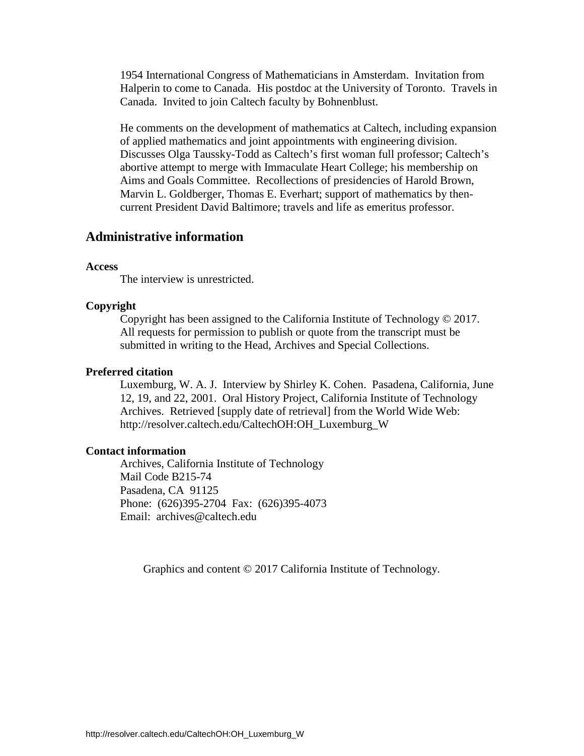1954 International Congress of Mathematicians in Amsterdam. Invitation from Halperin to come to Canada. His postdoc at the University of Toronto. Travels in Canada. Invited to join Caltech faculty by Bohnenblust.

He comments on the development of mathematics at Caltech, including expansion of applied mathematics and joint appointments with engineering division. Discusses Olga Taussky-Todd as Caltech's first woman full professor; Caltech's abortive attempt to merge with Immaculate Heart College; his membership on Aims and Goals Committee. Recollections of presidencies of Harold Brown, Marvin L. Goldberger, Thomas E. Everhart; support of mathematics by then-current President David Baltimore; travels and life as emeritus professor.

## Administrative information

**Access**

The interview is unrestricted.

**Copyright**

Copyright has been assigned to the California Institute of Technology © 2017. All requests for permission to publish or quote from the transcript must be submitted in writing to the Head, Archives and Special Collections.

**Preferred citation**

Luxemburg, W. A. J. Interview by Shirley K. Cohen. Pasadena, California, June 12, 19, and 22, 2001. Oral History Project, California Institute of Technology Archives. Retrieved [supply date of retrieval] from the World Wide Web: http://resolver.caltech.edu/CaltechOH:OH_Luxemburg_W

**Contact information**

Archives, California Institute of Technology
Mail Code B215-74
Pasadena, CA 91125
Phone: (626)395-2704 Fax: (626)395-4073
Email: archives@caltech.edu

Graphics and content © 2017 California Institute of Technology.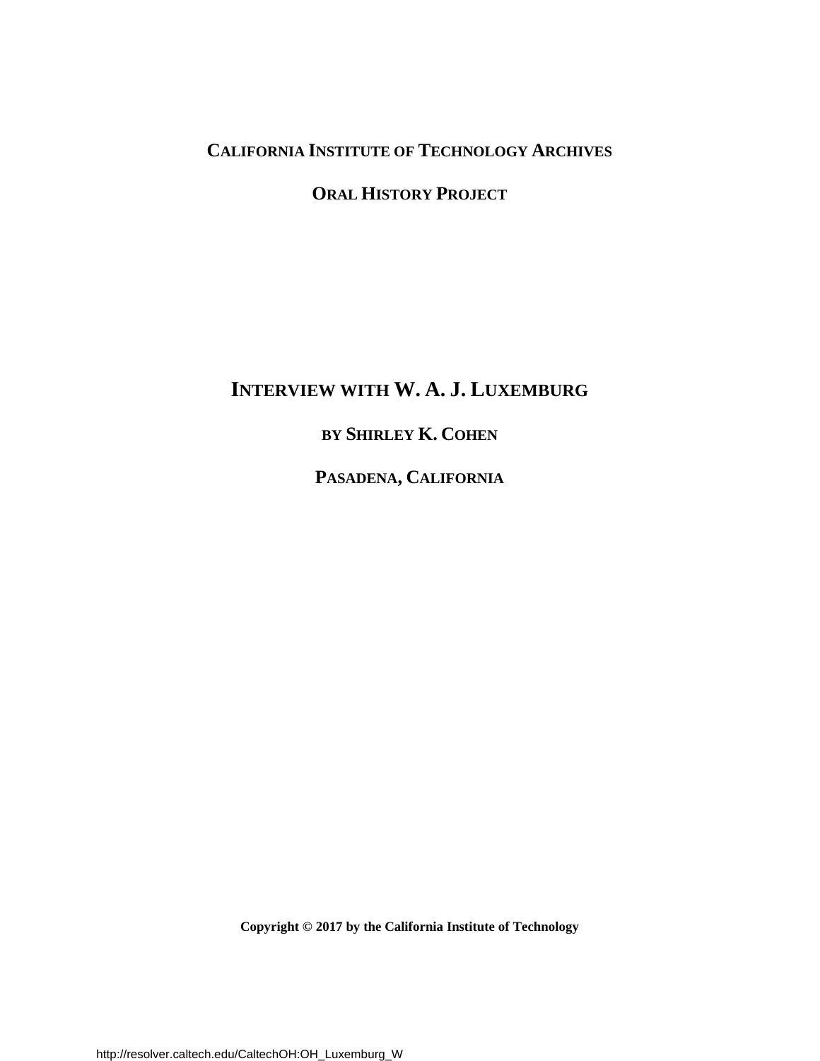**CALIFORNIA INSTITUTE OF TECHNOLOGY ARCHIVES**

**ORAL HISTORY PROJECT**

# INTERVIEW WITH W. A. J. LUXEMBURG

**BY SHIRLEY K. COHEN**

**PASADENA, CALIFORNIA**

**Copyright © 2017 by the California Institute of Technology**

http://resolver.caltech.edu/CaltechOH:OH_Luxemburg_W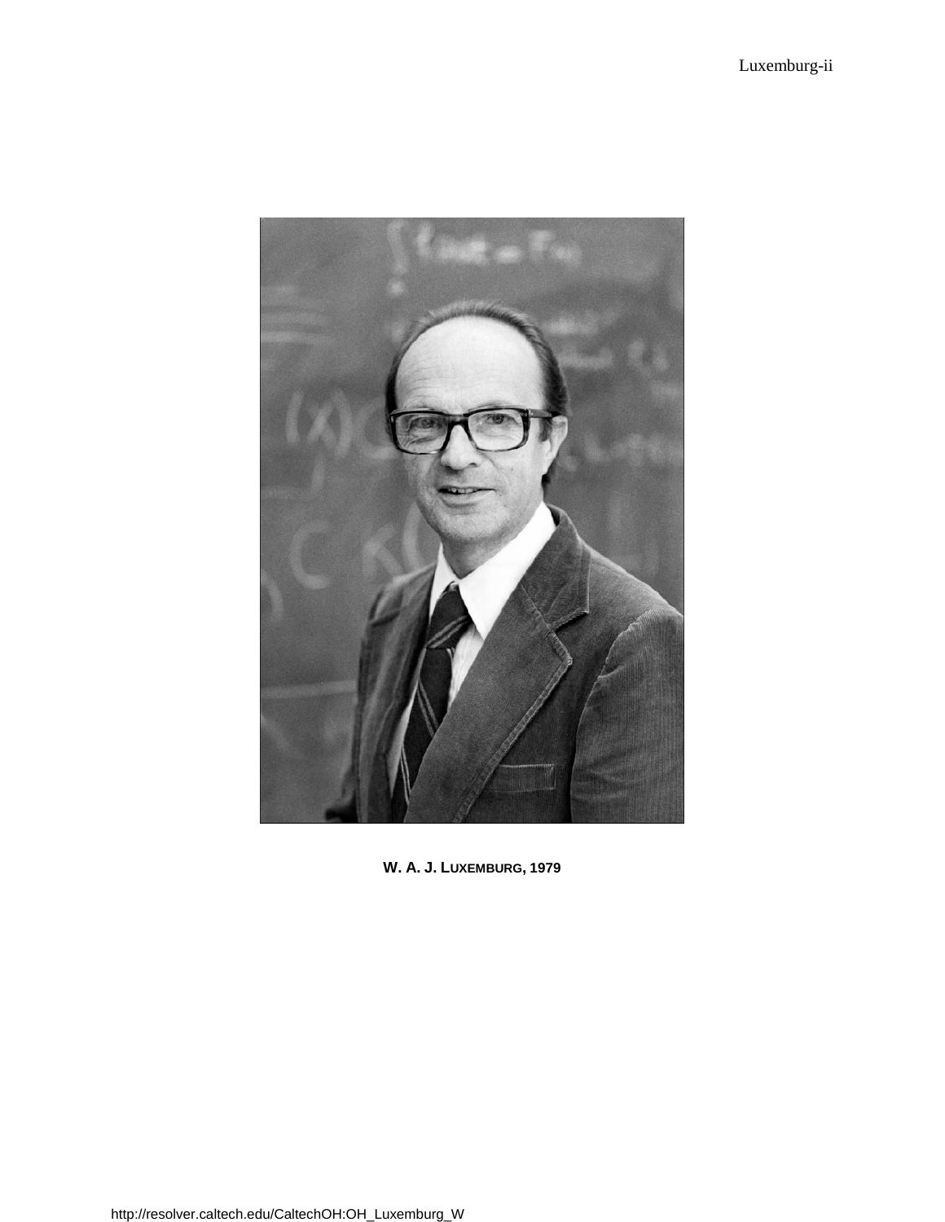**W. A. J. LUXEMBURG, 1979**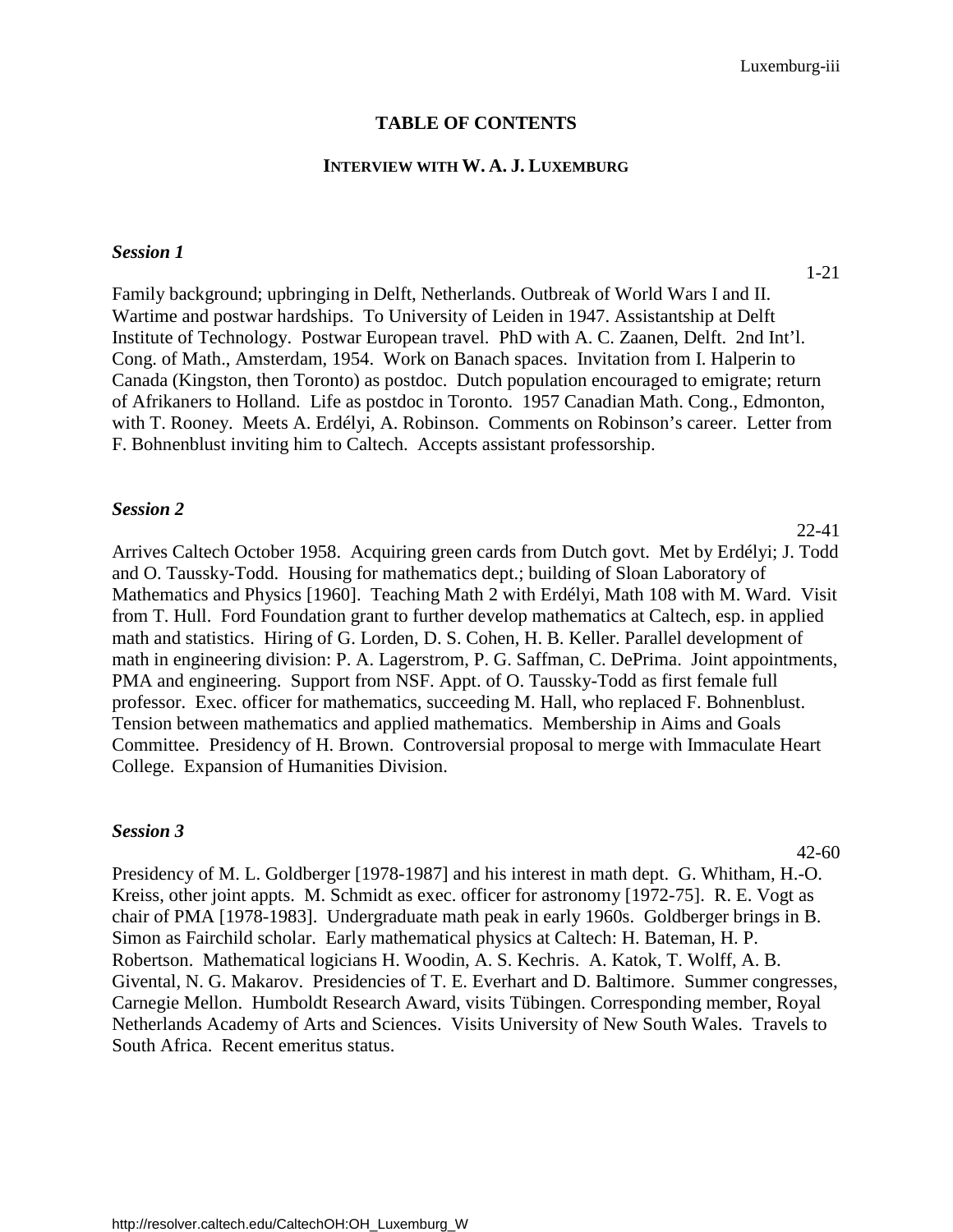# TABLE OF CONTENTS

## INTERVIEW WITH W. A. J. LUXEMBURG

### *Session 1*

1-21

Family background; upbringing in Delft, Netherlands. Outbreak of World Wars I and II. Wartime and postwar hardships. To University of Leiden in 1947. Assistantship at Delft Institute of Technology. Postwar European travel. PhD with A. C. Zaanen, Delft. 2nd Int'l. Cong. of Math., Amsterdam, 1954. Work on Banach spaces. Invitation from I. Halperin to Canada (Kingston, then Toronto) as postdoc. Dutch population encouraged to emigrate; return of Afrikaners to Holland. Life as postdoc in Toronto. 1957 Canadian Math. Cong., Edmonton, with T. Rooney. Meets A. Erdélyi, A. Robinson. Comments on Robinson's career. Letter from F. Bohnenblust inviting him to Caltech. Accepts assistant professorship.

### *Session 2*

22-41

Arrives Caltech October 1958. Acquiring green cards from Dutch govt. Met by Erdélyi; J. Todd and O. Taussky-Todd. Housing for mathematics dept.; building of Sloan Laboratory of Mathematics and Physics [1960]. Teaching Math 2 with Erdélyi, Math 108 with M. Ward. Visit from T. Hull. Ford Foundation grant to further develop mathematics at Caltech, esp. in applied math and statistics. Hiring of G. Lorden, D. S. Cohen, H. B. Keller. Parallel development of math in engineering division: P. A. Lagerstrom, P. G. Saffman, C. DePrima. Joint appointments, PMA and engineering. Support from NSF. Appt. of O. Taussky-Todd as first female full professor. Exec. officer for mathematics, succeeding M. Hall, who replaced F. Bohnenblust. Tension between mathematics and applied mathematics. Membership in Aims and Goals Committee. Presidency of H. Brown. Controversial proposal to merge with Immaculate Heart College. Expansion of Humanities Division.

### *Session 3*

42-60

Presidency of M. L. Goldberger [1978-1987] and his interest in math dept. G. Whitham, H.-O. Kreiss, other joint appts. M. Schmidt as exec. officer for astronomy [1972-75]. R. E. Vogt as chair of PMA [1978-1983]. Undergraduate math peak in early 1960s. Goldberger brings in B. Simon as Fairchild scholar. Early mathematical physics at Caltech: H. Bateman, H. P. Robertson. Mathematical logicians H. Woodin, A. S. Kechris. A. Katok, T. Wolff, A. B. Givental, N. G. Makarov. Presidencies of T. E. Everhart and D. Baltimore. Summer congresses, Carnegie Mellon. Humboldt Research Award, visits Tübingen. Corresponding member, Royal Netherlands Academy of Arts and Sciences. Visits University of New South Wales. Travels to South Africa. Recent emeritus status.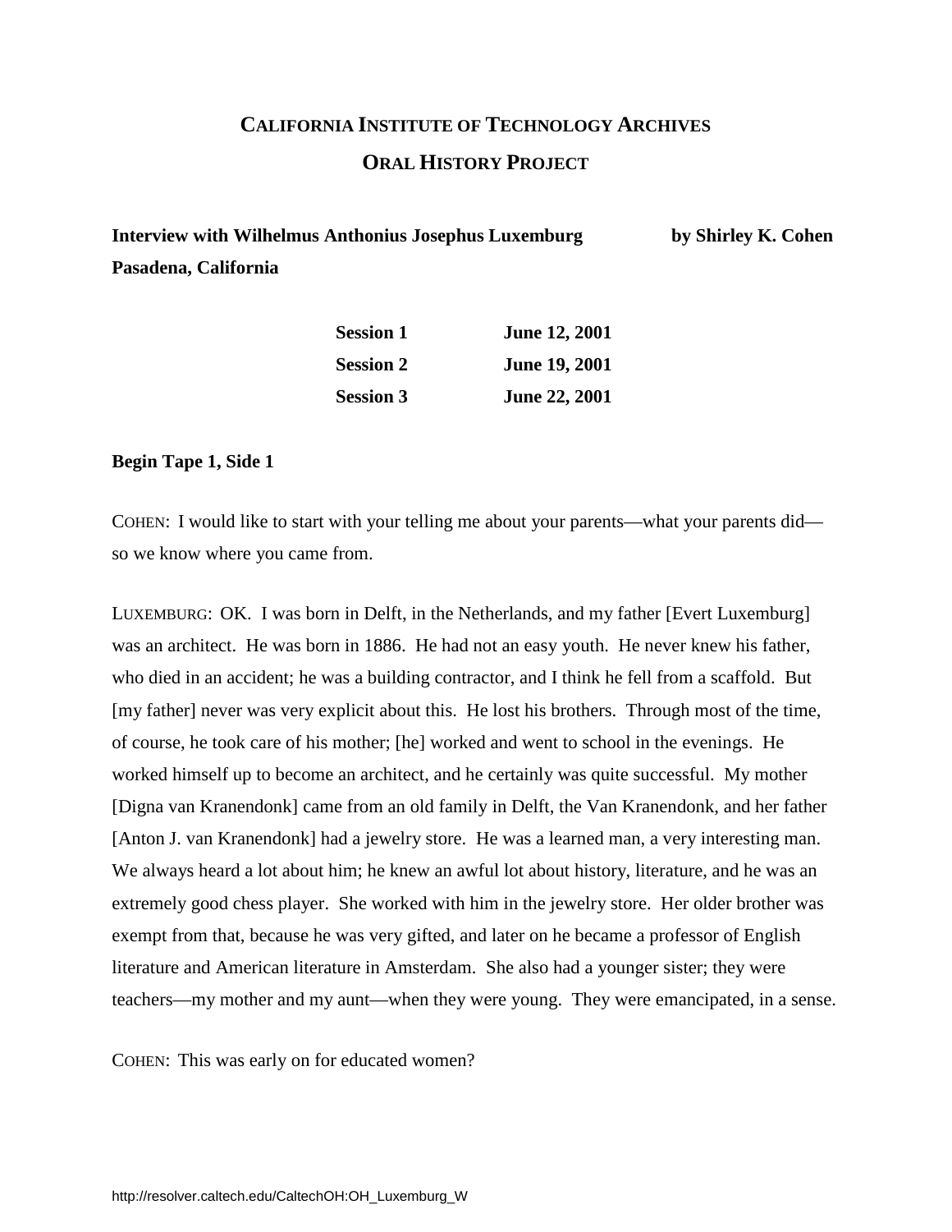# CALIFORNIA INSTITUTE OF TECHNOLOGY ARCHIVES

## ORAL HISTORY PROJECT

**Interview with Wilhelmus Anthonius Josephus Luxemburg** **by Shirley K. Cohen**
**Pasadena, California**

| | |
|---|---|
| **Session 1** | **June 12, 2001** |
| **Session 2** | **June 19, 2001** |
| **Session 3** | **June 22, 2001** |

**Begin Tape 1, Side 1**

COHEN: I would like to start with your telling me about your parents—what your parents did—so we know where you came from.

LUXEMBURG: OK. I was born in Delft, in the Netherlands, and my father [Evert Luxemburg] was an architect. He was born in 1886. He had not an easy youth. He never knew his father, who died in an accident; he was a building contractor, and I think he fell from a scaffold. But [my father] never was very explicit about this. He lost his brothers. Through most of the time, of course, he took care of his mother; [he] worked and went to school in the evenings. He worked himself up to become an architect, and he certainly was quite successful. My mother [Digna van Kranendonk] came from an old family in Delft, the Van Kranendonk, and her father [Anton J. van Kranendonk] had a jewelry store. He was a learned man, a very interesting man. We always heard a lot about him; he knew an awful lot about history, literature, and he was an extremely good chess player. She worked with him in the jewelry store. Her older brother was exempt from that, because he was very gifted, and later on he became a professor of English literature and American literature in Amsterdam. She also had a younger sister; they were teachers—my mother and my aunt—when they were young. They were emancipated, in a sense.

COHEN: This was early on for educated women?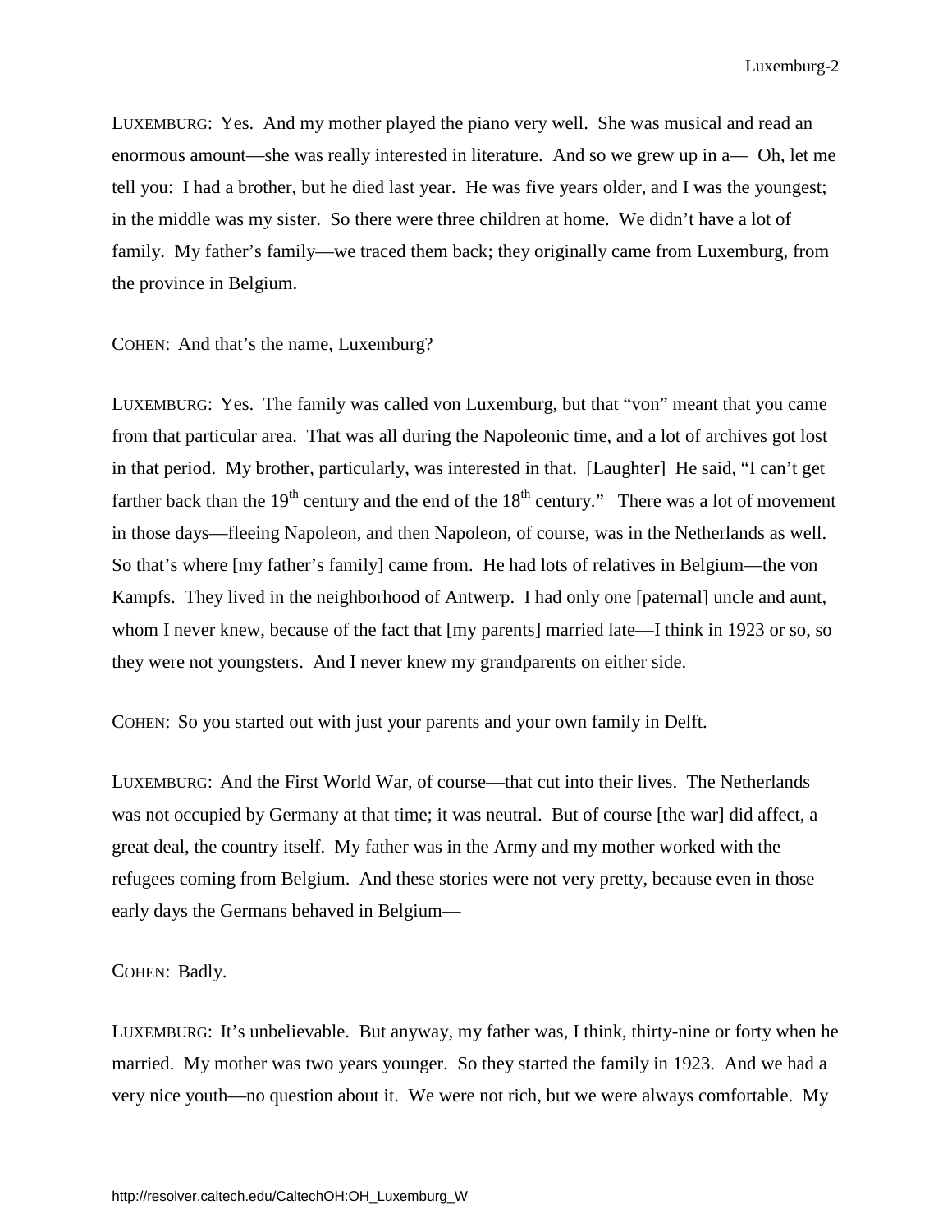LUXEMBURG: Yes. And my mother played the piano very well. She was musical and read an enormous amount—she was really interested in literature. And so we grew up in a— Oh, let me tell you: I had a brother, but he died last year. He was five years older, and I was the youngest; in the middle was my sister. So there were three children at home. We didn't have a lot of family. My father's family—we traced them back; they originally came from Luxemburg, from the province in Belgium.

COHEN: And that's the name, Luxemburg?

LUXEMBURG: Yes. The family was called von Luxemburg, but that "von" meant that you came from that particular area. That was all during the Napoleonic time, and a lot of archives got lost in that period. My brother, particularly, was interested in that. [Laughter] He said, "I can't get farther back than the 19th century and the end of the 18th century." There was a lot of movement in those days—fleeing Napoleon, and then Napoleon, of course, was in the Netherlands as well. So that's where [my father's family] came from. He had lots of relatives in Belgium—the von Kampfs. They lived in the neighborhood of Antwerp. I had only one [paternal] uncle and aunt, whom I never knew, because of the fact that [my parents] married late—I think in 1923 or so, so they were not youngsters. And I never knew my grandparents on either side.

COHEN: So you started out with just your parents and your own family in Delft.

LUXEMBURG: And the First World War, of course—that cut into their lives. The Netherlands was not occupied by Germany at that time; it was neutral. But of course [the war] did affect, a great deal, the country itself. My father was in the Army and my mother worked with the refugees coming from Belgium. And these stories were not very pretty, because even in those early days the Germans behaved in Belgium—

COHEN: Badly.

LUXEMBURG: It's unbelievable. But anyway, my father was, I think, thirty-nine or forty when he married. My mother was two years younger. So they started the family in 1923. And we had a very nice youth—no question about it. We were not rich, but we were always comfortable. My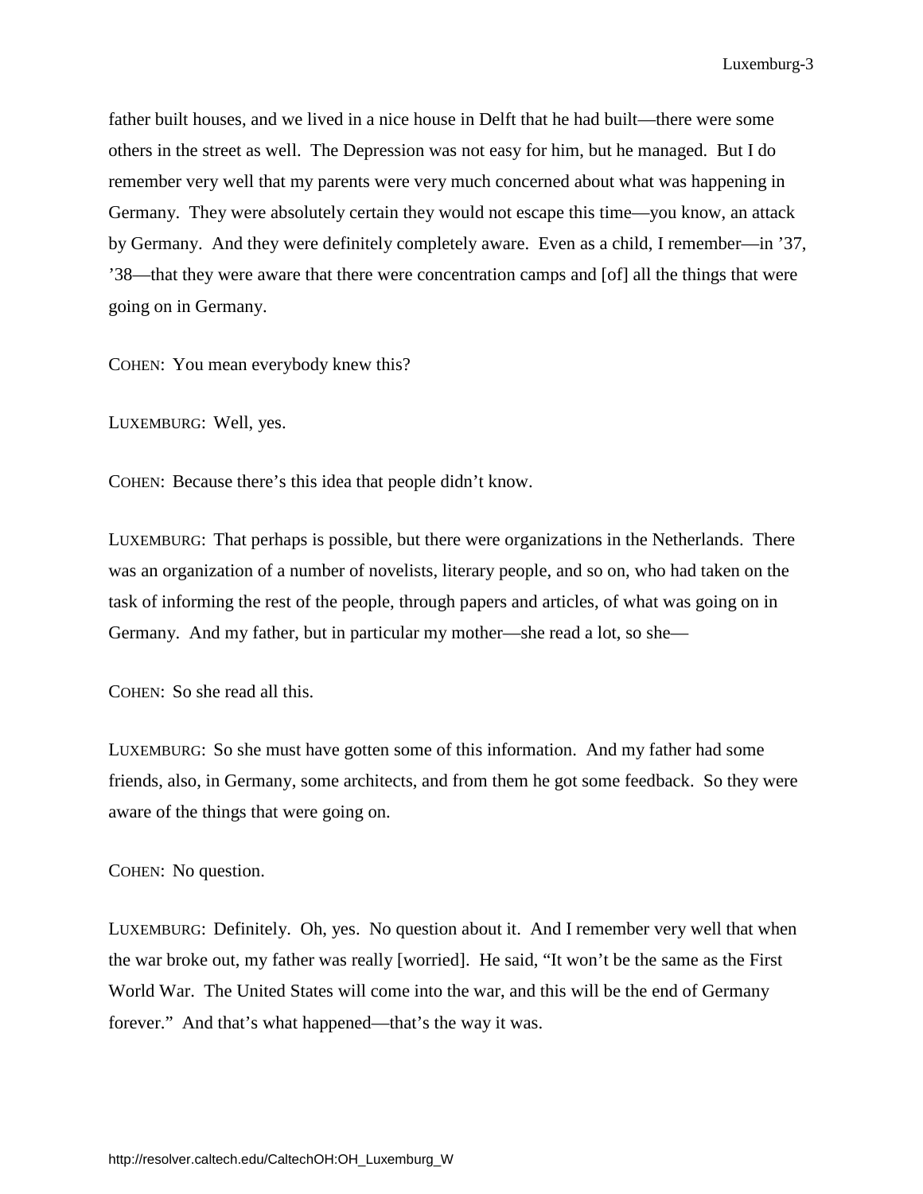father built houses, and we lived in a nice house in Delft that he had built—there were some others in the street as well. The Depression was not easy for him, but he managed. But I do remember very well that my parents were very much concerned about what was happening in Germany. They were absolutely certain they would not escape this time—you know, an attack by Germany. And they were definitely completely aware. Even as a child, I remember—in '37, '38—that they were aware that there were concentration camps and [of] all the things that were going on in Germany.

COHEN: You mean everybody knew this?

LUXEMBURG: Well, yes.

COHEN: Because there's this idea that people didn't know.

LUXEMBURG: That perhaps is possible, but there were organizations in the Netherlands. There was an organization of a number of novelists, literary people, and so on, who had taken on the task of informing the rest of the people, through papers and articles, of what was going on in Germany. And my father, but in particular my mother—she read a lot, so she—

COHEN: So she read all this.

LUXEMBURG: So she must have gotten some of this information. And my father had some friends, also, in Germany, some architects, and from them he got some feedback. So they were aware of the things that were going on.

COHEN: No question.

LUXEMBURG: Definitely. Oh, yes. No question about it. And I remember very well that when the war broke out, my father was really [worried]. He said, "It won't be the same as the First World War. The United States will come into the war, and this will be the end of Germany forever." And that's what happened—that's the way it was.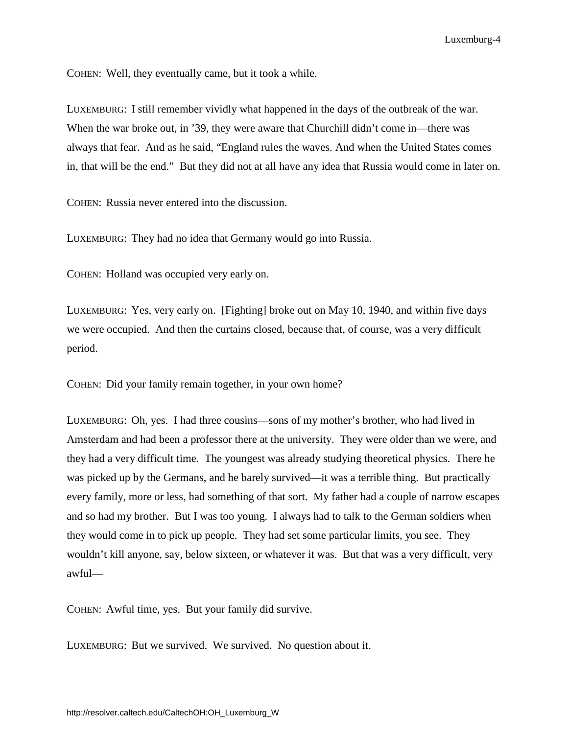COHEN: Well, they eventually came, but it took a while.

LUXEMBURG: I still remember vividly what happened in the days of the outbreak of the war. When the war broke out, in '39, they were aware that Churchill didn't come in—there was always that fear. And as he said, "England rules the waves. And when the United States comes in, that will be the end." But they did not at all have any idea that Russia would come in later on.

COHEN: Russia never entered into the discussion.

LUXEMBURG: They had no idea that Germany would go into Russia.

COHEN: Holland was occupied very early on.

LUXEMBURG: Yes, very early on. [Fighting] broke out on May 10, 1940, and within five days we were occupied. And then the curtains closed, because that, of course, was a very difficult period.

COHEN: Did your family remain together, in your own home?

LUXEMBURG: Oh, yes. I had three cousins—sons of my mother's brother, who had lived in Amsterdam and had been a professor there at the university. They were older than we were, and they had a very difficult time. The youngest was already studying theoretical physics. There he was picked up by the Germans, and he barely survived—it was a terrible thing. But practically every family, more or less, had something of that sort. My father had a couple of narrow escapes and so had my brother. But I was too young. I always had to talk to the German soldiers when they would come in to pick up people. They had set some particular limits, you see. They wouldn't kill anyone, say, below sixteen, or whatever it was. But that was a very difficult, very awful—

COHEN: Awful time, yes. But your family did survive.

LUXEMBURG: But we survived. We survived. No question about it.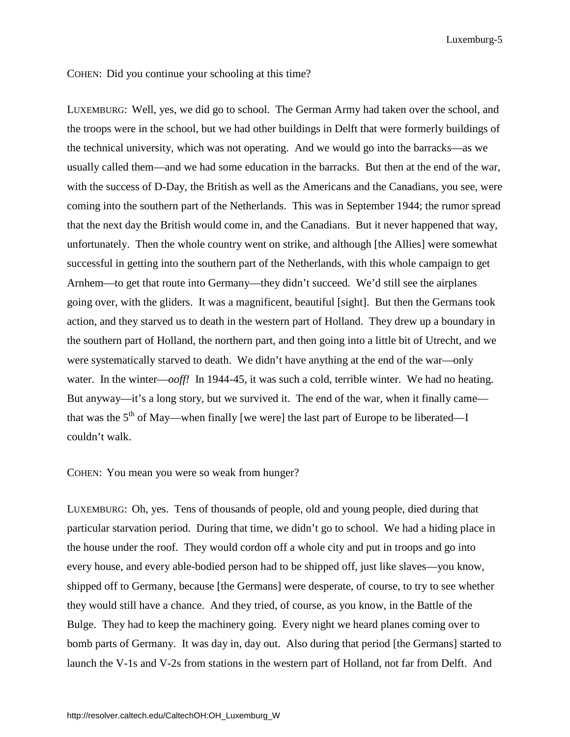COHEN: Did you continue your schooling at this time?

LUXEMBURG: Well, yes, we did go to school. The German Army had taken over the school, and the troops were in the school, but we had other buildings in Delft that were formerly buildings of the technical university, which was not operating. And we would go into the barracks—as we usually called them—and we had some education in the barracks. But then at the end of the war, with the success of D-Day, the British as well as the Americans and the Canadians, you see, were coming into the southern part of the Netherlands. This was in September 1944; the rumor spread that the next day the British would come in, and the Canadians. But it never happened that way, unfortunately. Then the whole country went on strike, and although [the Allies] were somewhat successful in getting into the southern part of the Netherlands, with this whole campaign to get Arnhem—to get that route into Germany—they didn't succeed. We'd still see the airplanes going over, with the gliders. It was a magnificent, beautiful [sight]. But then the Germans took action, and they starved us to death in the western part of Holland. They drew up a boundary in the southern part of Holland, the northern part, and then going into a little bit of Utrecht, and we were systematically starved to death. We didn't have anything at the end of the war—only water. In the winter—*ooff!* In 1944-45, it was such a cold, terrible winter. We had no heating. But anyway—it's a long story, but we survived it. The end of the war, when it finally came—that was the 5th of May—when finally [we were] the last part of Europe to be liberated—I couldn't walk.

COHEN: You mean you were so weak from hunger?

LUXEMBURG: Oh, yes. Tens of thousands of people, old and young people, died during that particular starvation period. During that time, we didn't go to school. We had a hiding place in the house under the roof. They would cordon off a whole city and put in troops and go into every house, and every able-bodied person had to be shipped off, just like slaves—you know, shipped off to Germany, because [the Germans] were desperate, of course, to try to see whether they would still have a chance. And they tried, of course, as you know, in the Battle of the Bulge. They had to keep the machinery going. Every night we heard planes coming over to bomb parts of Germany. It was day in, day out. Also during that period [the Germans] started to launch the V-1s and V-2s from stations in the western part of Holland, not far from Delft. And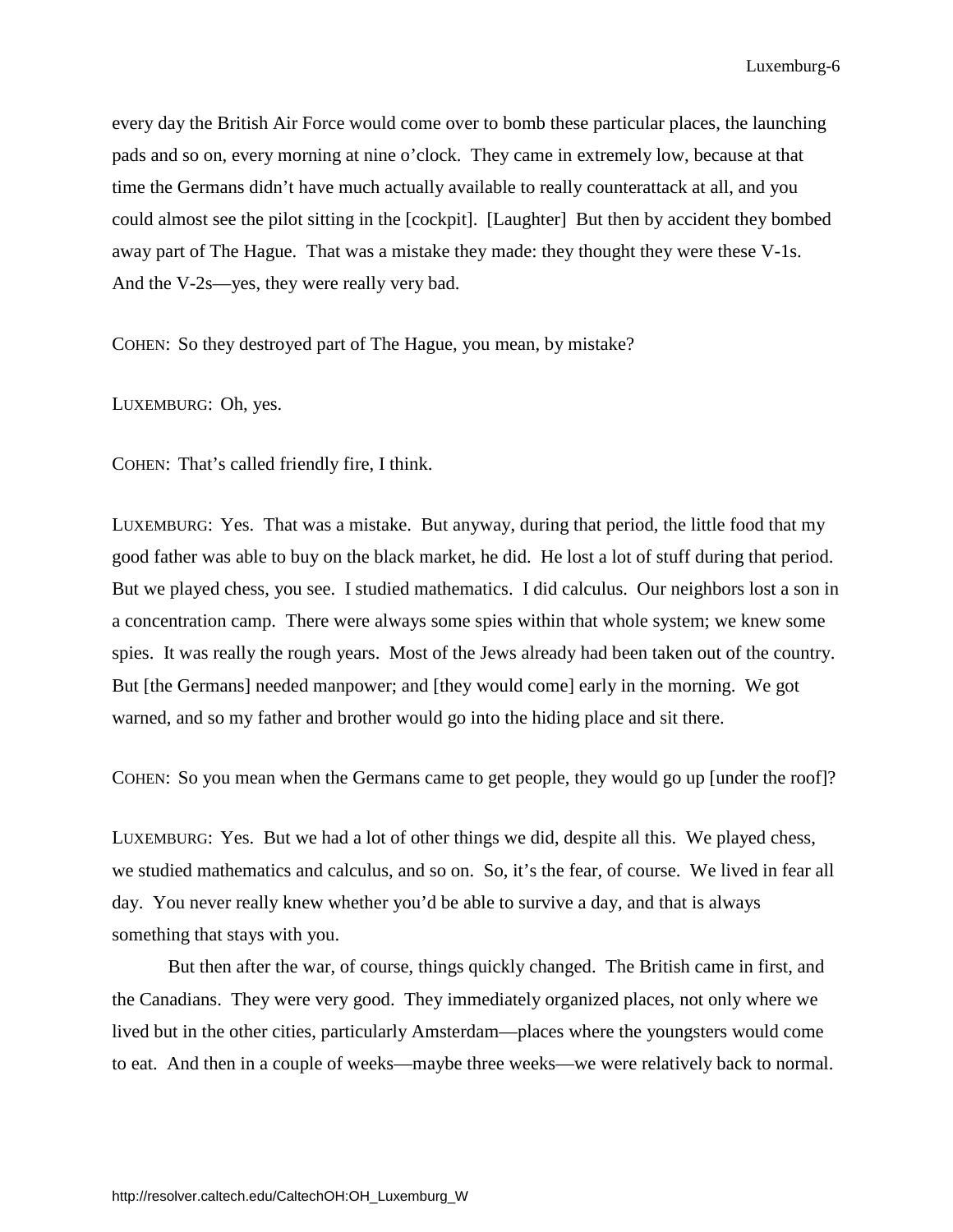every day the British Air Force would come over to bomb these particular places, the launching pads and so on, every morning at nine o'clock. They came in extremely low, because at that time the Germans didn't have much actually available to really counterattack at all, and you could almost see the pilot sitting in the [cockpit]. [Laughter] But then by accident they bombed away part of The Hague. That was a mistake they made: they thought they were these V-1s. And the V-2s—yes, they were really very bad.

COHEN: So they destroyed part of The Hague, you mean, by mistake?

LUXEMBURG: Oh, yes.

COHEN: That's called friendly fire, I think.

LUXEMBURG: Yes. That was a mistake. But anyway, during that period, the little food that my good father was able to buy on the black market, he did. He lost a lot of stuff during that period. But we played chess, you see. I studied mathematics. I did calculus. Our neighbors lost a son in a concentration camp. There were always some spies within that whole system; we knew some spies. It was really the rough years. Most of the Jews already had been taken out of the country. But [the Germans] needed manpower; and [they would come] early in the morning. We got warned, and so my father and brother would go into the hiding place and sit there.

COHEN: So you mean when the Germans came to get people, they would go up [under the roof]?

LUXEMBURG: Yes. But we had a lot of other things we did, despite all this. We played chess, we studied mathematics and calculus, and so on. So, it's the fear, of course. We lived in fear all day. You never really knew whether you'd be able to survive a day, and that is always something that stays with you.

But then after the war, of course, things quickly changed. The British came in first, and the Canadians. They were very good. They immediately organized places, not only where we lived but in the other cities, particularly Amsterdam—places where the youngsters would come to eat. And then in a couple of weeks—maybe three weeks—we were relatively back to normal.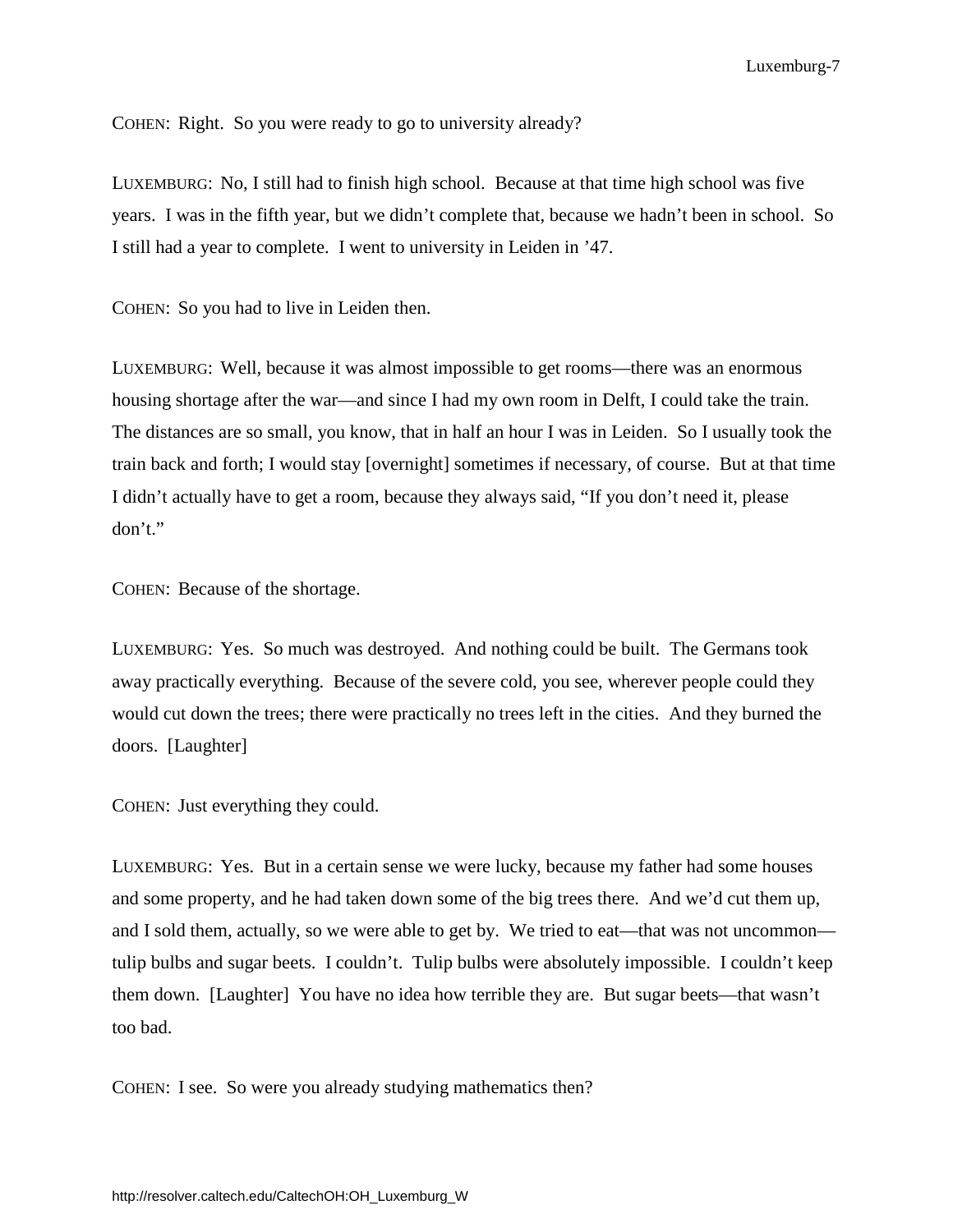COHEN: Right. So you were ready to go to university already?

LUXEMBURG: No, I still had to finish high school. Because at that time high school was five years. I was in the fifth year, but we didn't complete that, because we hadn't been in school. So I still had a year to complete. I went to university in Leiden in '47.

COHEN: So you had to live in Leiden then.

LUXEMBURG: Well, because it was almost impossible to get rooms—there was an enormous housing shortage after the war—and since I had my own room in Delft, I could take the train. The distances are so small, you know, that in half an hour I was in Leiden. So I usually took the train back and forth; I would stay [overnight] sometimes if necessary, of course. But at that time I didn't actually have to get a room, because they always said, "If you don't need it, please don't."

COHEN: Because of the shortage.

LUXEMBURG: Yes. So much was destroyed. And nothing could be built. The Germans took away practically everything. Because of the severe cold, you see, wherever people could they would cut down the trees; there were practically no trees left in the cities. And they burned the doors. [Laughter]

COHEN: Just everything they could.

LUXEMBURG: Yes. But in a certain sense we were lucky, because my father had some houses and some property, and he had taken down some of the big trees there. And we'd cut them up, and I sold them, actually, so we were able to get by. We tried to eat—that was not uncommon—tulip bulbs and sugar beets. I couldn't. Tulip bulbs were absolutely impossible. I couldn't keep them down. [Laughter] You have no idea how terrible they are. But sugar beets—that wasn't too bad.

COHEN: I see. So were you already studying mathematics then?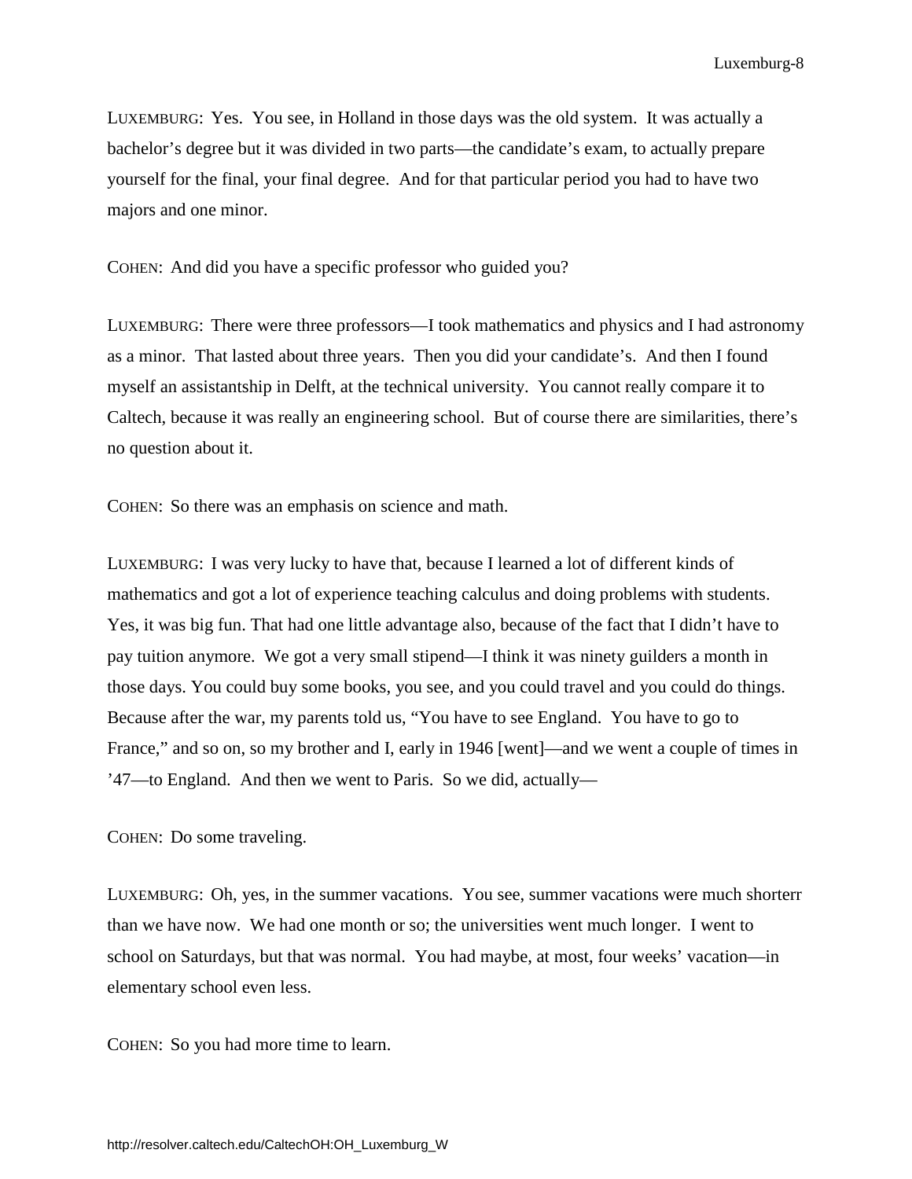LUXEMBURG: Yes. You see, in Holland in those days was the old system. It was actually a bachelor's degree but it was divided in two parts—the candidate's exam, to actually prepare yourself for the final, your final degree. And for that particular period you had to have two majors and one minor.

COHEN: And did you have a specific professor who guided you?

LUXEMBURG: There were three professors—I took mathematics and physics and I had astronomy as a minor. That lasted about three years. Then you did your candidate's. And then I found myself an assistantship in Delft, at the technical university. You cannot really compare it to Caltech, because it was really an engineering school. But of course there are similarities, there's no question about it.

COHEN: So there was an emphasis on science and math.

LUXEMBURG: I was very lucky to have that, because I learned a lot of different kinds of mathematics and got a lot of experience teaching calculus and doing problems with students. Yes, it was big fun. That had one little advantage also, because of the fact that I didn't have to pay tuition anymore. We got a very small stipend—I think it was ninety guilders a month in those days. You could buy some books, you see, and you could travel and you could do things. Because after the war, my parents told us, "You have to see England. You have to go to France," and so on, so my brother and I, early in 1946 [went]—and we went a couple of times in '47—to England. And then we went to Paris. So we did, actually—

COHEN: Do some traveling.

LUXEMBURG: Oh, yes, in the summer vacations. You see, summer vacations were much shorterr than we have now. We had one month or so; the universities went much longer. I went to school on Saturdays, but that was normal. You had maybe, at most, four weeks' vacation—in elementary school even less.

COHEN: So you had more time to learn.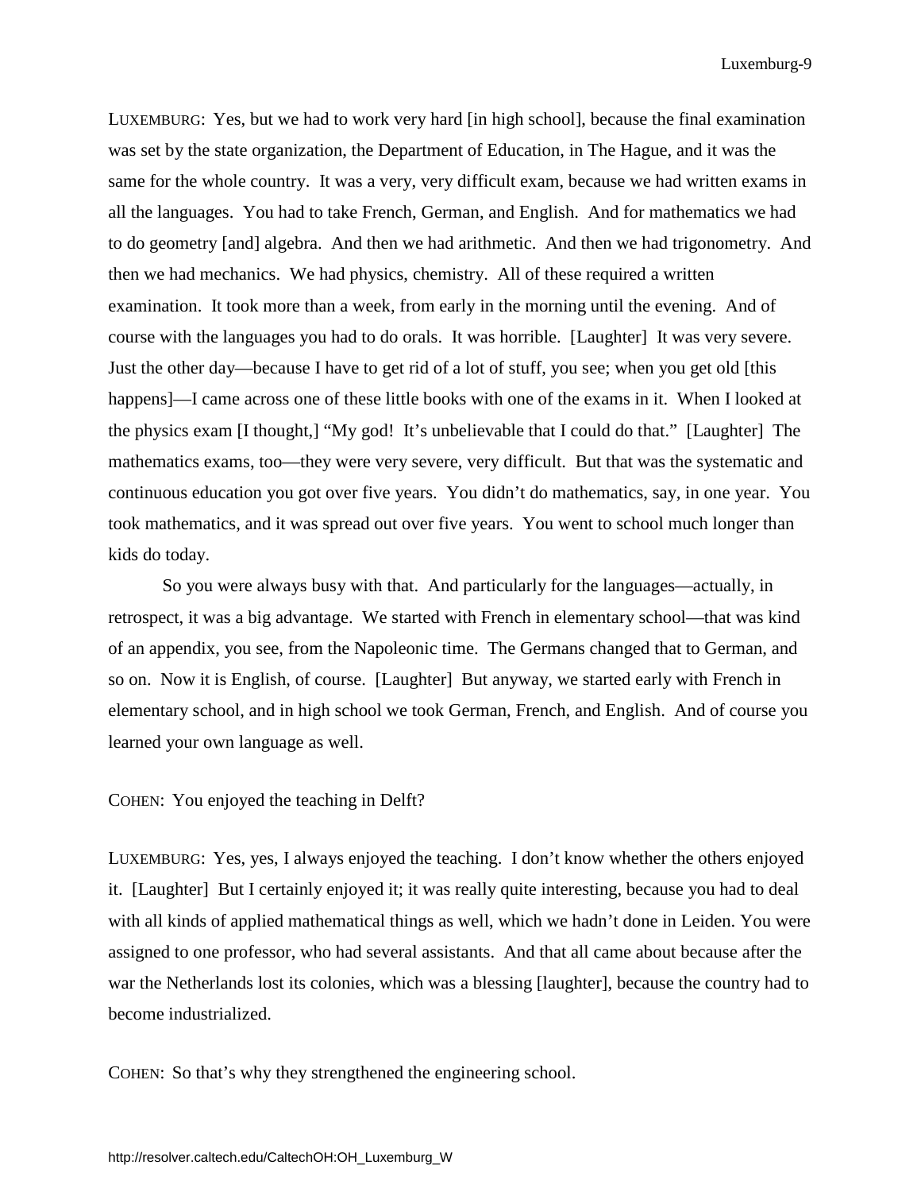LUXEMBURG: Yes, but we had to work very hard [in high school], because the final examination was set by the state organization, the Department of Education, in The Hague, and it was the same for the whole country. It was a very, very difficult exam, because we had written exams in all the languages. You had to take French, German, and English. And for mathematics we had to do geometry [and] algebra. And then we had arithmetic. And then we had trigonometry. And then we had mechanics. We had physics, chemistry. All of these required a written examination. It took more than a week, from early in the morning until the evening. And of course with the languages you had to do orals. It was horrible. [Laughter] It was very severe. Just the other day—because I have to get rid of a lot of stuff, you see; when you get old [this happens]—I came across one of these little books with one of the exams in it. When I looked at the physics exam [I thought,] "My god! It's unbelievable that I could do that." [Laughter] The mathematics exams, too—they were very severe, very difficult. But that was the systematic and continuous education you got over five years. You didn't do mathematics, say, in one year. You took mathematics, and it was spread out over five years. You went to school much longer than kids do today.

So you were always busy with that. And particularly for the languages—actually, in retrospect, it was a big advantage. We started with French in elementary school—that was kind of an appendix, you see, from the Napoleonic time. The Germans changed that to German, and so on. Now it is English, of course. [Laughter] But anyway, we started early with French in elementary school, and in high school we took German, French, and English. And of course you learned your own language as well.

COHEN: You enjoyed the teaching in Delft?

LUXEMBURG: Yes, yes, I always enjoyed the teaching. I don't know whether the others enjoyed it. [Laughter] But I certainly enjoyed it; it was really quite interesting, because you had to deal with all kinds of applied mathematical things as well, which we hadn't done in Leiden. You were assigned to one professor, who had several assistants. And that all came about because after the war the Netherlands lost its colonies, which was a blessing [laughter], because the country had to become industrialized.

COHEN: So that's why they strengthened the engineering school.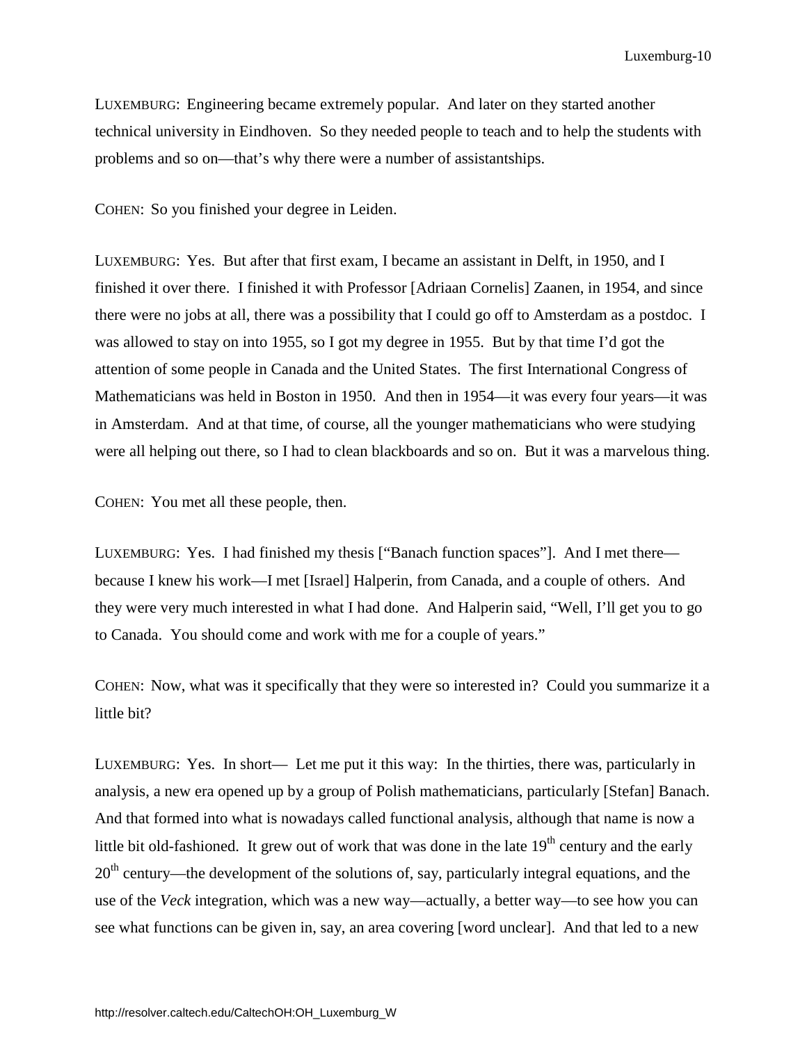LUXEMBURG: Engineering became extremely popular. And later on they started another technical university in Eindhoven. So they needed people to teach and to help the students with problems and so on—that's why there were a number of assistantships.

COHEN: So you finished your degree in Leiden.

LUXEMBURG: Yes. But after that first exam, I became an assistant in Delft, in 1950, and I finished it over there. I finished it with Professor [Adriaan Cornelis] Zaanen, in 1954, and since there were no jobs at all, there was a possibility that I could go off to Amsterdam as a postdoc. I was allowed to stay on into 1955, so I got my degree in 1955. But by that time I'd got the attention of some people in Canada and the United States. The first International Congress of Mathematicians was held in Boston in 1950. And then in 1954—it was every four years—it was in Amsterdam. And at that time, of course, all the younger mathematicians who were studying were all helping out there, so I had to clean blackboards and so on. But it was a marvelous thing.

COHEN: You met all these people, then.

LUXEMBURG: Yes. I had finished my thesis ["Banach function spaces"]. And I met there—because I knew his work—I met [Israel] Halperin, from Canada, and a couple of others. And they were very much interested in what I had done. And Halperin said, "Well, I'll get you to go to Canada. You should come and work with me for a couple of years."

COHEN: Now, what was it specifically that they were so interested in? Could you summarize it a little bit?

LUXEMBURG: Yes. In short— Let me put it this way: In the thirties, there was, particularly in analysis, a new era opened up by a group of Polish mathematicians, particularly [Stefan] Banach. And that formed into what is nowadays called functional analysis, although that name is now a little bit old-fashioned. It grew out of work that was done in the late 19th century and the early 20th century—the development of the solutions of, say, particularly integral equations, and the use of the *Veck* integration, which was a new way—actually, a better way—to see how you can see what functions can be given in, say, an area covering [word unclear]. And that led to a new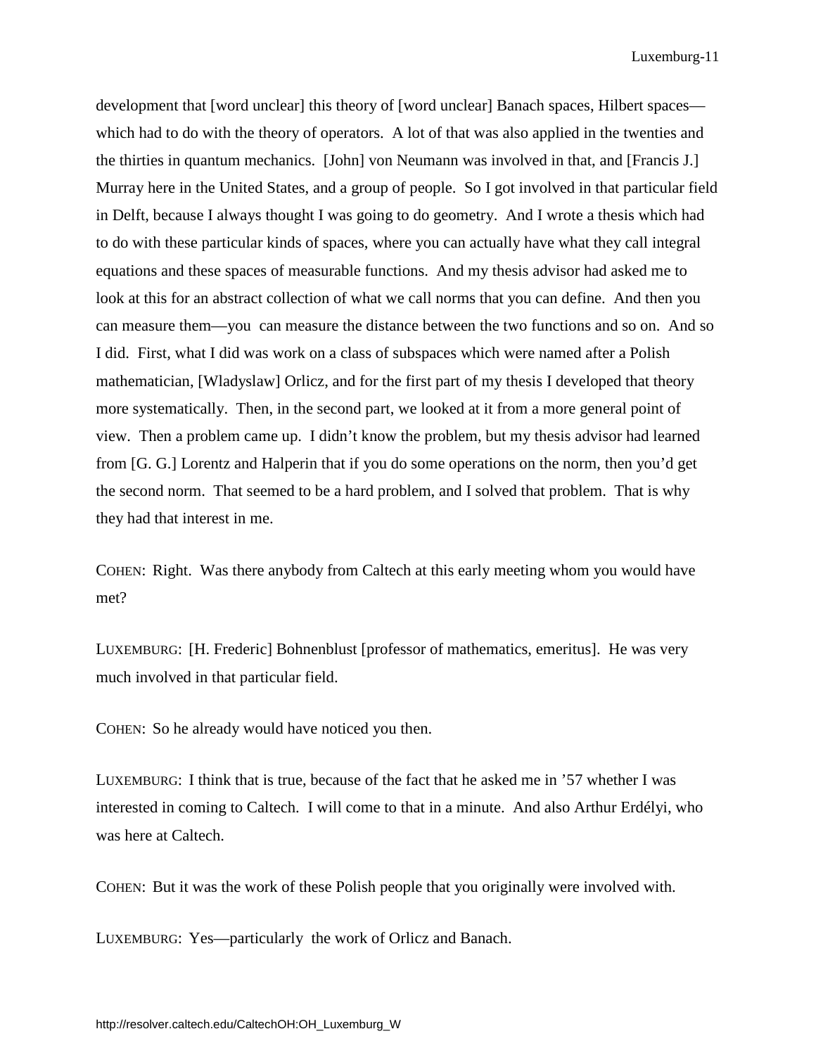development that [word unclear] this theory of [word unclear] Banach spaces, Hilbert spaces—which had to do with the theory of operators. A lot of that was also applied in the twenties and the thirties in quantum mechanics. [John] von Neumann was involved in that, and [Francis J.] Murray here in the United States, and a group of people. So I got involved in that particular field in Delft, because I always thought I was going to do geometry. And I wrote a thesis which had to do with these particular kinds of spaces, where you can actually have what they call integral equations and these spaces of measurable functions. And my thesis advisor had asked me to look at this for an abstract collection of what we call norms that you can define. And then you can measure them—you can measure the distance between the two functions and so on. And so I did. First, what I did was work on a class of subspaces which were named after a Polish mathematician, [Wladyslaw] Orlicz, and for the first part of my thesis I developed that theory more systematically. Then, in the second part, we looked at it from a more general point of view. Then a problem came up. I didn't know the problem, but my thesis advisor had learned from [G. G.] Lorentz and Halperin that if you do some operations on the norm, then you'd get the second norm. That seemed to be a hard problem, and I solved that problem. That is why they had that interest in me.

COHEN: Right. Was there anybody from Caltech at this early meeting whom you would have met?

LUXEMBURG: [H. Frederic] Bohnenblust [professor of mathematics, emeritus]. He was very much involved in that particular field.

COHEN: So he already would have noticed you then.

LUXEMBURG: I think that is true, because of the fact that he asked me in '57 whether I was interested in coming to Caltech. I will come to that in a minute. And also Arthur Erdélyi, who was here at Caltech.

COHEN: But it was the work of these Polish people that you originally were involved with.

LUXEMBURG: Yes—particularly the work of Orlicz and Banach.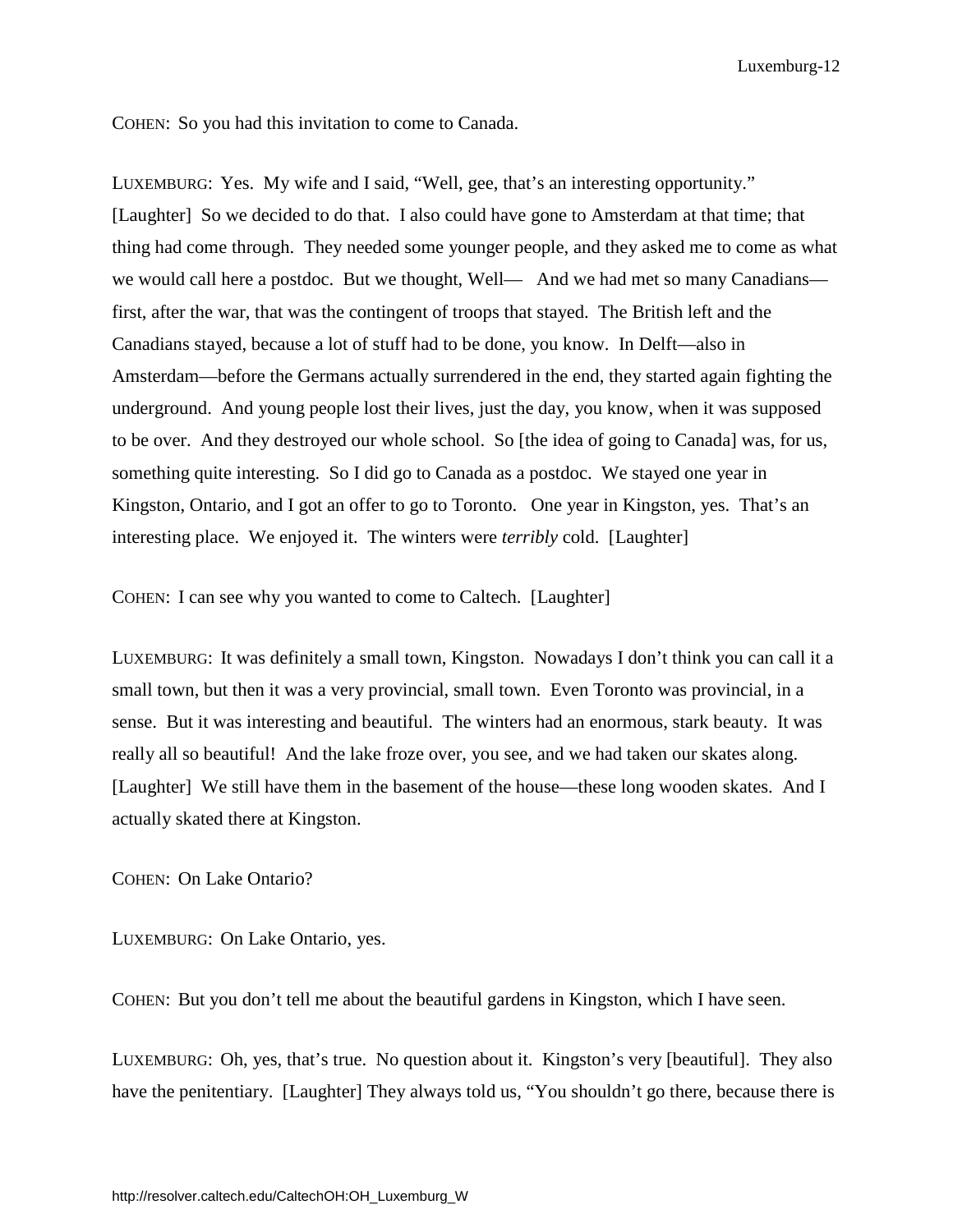COHEN: So you had this invitation to come to Canada.

LUXEMBURG: Yes. My wife and I said, "Well, gee, that's an interesting opportunity." [Laughter] So we decided to do that. I also could have gone to Amsterdam at that time; that thing had come through. They needed some younger people, and they asked me to come as what we would call here a postdoc. But we thought, Well— And we had met so many Canadians—first, after the war, that was the contingent of troops that stayed. The British left and the Canadians stayed, because a lot of stuff had to be done, you know. In Delft—also in Amsterdam—before the Germans actually surrendered in the end, they started again fighting the underground. And young people lost their lives, just the day, you know, when it was supposed to be over. And they destroyed our whole school. So [the idea of going to Canada] was, for us, something quite interesting. So I did go to Canada as a postdoc. We stayed one year in Kingston, Ontario, and I got an offer to go to Toronto. One year in Kingston, yes. That's an interesting place. We enjoyed it. The winters were *terribly* cold. [Laughter]

COHEN: I can see why you wanted to come to Caltech. [Laughter]

LUXEMBURG: It was definitely a small town, Kingston. Nowadays I don't think you can call it a small town, but then it was a very provincial, small town. Even Toronto was provincial, in a sense. But it was interesting and beautiful. The winters had an enormous, stark beauty. It was really all so beautiful! And the lake froze over, you see, and we had taken our skates along. [Laughter] We still have them in the basement of the house—these long wooden skates. And I actually skated there at Kingston.

COHEN: On Lake Ontario?

LUXEMBURG: On Lake Ontario, yes.

COHEN: But you don't tell me about the beautiful gardens in Kingston, which I have seen.

LUXEMBURG: Oh, yes, that's true. No question about it. Kingston's very [beautiful]. They also have the penitentiary. [Laughter] They always told us, "You shouldn't go there, because there is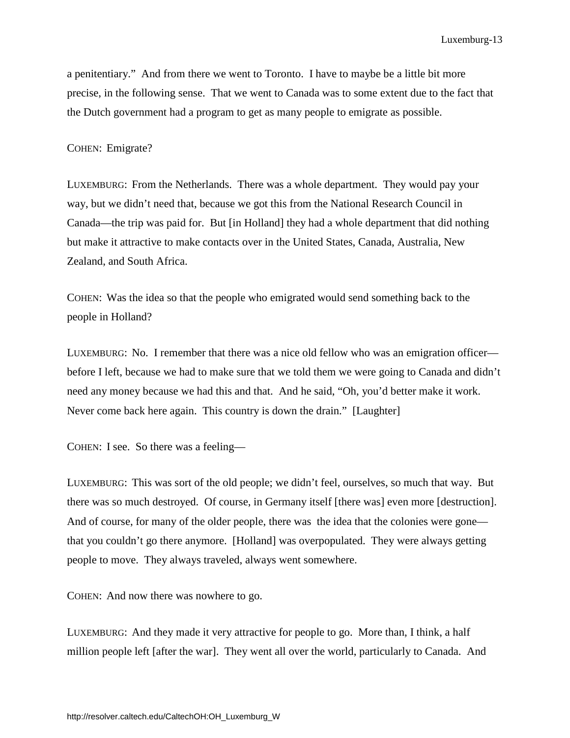a penitentiary." And from there we went to Toronto. I have to maybe be a little bit more precise, in the following sense. That we went to Canada was to some extent due to the fact that the Dutch government had a program to get as many people to emigrate as possible.

COHEN: Emigrate?

LUXEMBURG: From the Netherlands. There was a whole department. They would pay your way, but we didn't need that, because we got this from the National Research Council in Canada—the trip was paid for. But [in Holland] they had a whole department that did nothing but make it attractive to make contacts over in the United States, Canada, Australia, New Zealand, and South Africa.

COHEN: Was the idea so that the people who emigrated would send something back to the people in Holland?

LUXEMBURG: No. I remember that there was a nice old fellow who was an emigration officer—before I left, because we had to make sure that we told them we were going to Canada and didn't need any money because we had this and that. And he said, "Oh, you'd better make it work. Never come back here again. This country is down the drain." [Laughter]

COHEN: I see. So there was a feeling—

LUXEMBURG: This was sort of the old people; we didn't feel, ourselves, so much that way. But there was so much destroyed. Of course, in Germany itself [there was] even more [destruction]. And of course, for many of the older people, there was the idea that the colonies were gone—that you couldn't go there anymore. [Holland] was overpopulated. They were always getting people to move. They always traveled, always went somewhere.

COHEN: And now there was nowhere to go.

LUXEMBURG: And they made it very attractive for people to go. More than, I think, a half million people left [after the war]. They went all over the world, particularly to Canada. And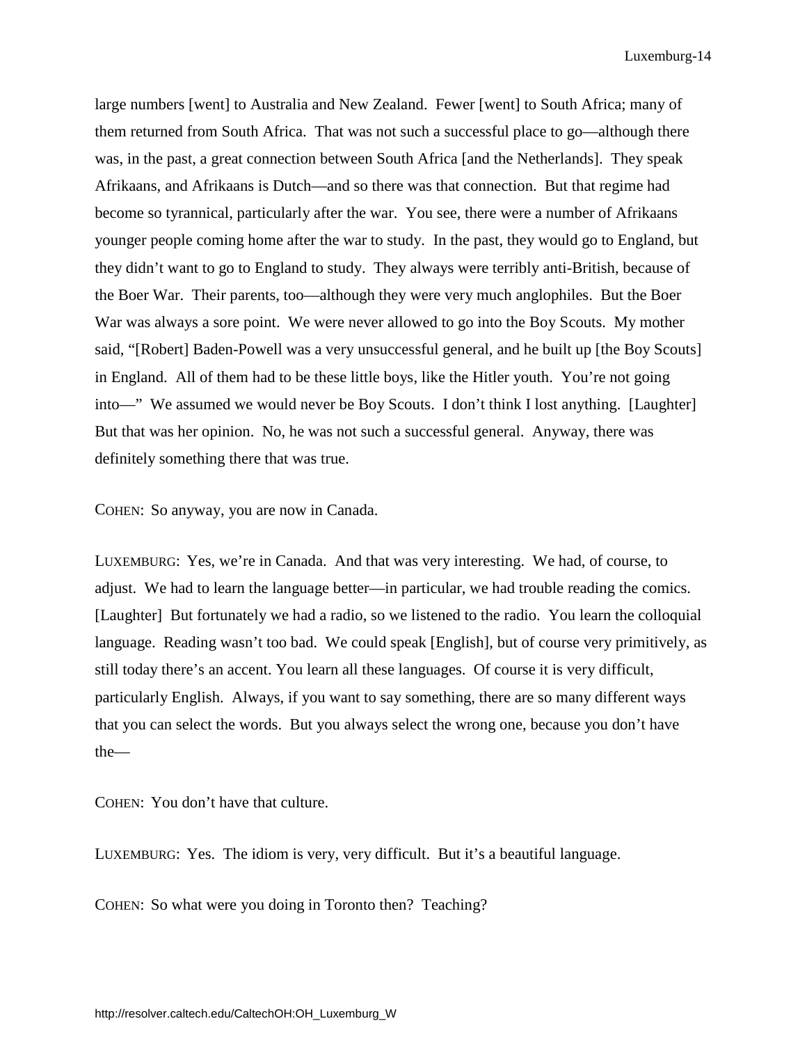large numbers [went] to Australia and New Zealand. Fewer [went] to South Africa; many of them returned from South Africa. That was not such a successful place to go—although there was, in the past, a great connection between South Africa [and the Netherlands]. They speak Afrikaans, and Afrikaans is Dutch—and so there was that connection. But that regime had become so tyrannical, particularly after the war. You see, there were a number of Afrikaans younger people coming home after the war to study. In the past, they would go to England, but they didn't want to go to England to study. They always were terribly anti-British, because of the Boer War. Their parents, too—although they were very much anglophiles. But the Boer War was always a sore point. We were never allowed to go into the Boy Scouts. My mother said, "[Robert] Baden-Powell was a very unsuccessful general, and he built up [the Boy Scouts] in England. All of them had to be these little boys, like the Hitler youth. You're not going into—" We assumed we would never be Boy Scouts. I don't think I lost anything. [Laughter] But that was her opinion. No, he was not such a successful general. Anyway, there was definitely something there that was true.

COHEN: So anyway, you are now in Canada.

LUXEMBURG: Yes, we're in Canada. And that was very interesting. We had, of course, to adjust. We had to learn the language better—in particular, we had trouble reading the comics. [Laughter] But fortunately we had a radio, so we listened to the radio. You learn the colloquial language. Reading wasn't too bad. We could speak [English], but of course very primitively, as still today there's an accent. You learn all these languages. Of course it is very difficult, particularly English. Always, if you want to say something, there are so many different ways that you can select the words. But you always select the wrong one, because you don't have the—

COHEN: You don't have that culture.

LUXEMBURG: Yes. The idiom is very, very difficult. But it's a beautiful language.

COHEN: So what were you doing in Toronto then? Teaching?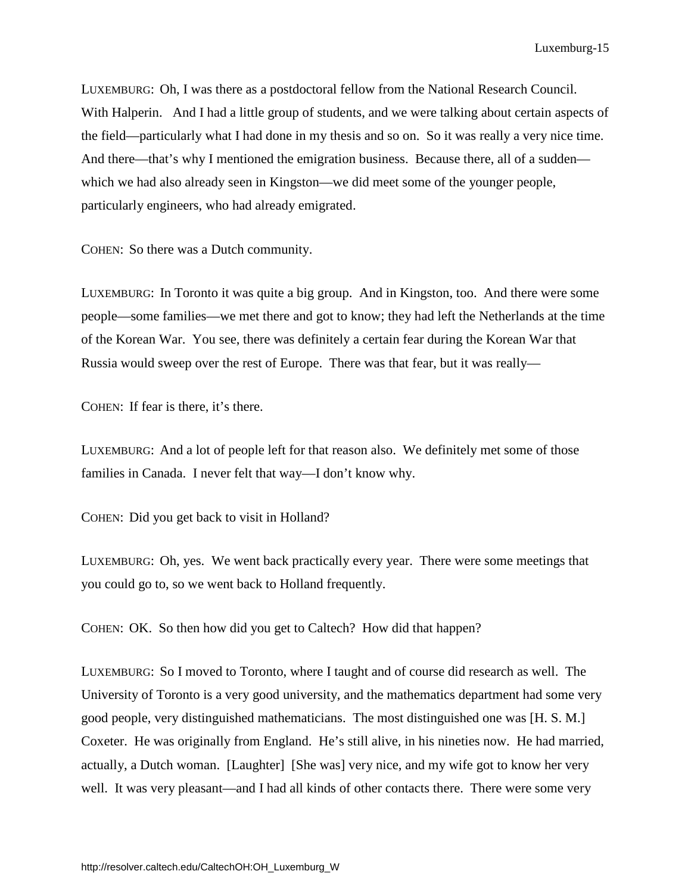LUXEMBURG: Oh, I was there as a postdoctoral fellow from the National Research Council. With Halperin. And I had a little group of students, and we were talking about certain aspects of the field—particularly what I had done in my thesis and so on. So it was really a very nice time. And there—that's why I mentioned the emigration business. Because there, all of a sudden—which we had also already seen in Kingston—we did meet some of the younger people, particularly engineers, who had already emigrated.

COHEN: So there was a Dutch community.

LUXEMBURG: In Toronto it was quite a big group. And in Kingston, too. And there were some people—some families—we met there and got to know; they had left the Netherlands at the time of the Korean War. You see, there was definitely a certain fear during the Korean War that Russia would sweep over the rest of Europe. There was that fear, but it was really—

COHEN: If fear is there, it's there.

LUXEMBURG: And a lot of people left for that reason also. We definitely met some of those families in Canada. I never felt that way—I don't know why.

COHEN: Did you get back to visit in Holland?

LUXEMBURG: Oh, yes. We went back practically every year. There were some meetings that you could go to, so we went back to Holland frequently.

COHEN: OK. So then how did you get to Caltech? How did that happen?

LUXEMBURG: So I moved to Toronto, where I taught and of course did research as well. The University of Toronto is a very good university, and the mathematics department had some very good people, very distinguished mathematicians. The most distinguished one was [H. S. M.] Coxeter. He was originally from England. He's still alive, in his nineties now. He had married, actually, a Dutch woman. [Laughter] [She was] very nice, and my wife got to know her very well. It was very pleasant—and I had all kinds of other contacts there. There were some very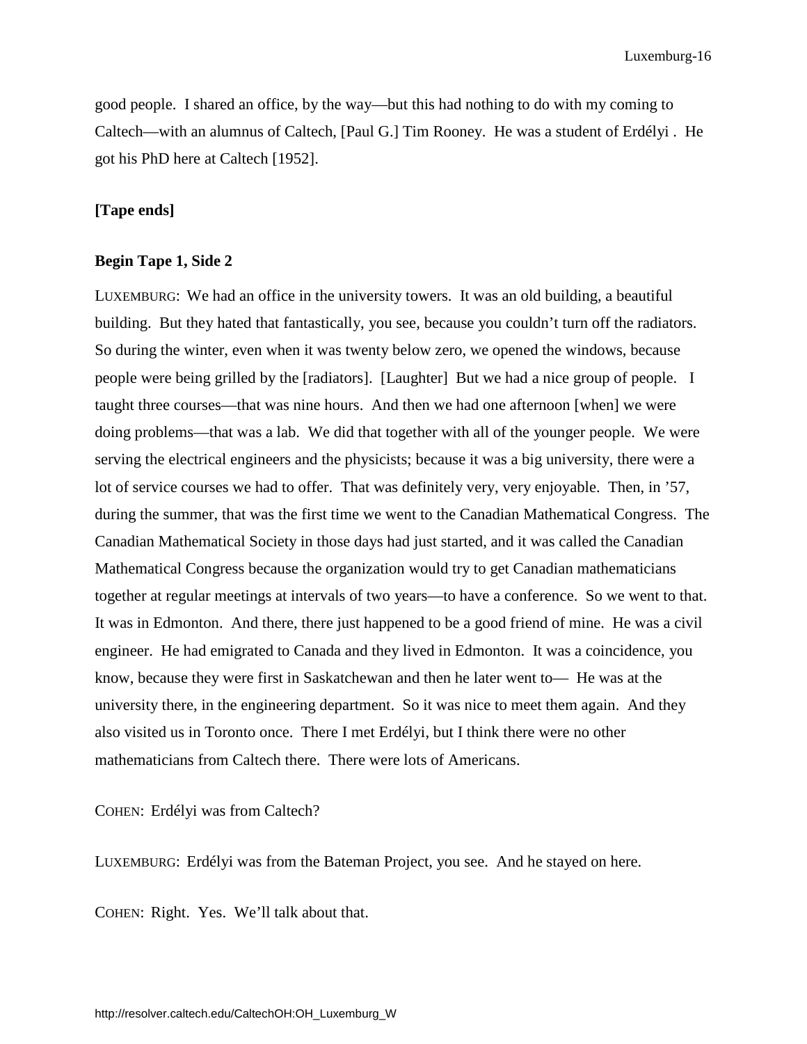good people. I shared an office, by the way—but this had nothing to do with my coming to Caltech—with an alumnus of Caltech, [Paul G.] Tim Rooney. He was a student of Erdélyi . He got his PhD here at Caltech [1952].

**[Tape ends]**

**Begin Tape 1, Side 2**

LUXEMBURG: We had an office in the university towers. It was an old building, a beautiful building. But they hated that fantastically, you see, because you couldn't turn off the radiators. So during the winter, even when it was twenty below zero, we opened the windows, because people were being grilled by the [radiators]. [Laughter] But we had a nice group of people. I taught three courses—that was nine hours. And then we had one afternoon [when] we were doing problems—that was a lab. We did that together with all of the younger people. We were serving the electrical engineers and the physicists; because it was a big university, there were a lot of service courses we had to offer. That was definitely very, very enjoyable. Then, in '57, during the summer, that was the first time we went to the Canadian Mathematical Congress. The Canadian Mathematical Society in those days had just started, and it was called the Canadian Mathematical Congress because the organization would try to get Canadian mathematicians together at regular meetings at intervals of two years—to have a conference. So we went to that. It was in Edmonton. And there, there just happened to be a good friend of mine. He was a civil engineer. He had emigrated to Canada and they lived in Edmonton. It was a coincidence, you know, because they were first in Saskatchewan and then he later went to— He was at the university there, in the engineering department. So it was nice to meet them again. And they also visited us in Toronto once. There I met Erdélyi, but I think there were no other mathematicians from Caltech there. There were lots of Americans.

COHEN: Erdélyi was from Caltech?

LUXEMBURG: Erdélyi was from the Bateman Project, you see. And he stayed on here.

COHEN: Right. Yes. We'll talk about that.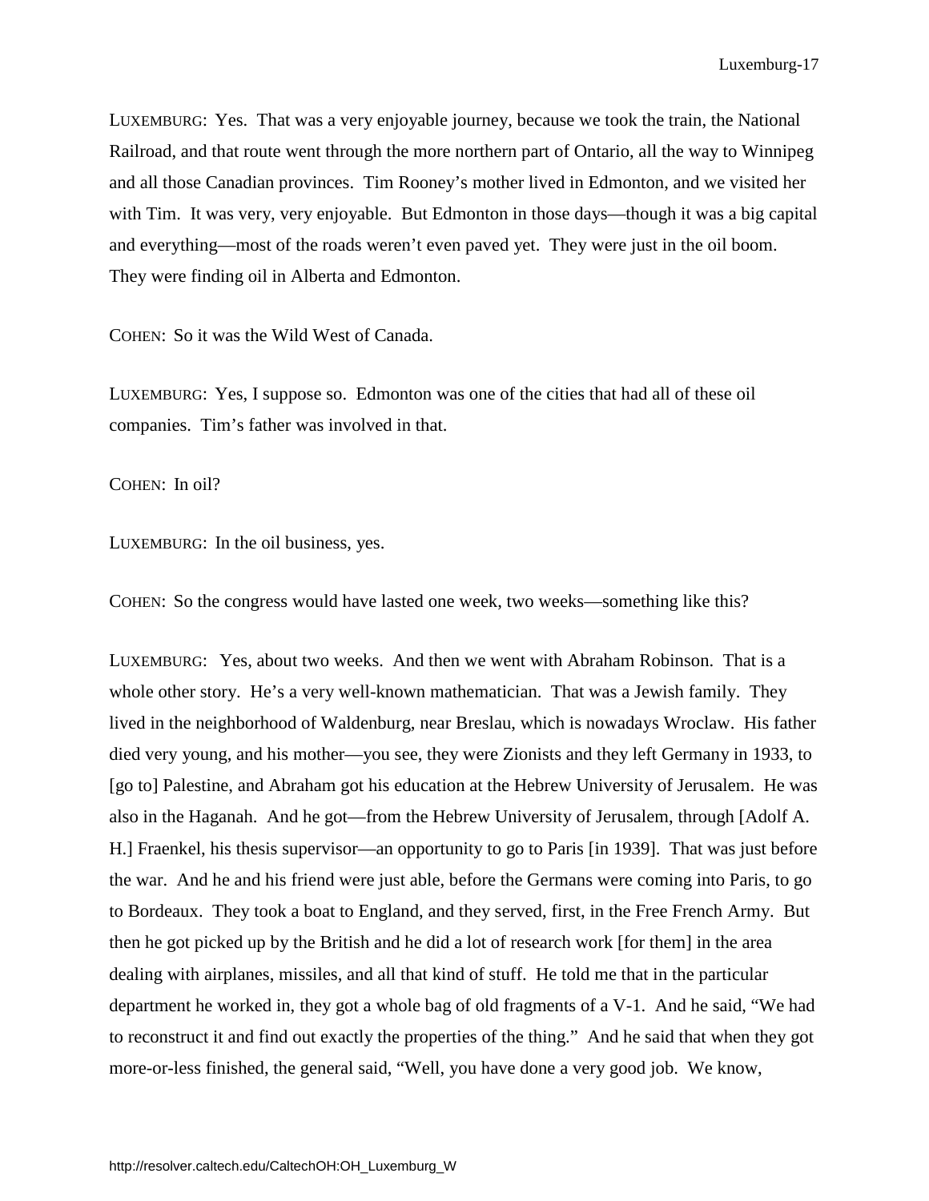LUXEMBURG: Yes. That was a very enjoyable journey, because we took the train, the National Railroad, and that route went through the more northern part of Ontario, all the way to Winnipeg and all those Canadian provinces. Tim Rooney's mother lived in Edmonton, and we visited her with Tim. It was very, very enjoyable. But Edmonton in those days—though it was a big capital and everything—most of the roads weren't even paved yet. They were just in the oil boom. They were finding oil in Alberta and Edmonton.

COHEN: So it was the Wild West of Canada.

LUXEMBURG: Yes, I suppose so. Edmonton was one of the cities that had all of these oil companies. Tim's father was involved in that.

COHEN: In oil?

LUXEMBURG: In the oil business, yes.

COHEN: So the congress would have lasted one week, two weeks—something like this?

LUXEMBURG: Yes, about two weeks. And then we went with Abraham Robinson. That is a whole other story. He's a very well-known mathematician. That was a Jewish family. They lived in the neighborhood of Waldenburg, near Breslau, which is nowadays Wroclaw. His father died very young, and his mother—you see, they were Zionists and they left Germany in 1933, to [go to] Palestine, and Abraham got his education at the Hebrew University of Jerusalem. He was also in the Haganah. And he got—from the Hebrew University of Jerusalem, through [Adolf A. H.] Fraenkel, his thesis supervisor—an opportunity to go to Paris [in 1939]. That was just before the war. And he and his friend were just able, before the Germans were coming into Paris, to go to Bordeaux. They took a boat to England, and they served, first, in the Free French Army. But then he got picked up by the British and he did a lot of research work [for them] in the area dealing with airplanes, missiles, and all that kind of stuff. He told me that in the particular department he worked in, they got a whole bag of old fragments of a V-1. And he said, "We had to reconstruct it and find out exactly the properties of the thing." And he said that when they got more-or-less finished, the general said, "Well, you have done a very good job. We know,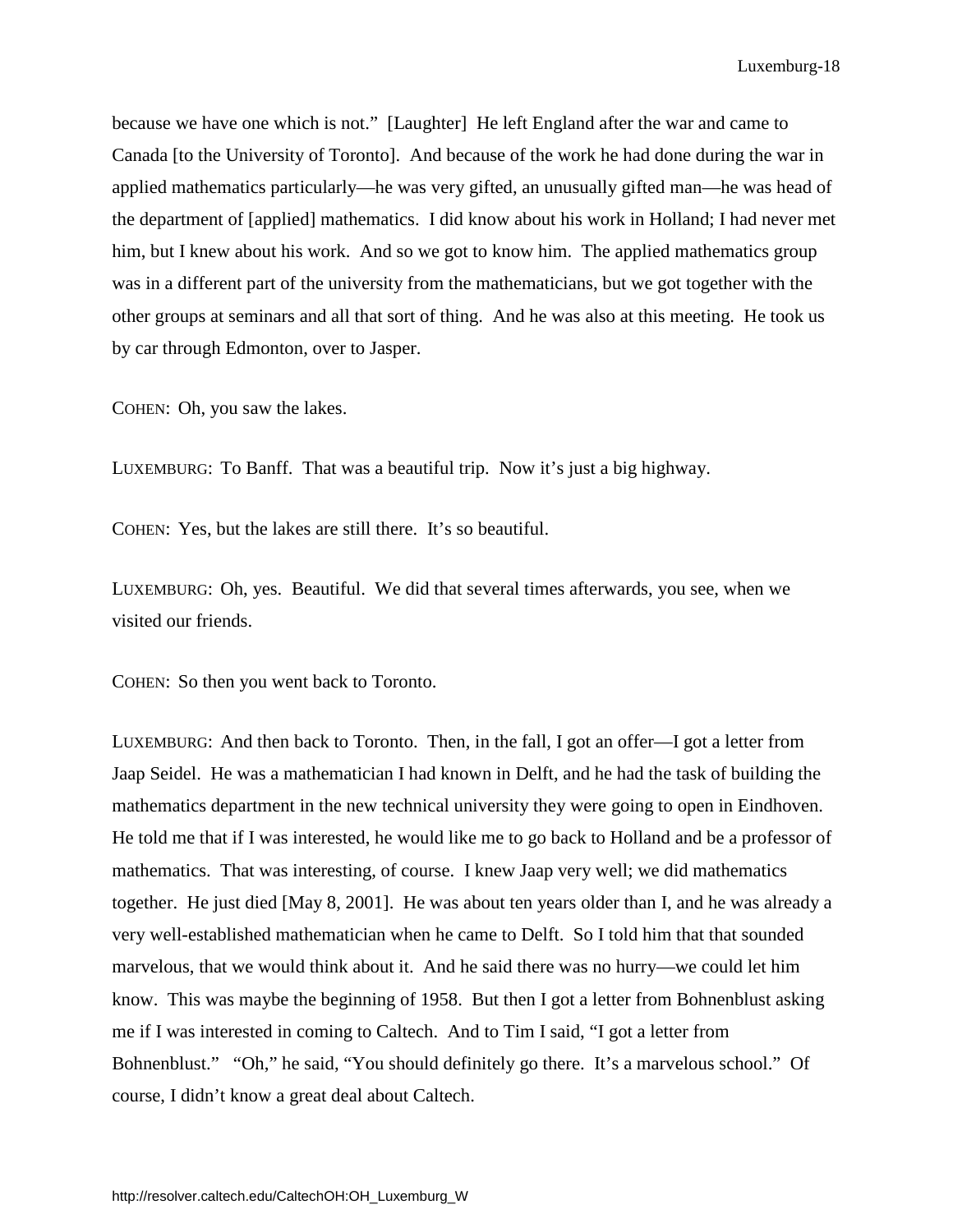because we have one which is not."  [Laughter]  He left England after the war and came to Canada [to the University of Toronto].  And because of the work he had done during the war in applied mathematics particularly—he was very gifted, an unusually gifted man—he was head of the department of [applied] mathematics.  I did know about his work in Holland; I had never met him, but I knew about his work.  And so we got to know him.  The applied mathematics group was in a different part of the university from the mathematicians, but we got together with the other groups at seminars and all that sort of thing.  And he was also at this meeting.  He took us by car through Edmonton, over to Jasper.

COHEN:  Oh, you saw the lakes.

LUXEMBURG:  To Banff.  That was a beautiful trip.  Now it's just a big highway.

COHEN:  Yes, but the lakes are still there.  It's so beautiful.

LUXEMBURG:  Oh, yes.  Beautiful.  We did that several times afterwards, you see, when we visited our friends.

COHEN:  So then you went back to Toronto.

LUXEMBURG:  And then back to Toronto.  Then, in the fall, I got an offer—I got a letter from Jaap Seidel.  He was a mathematician I had known in Delft, and he had the task of building the mathematics department in the new technical university they were going to open in Eindhoven.  He told me that if I was interested, he would like me to go back to Holland and be a professor of mathematics.  That was interesting, of course.  I knew Jaap very well; we did mathematics together.  He just died [May 8, 2001].  He was about ten years older than I, and he was already a very well-established mathematician when he came to Delft.  So I told him that that sounded marvelous, that we would think about it.  And he said there was no hurry—we could let him know.  This was maybe the beginning of 1958.  But then I got a letter from Bohnenblust asking me if I was interested in coming to Caltech.  And to Tim I said, "I got a letter from Bohnenblust."   "Oh," he said, "You should definitely go there.  It's a marvelous school."  Of course, I didn't know a great deal about Caltech.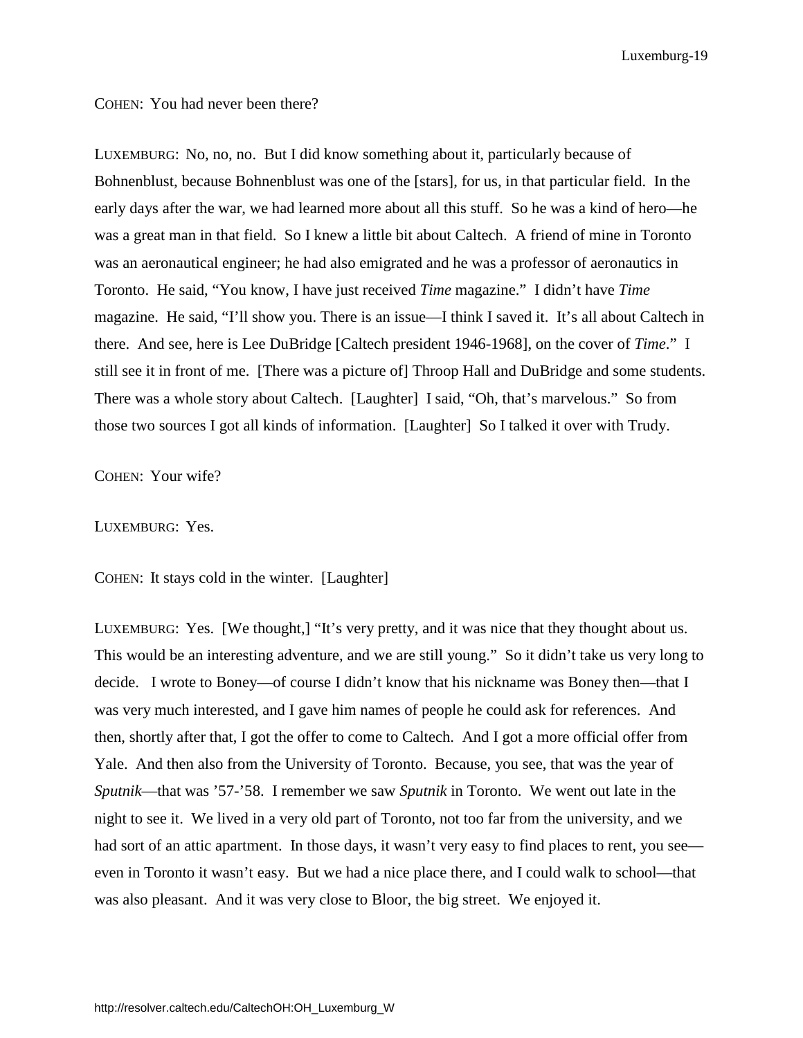COHEN: You had never been there?

LUXEMBURG: No, no, no. But I did know something about it, particularly because of Bohnenblust, because Bohnenblust was one of the [stars], for us, in that particular field. In the early days after the war, we had learned more about all this stuff. So he was a kind of hero—he was a great man in that field. So I knew a little bit about Caltech. A friend of mine in Toronto was an aeronautical engineer; he had also emigrated and he was a professor of aeronautics in Toronto. He said, "You know, I have just received *Time* magazine." I didn't have *Time* magazine. He said, "I'll show you. There is an issue—I think I saved it. It's all about Caltech in there. And see, here is Lee DuBridge [Caltech president 1946-1968], on the cover of *Time*." I still see it in front of me. [There was a picture of] Throop Hall and DuBridge and some students. There was a whole story about Caltech. [Laughter] I said, "Oh, that's marvelous." So from those two sources I got all kinds of information. [Laughter] So I talked it over with Trudy.

COHEN: Your wife?

LUXEMBURG: Yes.

COHEN: It stays cold in the winter. [Laughter]

LUXEMBURG: Yes. [We thought,] "It's very pretty, and it was nice that they thought about us. This would be an interesting adventure, and we are still young." So it didn't take us very long to decide. I wrote to Boney—of course I didn't know that his nickname was Boney then—that I was very much interested, and I gave him names of people he could ask for references. And then, shortly after that, I got the offer to come to Caltech. And I got a more official offer from Yale. And then also from the University of Toronto. Because, you see, that was the year of *Sputnik*—that was '57-'58. I remember we saw *Sputnik* in Toronto. We went out late in the night to see it. We lived in a very old part of Toronto, not too far from the university, and we had sort of an attic apartment. In those days, it wasn't very easy to find places to rent, you see—even in Toronto it wasn't easy. But we had a nice place there, and I could walk to school—that was also pleasant. And it was very close to Bloor, the big street. We enjoyed it.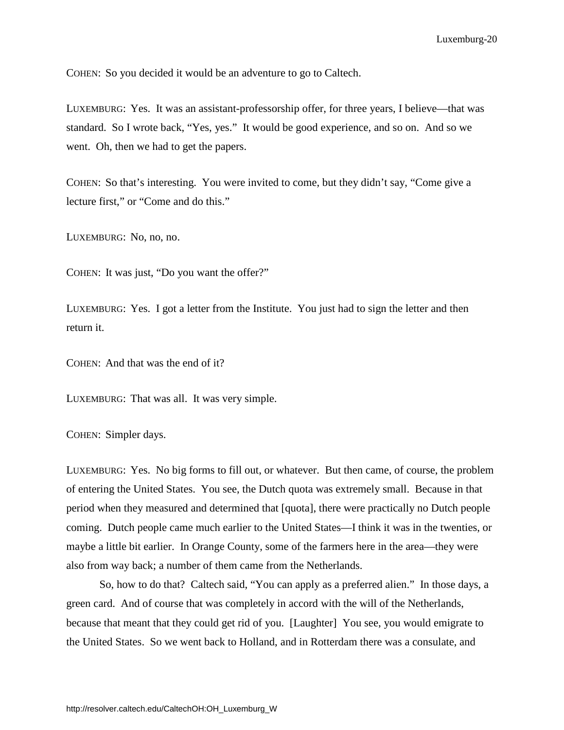COHEN: So you decided it would be an adventure to go to Caltech.

LUXEMBURG: Yes. It was an assistant-professorship offer, for three years, I believe—that was standard. So I wrote back, "Yes, yes." It would be good experience, and so on. And so we went. Oh, then we had to get the papers.

COHEN: So that's interesting. You were invited to come, but they didn't say, "Come give a lecture first," or "Come and do this."

LUXEMBURG: No, no, no.

COHEN: It was just, "Do you want the offer?"

LUXEMBURG: Yes. I got a letter from the Institute. You just had to sign the letter and then return it.

COHEN: And that was the end of it?

LUXEMBURG: That was all. It was very simple.

COHEN: Simpler days.

LUXEMBURG: Yes. No big forms to fill out, or whatever. But then came, of course, the problem of entering the United States. You see, the Dutch quota was extremely small. Because in that period when they measured and determined that [quota], there were practically no Dutch people coming. Dutch people came much earlier to the United States—I think it was in the twenties, or maybe a little bit earlier. In Orange County, some of the farmers here in the area—they were also from way back; a number of them came from the Netherlands.

So, how to do that? Caltech said, "You can apply as a preferred alien." In those days, a green card. And of course that was completely in accord with the will of the Netherlands, because that meant that they could get rid of you. [Laughter] You see, you would emigrate to the United States. So we went back to Holland, and in Rotterdam there was a consulate, and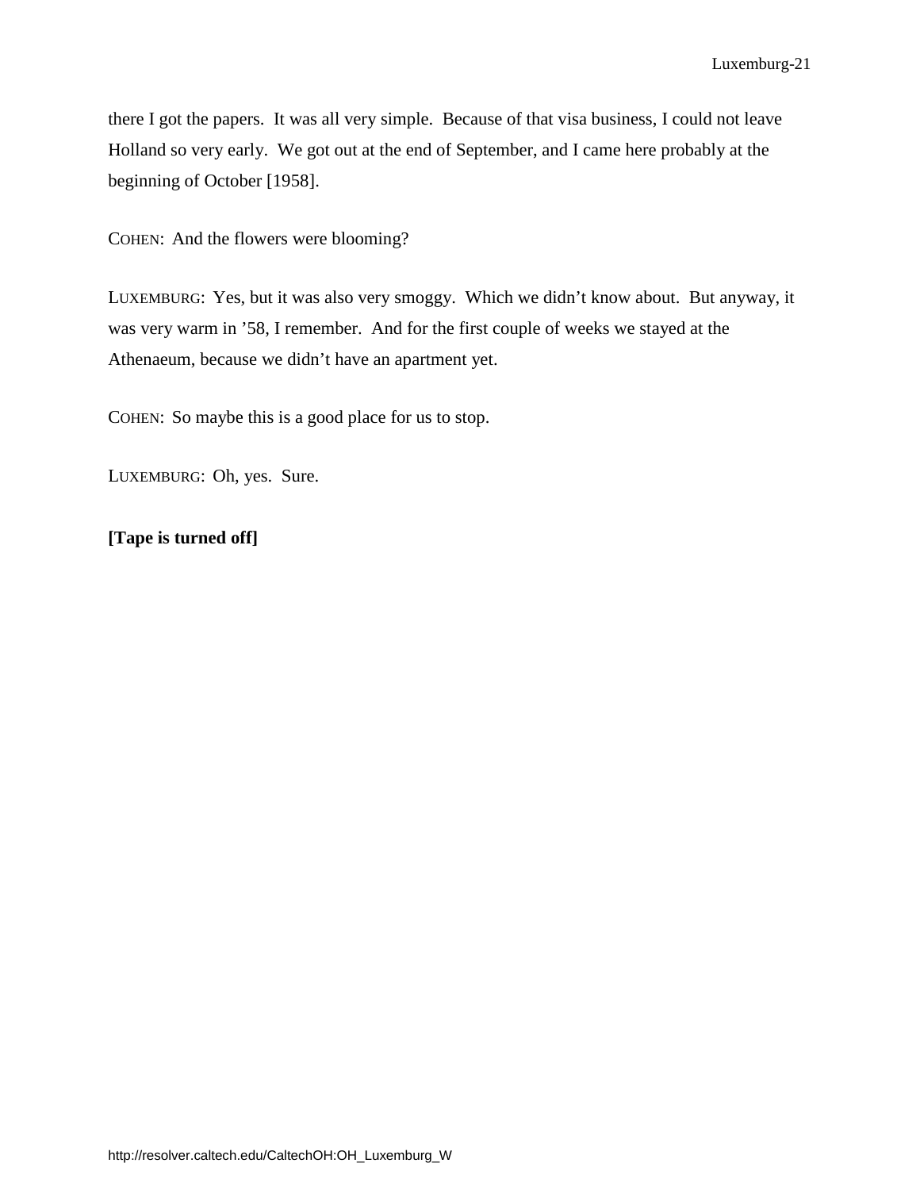there I got the papers. It was all very simple. Because of that visa business, I could not leave Holland so very early. We got out at the end of September, and I came here probably at the beginning of October [1958].

COHEN: And the flowers were blooming?

LUXEMBURG: Yes, but it was also very smoggy. Which we didn't know about. But anyway, it was very warm in '58, I remember. And for the first couple of weeks we stayed at the Athenaeum, because we didn't have an apartment yet.

COHEN: So maybe this is a good place for us to stop.

LUXEMBURG: Oh, yes. Sure.

**[Tape is turned off]**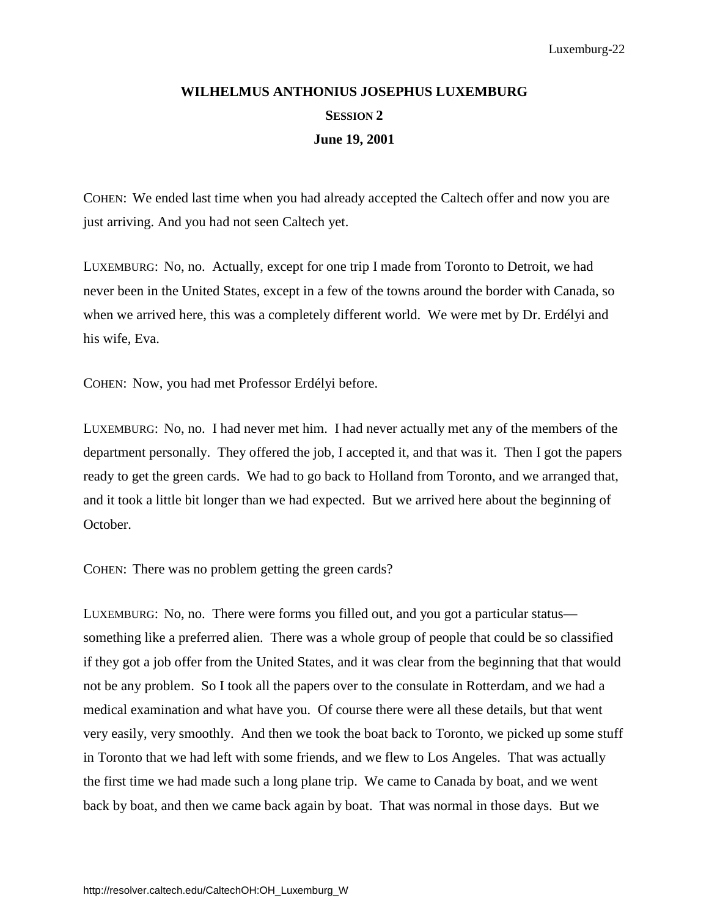**WILHELMUS ANTHONIUS JOSEPHUS LUXEMBURG**

**SESSION 2**

**June 19, 2001**

COHEN: We ended last time when you had already accepted the Caltech offer and now you are just arriving. And you had not seen Caltech yet.

LUXEMBURG: No, no. Actually, except for one trip I made from Toronto to Detroit, we had never been in the United States, except in a few of the towns around the border with Canada, so when we arrived here, this was a completely different world. We were met by Dr. Erdélyi and his wife, Eva.

COHEN: Now, you had met Professor Erdélyi before.

LUXEMBURG: No, no. I had never met him. I had never actually met any of the members of the department personally. They offered the job, I accepted it, and that was it. Then I got the papers ready to get the green cards. We had to go back to Holland from Toronto, and we arranged that, and it took a little bit longer than we had expected. But we arrived here about the beginning of October.

COHEN: There was no problem getting the green cards?

LUXEMBURG: No, no. There were forms you filled out, and you got a particular status—something like a preferred alien. There was a whole group of people that could be so classified if they got a job offer from the United States, and it was clear from the beginning that that would not be any problem. So I took all the papers over to the consulate in Rotterdam, and we had a medical examination and what have you. Of course there were all these details, but that went very easily, very smoothly. And then we took the boat back to Toronto, we picked up some stuff in Toronto that we had left with some friends, and we flew to Los Angeles. That was actually the first time we had made such a long plane trip. We came to Canada by boat, and we went back by boat, and then we came back again by boat. That was normal in those days. But we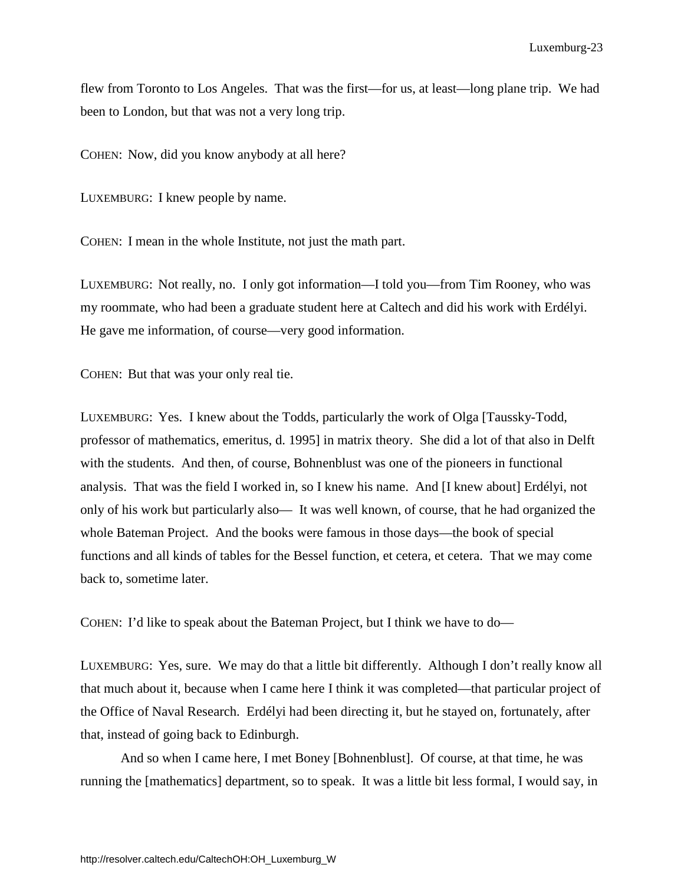flew from Toronto to Los Angeles. That was the first—for us, at least—long plane trip. We had been to London, but that was not a very long trip.

COHEN: Now, did you know anybody at all here?

LUXEMBURG: I knew people by name.

COHEN: I mean in the whole Institute, not just the math part.

LUXEMBURG: Not really, no. I only got information—I told you—from Tim Rooney, who was my roommate, who had been a graduate student here at Caltech and did his work with Erdélyi. He gave me information, of course—very good information.

COHEN: But that was your only real tie.

LUXEMBURG: Yes. I knew about the Todds, particularly the work of Olga [Taussky-Todd, professor of mathematics, emeritus, d. 1995] in matrix theory. She did a lot of that also in Delft with the students. And then, of course, Bohnenblust was one of the pioneers in functional analysis. That was the field I worked in, so I knew his name. And [I knew about] Erdélyi, not only of his work but particularly also— It was well known, of course, that he had organized the whole Bateman Project. And the books were famous in those days—the book of special functions and all kinds of tables for the Bessel function, et cetera, et cetera. That we may come back to, sometime later.

COHEN: I'd like to speak about the Bateman Project, but I think we have to do—

LUXEMBURG: Yes, sure. We may do that a little bit differently. Although I don't really know all that much about it, because when I came here I think it was completed—that particular project of the Office of Naval Research. Erdélyi had been directing it, but he stayed on, fortunately, after that, instead of going back to Edinburgh.

And so when I came here, I met Boney [Bohnenblust]. Of course, at that time, he was running the [mathematics] department, so to speak. It was a little bit less formal, I would say, in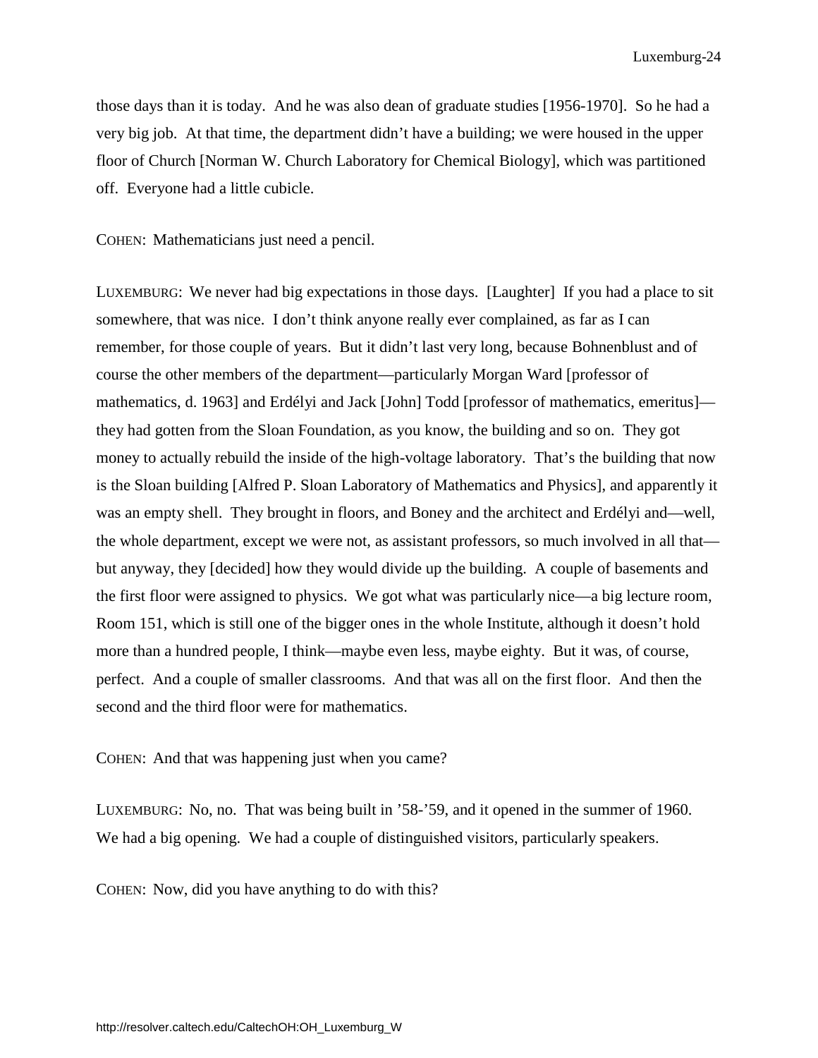those days than it is today. And he was also dean of graduate studies [1956-1970]. So he had a very big job. At that time, the department didn't have a building; we were housed in the upper floor of Church [Norman W. Church Laboratory for Chemical Biology], which was partitioned off. Everyone had a little cubicle.

COHEN: Mathematicians just need a pencil.

LUXEMBURG: We never had big expectations in those days. [Laughter] If you had a place to sit somewhere, that was nice. I don't think anyone really ever complained, as far as I can remember, for those couple of years. But it didn't last very long, because Bohnenblust and of course the other members of the department—particularly Morgan Ward [professor of mathematics, d. 1963] and Erdélyi and Jack [John] Todd [professor of mathematics, emeritus]—they had gotten from the Sloan Foundation, as you know, the building and so on. They got money to actually rebuild the inside of the high-voltage laboratory. That's the building that now is the Sloan building [Alfred P. Sloan Laboratory of Mathematics and Physics], and apparently it was an empty shell. They brought in floors, and Boney and the architect and Erdélyi and—well, the whole department, except we were not, as assistant professors, so much involved in all that—but anyway, they [decided] how they would divide up the building. A couple of basements and the first floor were assigned to physics. We got what was particularly nice—a big lecture room, Room 151, which is still one of the bigger ones in the whole Institute, although it doesn't hold more than a hundred people, I think—maybe even less, maybe eighty. But it was, of course, perfect. And a couple of smaller classrooms. And that was all on the first floor. And then the second and the third floor were for mathematics.

COHEN: And that was happening just when you came?

LUXEMBURG: No, no. That was being built in '58-'59, and it opened in the summer of 1960. We had a big opening. We had a couple of distinguished visitors, particularly speakers.

COHEN: Now, did you have anything to do with this?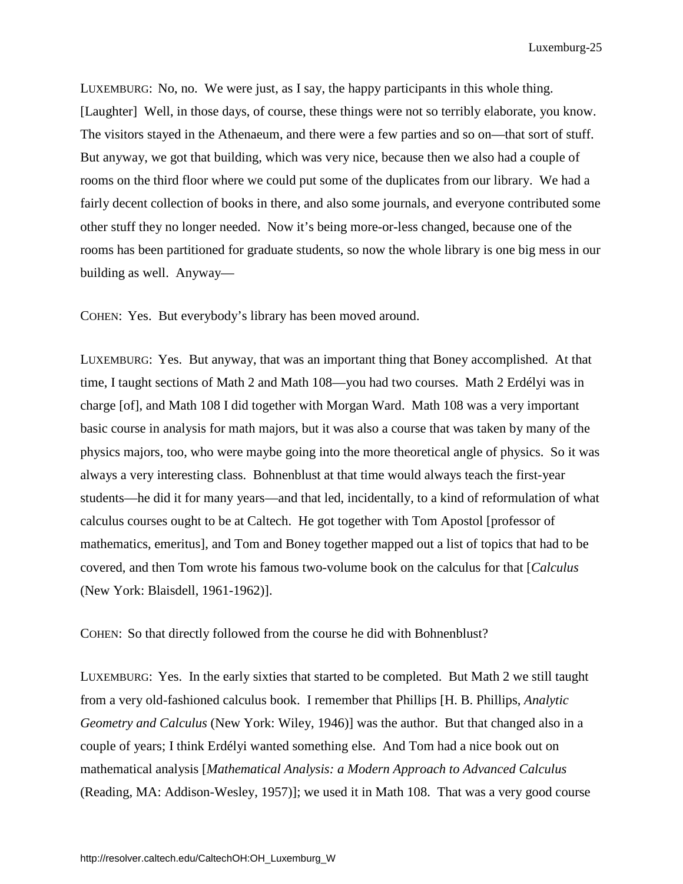LUXEMBURG: No, no. We were just, as I say, the happy participants in this whole thing. [Laughter] Well, in those days, of course, these things were not so terribly elaborate, you know. The visitors stayed in the Athenaeum, and there were a few parties and so on—that sort of stuff. But anyway, we got that building, which was very nice, because then we also had a couple of rooms on the third floor where we could put some of the duplicates from our library. We had a fairly decent collection of books in there, and also some journals, and everyone contributed some other stuff they no longer needed. Now it's being more-or-less changed, because one of the rooms has been partitioned for graduate students, so now the whole library is one big mess in our building as well. Anyway—

COHEN: Yes. But everybody's library has been moved around.

LUXEMBURG: Yes. But anyway, that was an important thing that Boney accomplished. At that time, I taught sections of Math 2 and Math 108—you had two courses. Math 2 Erdélyi was in charge [of], and Math 108 I did together with Morgan Ward. Math 108 was a very important basic course in analysis for math majors, but it was also a course that was taken by many of the physics majors, too, who were maybe going into the more theoretical angle of physics. So it was always a very interesting class. Bohnenblust at that time would always teach the first-year students—he did it for many years—and that led, incidentally, to a kind of reformulation of what calculus courses ought to be at Caltech. He got together with Tom Apostol [professor of mathematics, emeritus], and Tom and Boney together mapped out a list of topics that had to be covered, and then Tom wrote his famous two-volume book on the calculus for that [*Calculus* (New York: Blaisdell, 1961-1962)].

COHEN: So that directly followed from the course he did with Bohnenblust?

LUXEMBURG: Yes. In the early sixties that started to be completed. But Math 2 we still taught from a very old-fashioned calculus book. I remember that Phillips [H. B. Phillips, *Analytic Geometry and Calculus* (New York: Wiley, 1946)] was the author. But that changed also in a couple of years; I think Erdélyi wanted something else. And Tom had a nice book out on mathematical analysis [*Mathematical Analysis: a Modern Approach to Advanced Calculus* (Reading, MA: Addison-Wesley, 1957)]; we used it in Math 108. That was a very good course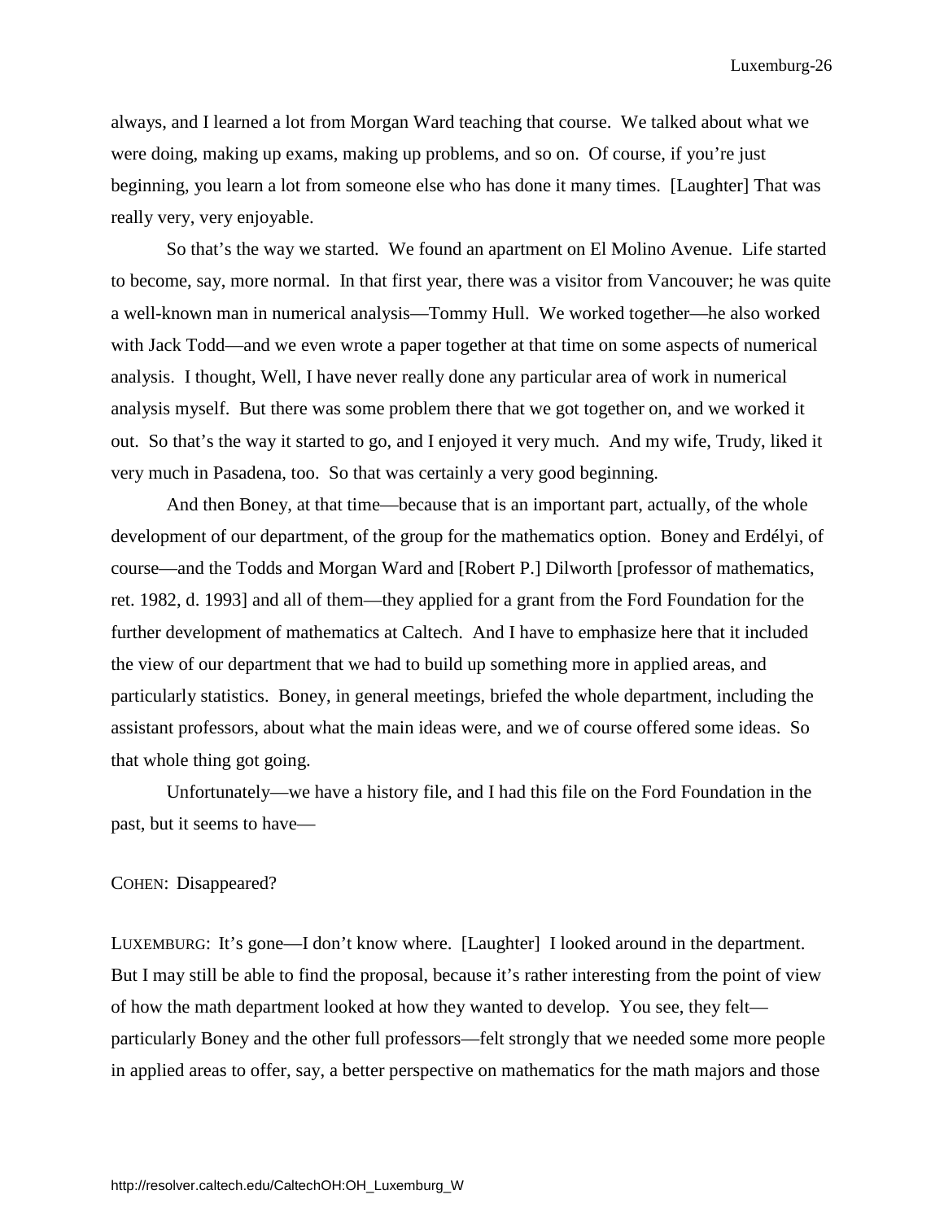always, and I learned a lot from Morgan Ward teaching that course. We talked about what we were doing, making up exams, making up problems, and so on. Of course, if you're just beginning, you learn a lot from someone else who has done it many times. [Laughter] That was really very, very enjoyable.

So that's the way we started. We found an apartment on El Molino Avenue. Life started to become, say, more normal. In that first year, there was a visitor from Vancouver; he was quite a well-known man in numerical analysis—Tommy Hull. We worked together—he also worked with Jack Todd—and we even wrote a paper together at that time on some aspects of numerical analysis. I thought, Well, I have never really done any particular area of work in numerical analysis myself. But there was some problem there that we got together on, and we worked it out. So that's the way it started to go, and I enjoyed it very much. And my wife, Trudy, liked it very much in Pasadena, too. So that was certainly a very good beginning.

And then Boney, at that time—because that is an important part, actually, of the whole development of our department, of the group for the mathematics option. Boney and Erdélyi, of course—and the Todds and Morgan Ward and [Robert P.] Dilworth [professor of mathematics, ret. 1982, d. 1993] and all of them—they applied for a grant from the Ford Foundation for the further development of mathematics at Caltech. And I have to emphasize here that it included the view of our department that we had to build up something more in applied areas, and particularly statistics. Boney, in general meetings, briefed the whole department, including the assistant professors, about what the main ideas were, and we of course offered some ideas. So that whole thing got going.

Unfortunately—we have a history file, and I had this file on the Ford Foundation in the past, but it seems to have—

COHEN: Disappeared?

LUXEMBURG: It's gone—I don't know where. [Laughter] I looked around in the department. But I may still be able to find the proposal, because it's rather interesting from the point of view of how the math department looked at how they wanted to develop. You see, they felt—particularly Boney and the other full professors—felt strongly that we needed some more people in applied areas to offer, say, a better perspective on mathematics for the math majors and those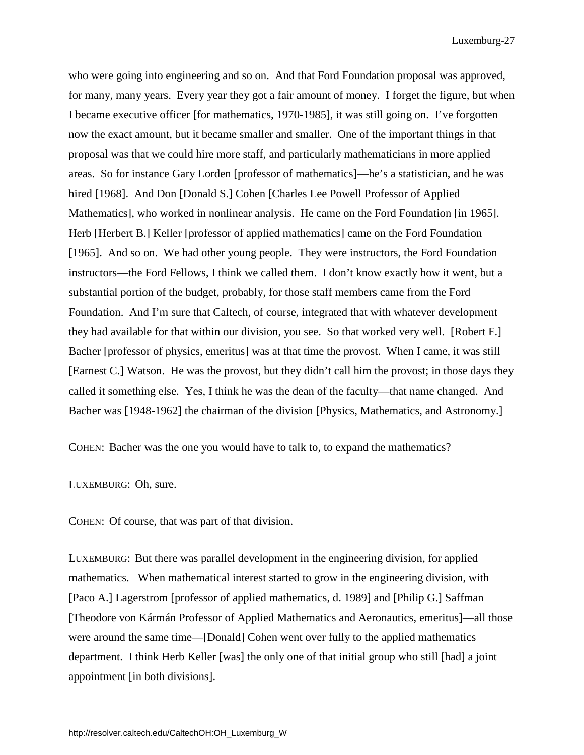who were going into engineering and so on. And that Ford Foundation proposal was approved, for many, many years. Every year they got a fair amount of money. I forget the figure, but when I became executive officer [for mathematics, 1970-1985], it was still going on. I've forgotten now the exact amount, but it became smaller and smaller. One of the important things in that proposal was that we could hire more staff, and particularly mathematicians in more applied areas. So for instance Gary Lorden [professor of mathematics]—he's a statistician, and he was hired [1968]. And Don [Donald S.] Cohen [Charles Lee Powell Professor of Applied Mathematics], who worked in nonlinear analysis. He came on the Ford Foundation [in 1965]. Herb [Herbert B.] Keller [professor of applied mathematics] came on the Ford Foundation [1965]. And so on. We had other young people. They were instructors, the Ford Foundation instructors—the Ford Fellows, I think we called them. I don't know exactly how it went, but a substantial portion of the budget, probably, for those staff members came from the Ford Foundation. And I'm sure that Caltech, of course, integrated that with whatever development they had available for that within our division, you see. So that worked very well. [Robert F.] Bacher [professor of physics, emeritus] was at that time the provost. When I came, it was still [Earnest C.] Watson. He was the provost, but they didn't call him the provost; in those days they called it something else. Yes, I think he was the dean of the faculty—that name changed. And Bacher was [1948-1962] the chairman of the division [Physics, Mathematics, and Astronomy.]

COHEN: Bacher was the one you would have to talk to, to expand the mathematics?

LUXEMBURG: Oh, sure.

COHEN: Of course, that was part of that division.

LUXEMBURG: But there was parallel development in the engineering division, for applied mathematics. When mathematical interest started to grow in the engineering division, with [Paco A.] Lagerstrom [professor of applied mathematics, d. 1989] and [Philip G.] Saffman [Theodore von Kármán Professor of Applied Mathematics and Aeronautics, emeritus]—all those were around the same time—[Donald] Cohen went over fully to the applied mathematics department. I think Herb Keller [was] the only one of that initial group who still [had] a joint appointment [in both divisions].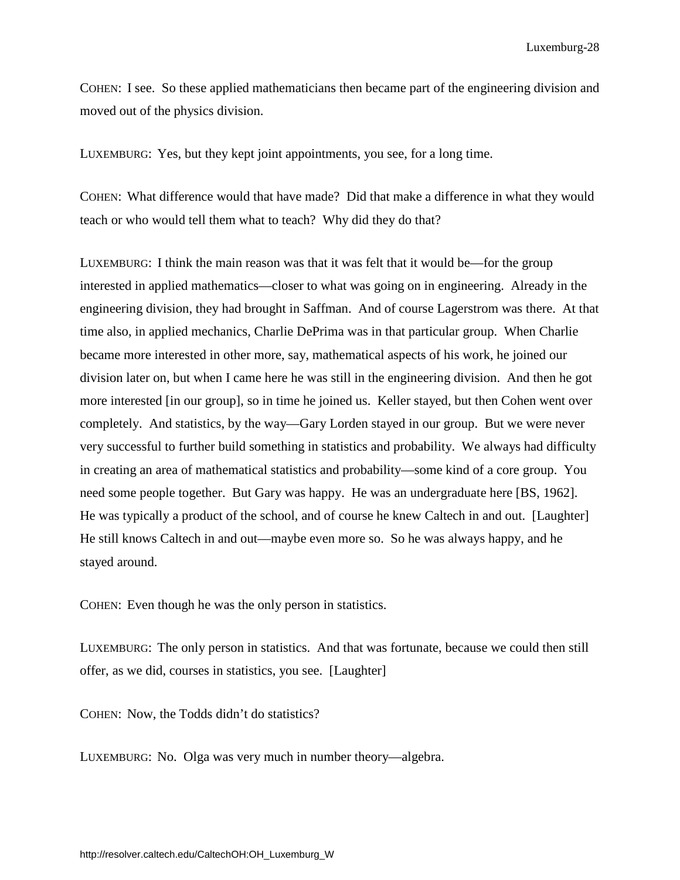COHEN: I see. So these applied mathematicians then became part of the engineering division and moved out of the physics division.

LUXEMBURG: Yes, but they kept joint appointments, you see, for a long time.

COHEN: What difference would that have made? Did that make a difference in what they would teach or who would tell them what to teach? Why did they do that?

LUXEMBURG: I think the main reason was that it was felt that it would be—for the group interested in applied mathematics—closer to what was going on in engineering. Already in the engineering division, they had brought in Saffman. And of course Lagerstrom was there. At that time also, in applied mechanics, Charlie DePrima was in that particular group. When Charlie became more interested in other more, say, mathematical aspects of his work, he joined our division later on, but when I came here he was still in the engineering division. And then he got more interested [in our group], so in time he joined us. Keller stayed, but then Cohen went over completely. And statistics, by the way—Gary Lorden stayed in our group. But we were never very successful to further build something in statistics and probability. We always had difficulty in creating an area of mathematical statistics and probability—some kind of a core group. You need some people together. But Gary was happy. He was an undergraduate here [BS, 1962]. He was typically a product of the school, and of course he knew Caltech in and out. [Laughter] He still knows Caltech in and out—maybe even more so. So he was always happy, and he stayed around.

COHEN: Even though he was the only person in statistics.

LUXEMBURG: The only person in statistics. And that was fortunate, because we could then still offer, as we did, courses in statistics, you see. [Laughter]

COHEN: Now, the Todds didn't do statistics?

LUXEMBURG: No. Olga was very much in number theory—algebra.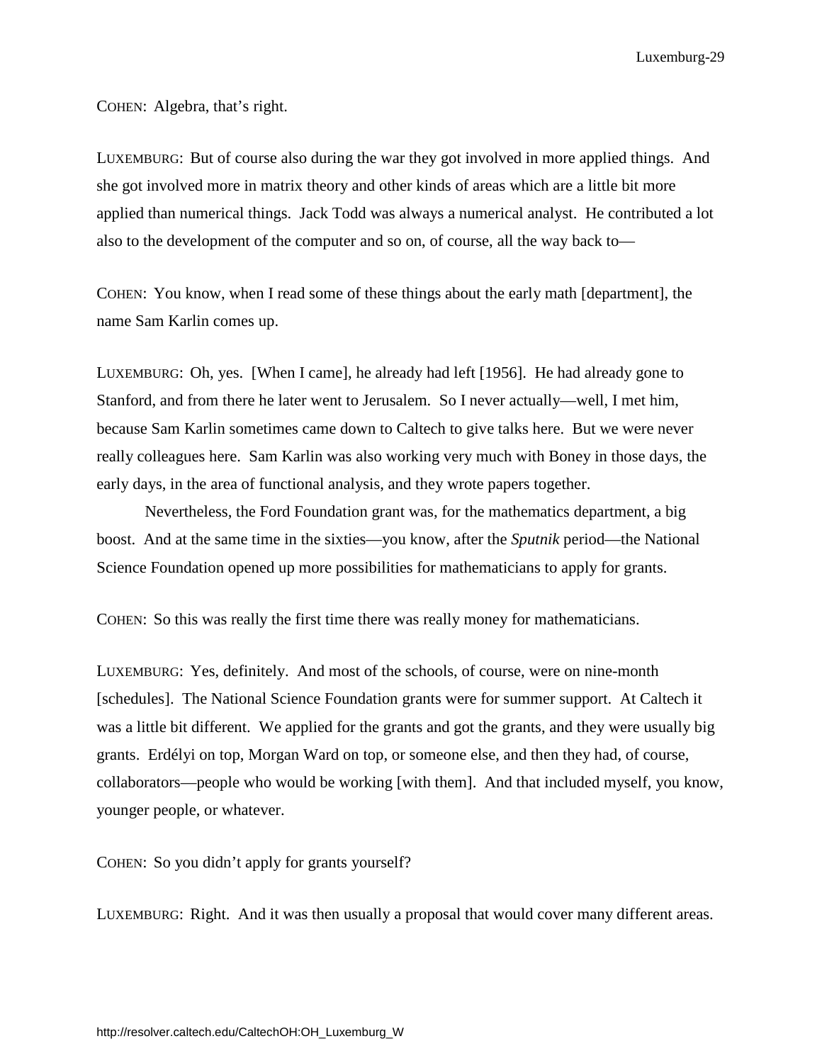COHEN: Algebra, that's right.

LUXEMBURG: But of course also during the war they got involved in more applied things. And she got involved more in matrix theory and other kinds of areas which are a little bit more applied than numerical things. Jack Todd was always a numerical analyst. He contributed a lot also to the development of the computer and so on, of course, all the way back to—

COHEN: You know, when I read some of these things about the early math [department], the name Sam Karlin comes up.

LUXEMBURG: Oh, yes. [When I came], he already had left [1956]. He had already gone to Stanford, and from there he later went to Jerusalem. So I never actually—well, I met him, because Sam Karlin sometimes came down to Caltech to give talks here. But we were never really colleagues here. Sam Karlin was also working very much with Boney in those days, the early days, in the area of functional analysis, and they wrote papers together.

Nevertheless, the Ford Foundation grant was, for the mathematics department, a big boost. And at the same time in the sixties—you know, after the *Sputnik* period—the National Science Foundation opened up more possibilities for mathematicians to apply for grants.

COHEN: So this was really the first time there was really money for mathematicians.

LUXEMBURG: Yes, definitely. And most of the schools, of course, were on nine-month [schedules]. The National Science Foundation grants were for summer support. At Caltech it was a little bit different. We applied for the grants and got the grants, and they were usually big grants. Erdélyi on top, Morgan Ward on top, or someone else, and then they had, of course, collaborators—people who would be working [with them]. And that included myself, you know, younger people, or whatever.

COHEN: So you didn't apply for grants yourself?

LUXEMBURG: Right. And it was then usually a proposal that would cover many different areas.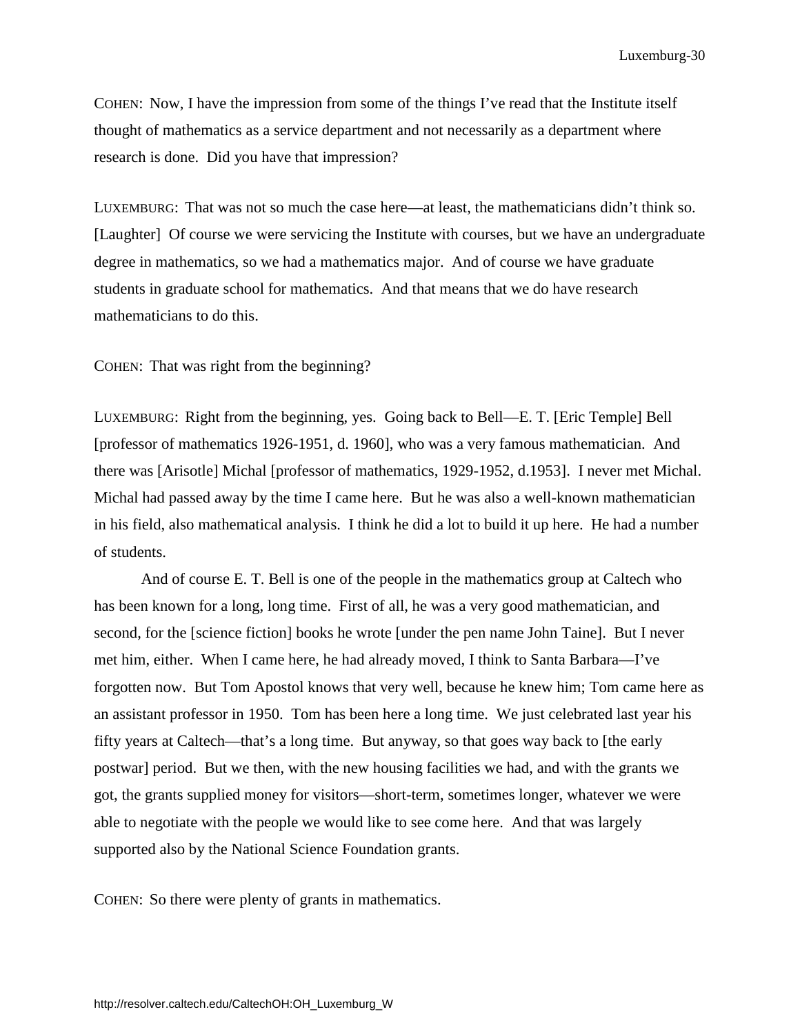COHEN: Now, I have the impression from some of the things I've read that the Institute itself thought of mathematics as a service department and not necessarily as a department where research is done. Did you have that impression?

LUXEMBURG: That was not so much the case here—at least, the mathematicians didn't think so. [Laughter] Of course we were servicing the Institute with courses, but we have an undergraduate degree in mathematics, so we had a mathematics major. And of course we have graduate students in graduate school for mathematics. And that means that we do have research mathematicians to do this.

COHEN: That was right from the beginning?

LUXEMBURG: Right from the beginning, yes. Going back to Bell—E. T. [Eric Temple] Bell [professor of mathematics 1926-1951, d. 1960], who was a very famous mathematician. And there was [Arisotle] Michal [professor of mathematics, 1929-1952, d.1953]. I never met Michal. Michal had passed away by the time I came here. But he was also a well-known mathematician in his field, also mathematical analysis. I think he did a lot to build it up here. He had a number of students.

And of course E. T. Bell is one of the people in the mathematics group at Caltech who has been known for a long, long time. First of all, he was a very good mathematician, and second, for the [science fiction] books he wrote [under the pen name John Taine]. But I never met him, either. When I came here, he had already moved, I think to Santa Barbara—I've forgotten now. But Tom Apostol knows that very well, because he knew him; Tom came here as an assistant professor in 1950. Tom has been here a long time. We just celebrated last year his fifty years at Caltech—that's a long time. But anyway, so that goes way back to [the early postwar] period. But we then, with the new housing facilities we had, and with the grants we got, the grants supplied money for visitors—short-term, sometimes longer, whatever we were able to negotiate with the people we would like to see come here. And that was largely supported also by the National Science Foundation grants.

COHEN: So there were plenty of grants in mathematics.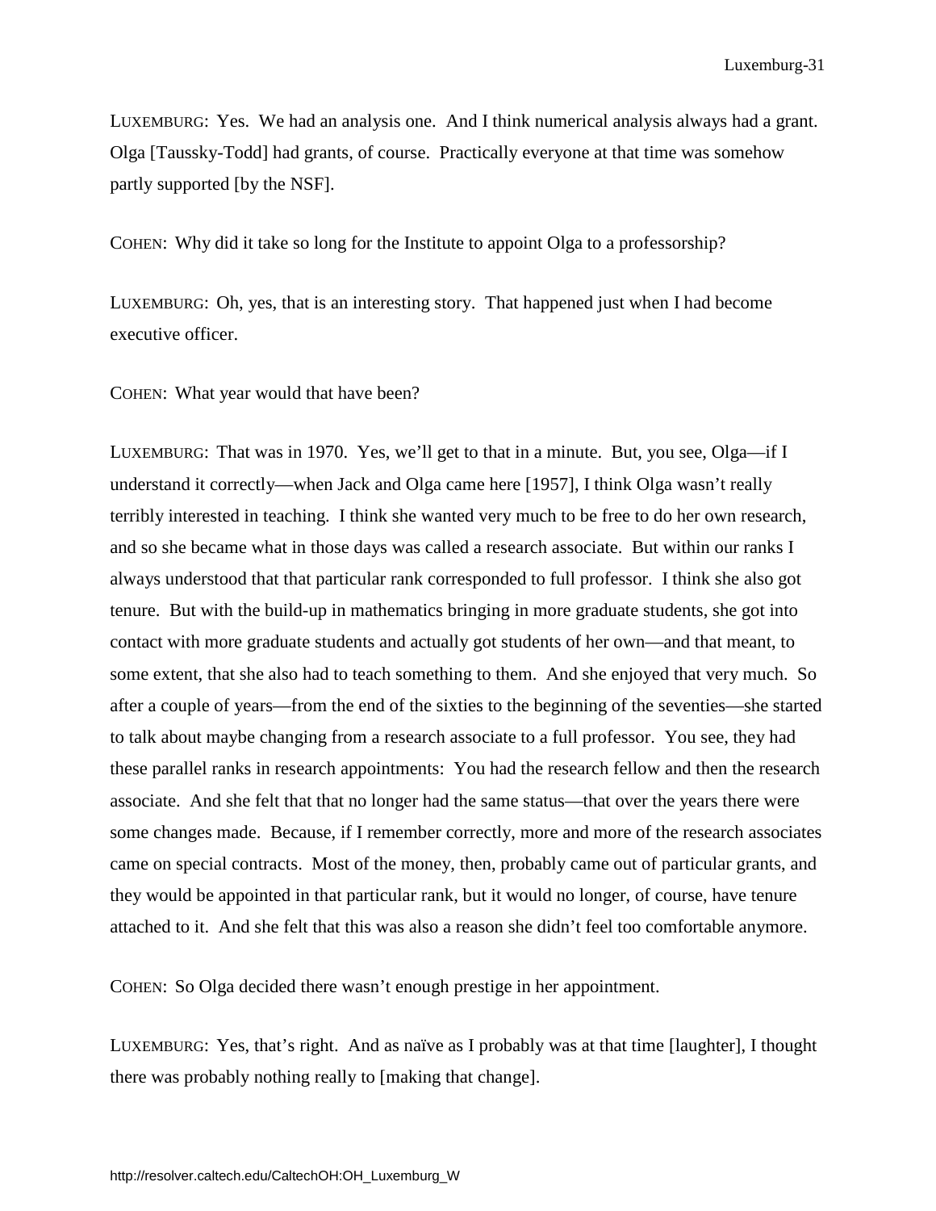LUXEMBURG: Yes. We had an analysis one. And I think numerical analysis always had a grant. Olga [Taussky-Todd] had grants, of course. Practically everyone at that time was somehow partly supported [by the NSF].

COHEN: Why did it take so long for the Institute to appoint Olga to a professorship?

LUXEMBURG: Oh, yes, that is an interesting story. That happened just when I had become executive officer.

COHEN: What year would that have been?

LUXEMBURG: That was in 1970. Yes, we'll get to that in a minute. But, you see, Olga—if I understand it correctly—when Jack and Olga came here [1957], I think Olga wasn't really terribly interested in teaching. I think she wanted very much to be free to do her own research, and so she became what in those days was called a research associate. But within our ranks I always understood that that particular rank corresponded to full professor. I think she also got tenure. But with the build-up in mathematics bringing in more graduate students, she got into contact with more graduate students and actually got students of her own—and that meant, to some extent, that she also had to teach something to them. And she enjoyed that very much. So after a couple of years—from the end of the sixties to the beginning of the seventies—she started to talk about maybe changing from a research associate to a full professor. You see, they had these parallel ranks in research appointments: You had the research fellow and then the research associate. And she felt that that no longer had the same status—that over the years there were some changes made. Because, if I remember correctly, more and more of the research associates came on special contracts. Most of the money, then, probably came out of particular grants, and they would be appointed in that particular rank, but it would no longer, of course, have tenure attached to it. And she felt that this was also a reason she didn't feel too comfortable anymore.

COHEN: So Olga decided there wasn't enough prestige in her appointment.

LUXEMBURG: Yes, that's right. And as naïve as I probably was at that time [laughter], I thought there was probably nothing really to [making that change].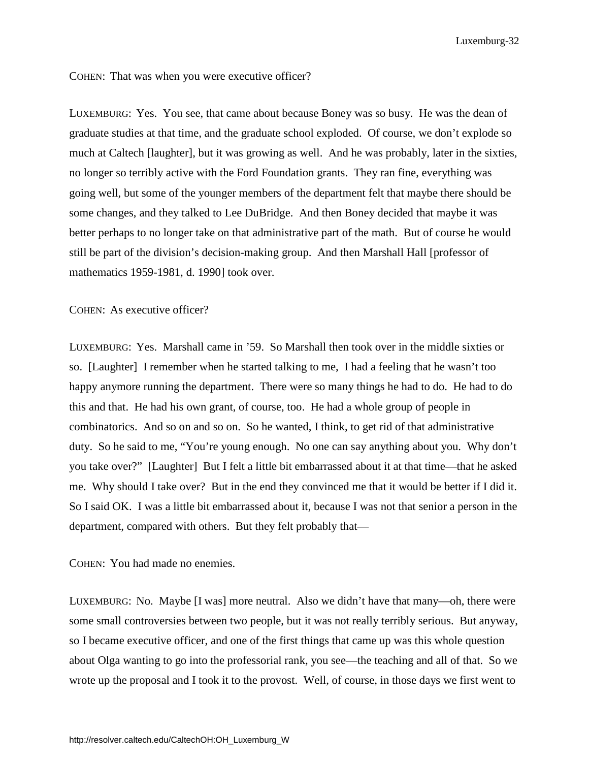COHEN: That was when you were executive officer?

LUXEMBURG: Yes. You see, that came about because Boney was so busy. He was the dean of graduate studies at that time, and the graduate school exploded. Of course, we don't explode so much at Caltech [laughter], but it was growing as well. And he was probably, later in the sixties, no longer so terribly active with the Ford Foundation grants. They ran fine, everything was going well, but some of the younger members of the department felt that maybe there should be some changes, and they talked to Lee DuBridge. And then Boney decided that maybe it was better perhaps to no longer take on that administrative part of the math. But of course he would still be part of the division's decision-making group. And then Marshall Hall [professor of mathematics 1959-1981, d. 1990] took over.

COHEN: As executive officer?

LUXEMBURG: Yes. Marshall came in '59. So Marshall then took over in the middle sixties or so. [Laughter] I remember when he started talking to me, I had a feeling that he wasn't too happy anymore running the department. There were so many things he had to do. He had to do this and that. He had his own grant, of course, too. He had a whole group of people in combinatorics. And so on and so on. So he wanted, I think, to get rid of that administrative duty. So he said to me, "You're young enough. No one can say anything about you. Why don't you take over?" [Laughter] But I felt a little bit embarrassed about it at that time—that he asked me. Why should I take over? But in the end they convinced me that it would be better if I did it. So I said OK. I was a little bit embarrassed about it, because I was not that senior a person in the department, compared with others. But they felt probably that—

COHEN: You had made no enemies.

LUXEMBURG: No. Maybe [I was] more neutral. Also we didn't have that many—oh, there were some small controversies between two people, but it was not really terribly serious. But anyway, so I became executive officer, and one of the first things that came up was this whole question about Olga wanting to go into the professorial rank, you see—the teaching and all of that. So we wrote up the proposal and I took it to the provost. Well, of course, in those days we first went to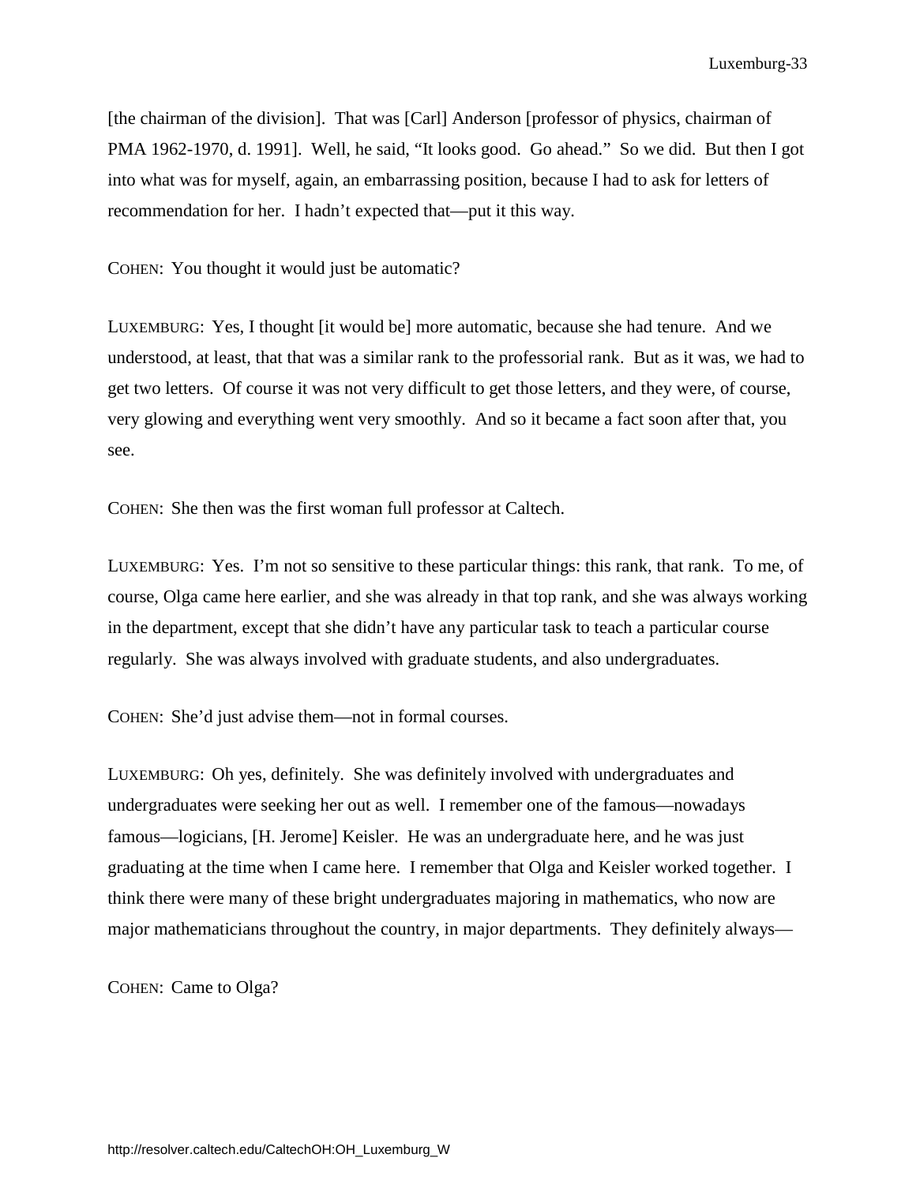[the chairman of the division]. That was [Carl] Anderson [professor of physics, chairman of PMA 1962-1970, d. 1991]. Well, he said, "It looks good. Go ahead." So we did. But then I got into what was for myself, again, an embarrassing position, because I had to ask for letters of recommendation for her. I hadn't expected that—put it this way.

COHEN: You thought it would just be automatic?

LUXEMBURG: Yes, I thought [it would be] more automatic, because she had tenure. And we understood, at least, that that was a similar rank to the professorial rank. But as it was, we had to get two letters. Of course it was not very difficult to get those letters, and they were, of course, very glowing and everything went very smoothly. And so it became a fact soon after that, you see.

COHEN: She then was the first woman full professor at Caltech.

LUXEMBURG: Yes. I'm not so sensitive to these particular things: this rank, that rank. To me, of course, Olga came here earlier, and she was already in that top rank, and she was always working in the department, except that she didn't have any particular task to teach a particular course regularly. She was always involved with graduate students, and also undergraduates.

COHEN: She'd just advise them—not in formal courses.

LUXEMBURG: Oh yes, definitely. She was definitely involved with undergraduates and undergraduates were seeking her out as well. I remember one of the famous—nowadays famous—logicians, [H. Jerome] Keisler. He was an undergraduate here, and he was just graduating at the time when I came here. I remember that Olga and Keisler worked together. I think there were many of these bright undergraduates majoring in mathematics, who now are major mathematicians throughout the country, in major departments. They definitely always—

COHEN: Came to Olga?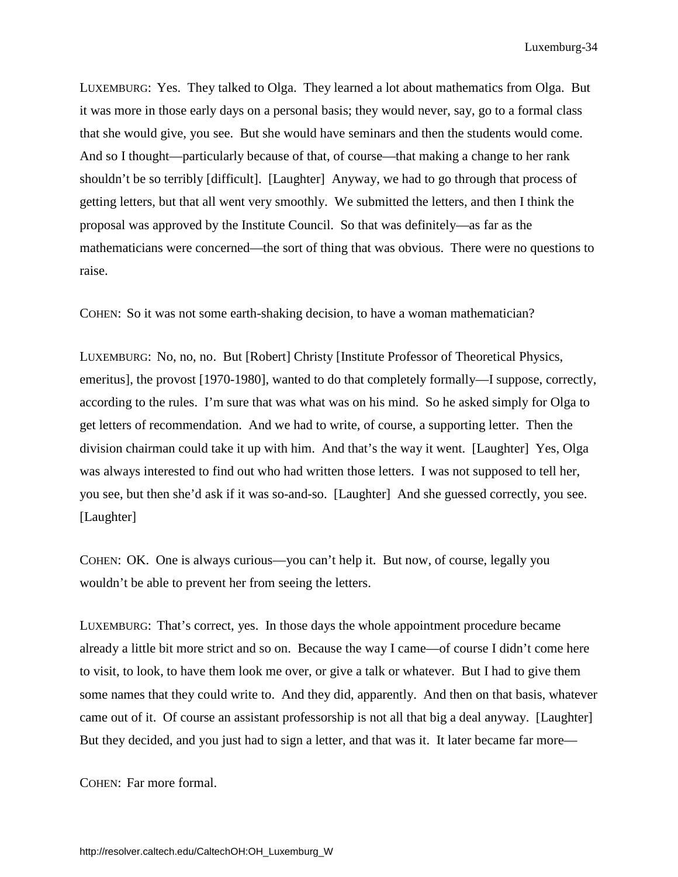LUXEMBURG: Yes. They talked to Olga. They learned a lot about mathematics from Olga. But it was more in those early days on a personal basis; they would never, say, go to a formal class that she would give, you see. But she would have seminars and then the students would come. And so I thought—particularly because of that, of course—that making a change to her rank shouldn't be so terribly [difficult]. [Laughter] Anyway, we had to go through that process of getting letters, but that all went very smoothly. We submitted the letters, and then I think the proposal was approved by the Institute Council. So that was definitely—as far as the mathematicians were concerned—the sort of thing that was obvious. There were no questions to raise.

COHEN: So it was not some earth-shaking decision, to have a woman mathematician?

LUXEMBURG: No, no, no. But [Robert] Christy [Institute Professor of Theoretical Physics, emeritus], the provost [1970-1980], wanted to do that completely formally—I suppose, correctly, according to the rules. I'm sure that was what was on his mind. So he asked simply for Olga to get letters of recommendation. And we had to write, of course, a supporting letter. Then the division chairman could take it up with him. And that's the way it went. [Laughter] Yes, Olga was always interested to find out who had written those letters. I was not supposed to tell her, you see, but then she'd ask if it was so-and-so. [Laughter] And she guessed correctly, you see. [Laughter]

COHEN: OK. One is always curious—you can't help it. But now, of course, legally you wouldn't be able to prevent her from seeing the letters.

LUXEMBURG: That's correct, yes. In those days the whole appointment procedure became already a little bit more strict and so on. Because the way I came—of course I didn't come here to visit, to look, to have them look me over, or give a talk or whatever. But I had to give them some names that they could write to. And they did, apparently. And then on that basis, whatever came out of it. Of course an assistant professorship is not all that big a deal anyway. [Laughter] But they decided, and you just had to sign a letter, and that was it. It later became far more—

COHEN: Far more formal.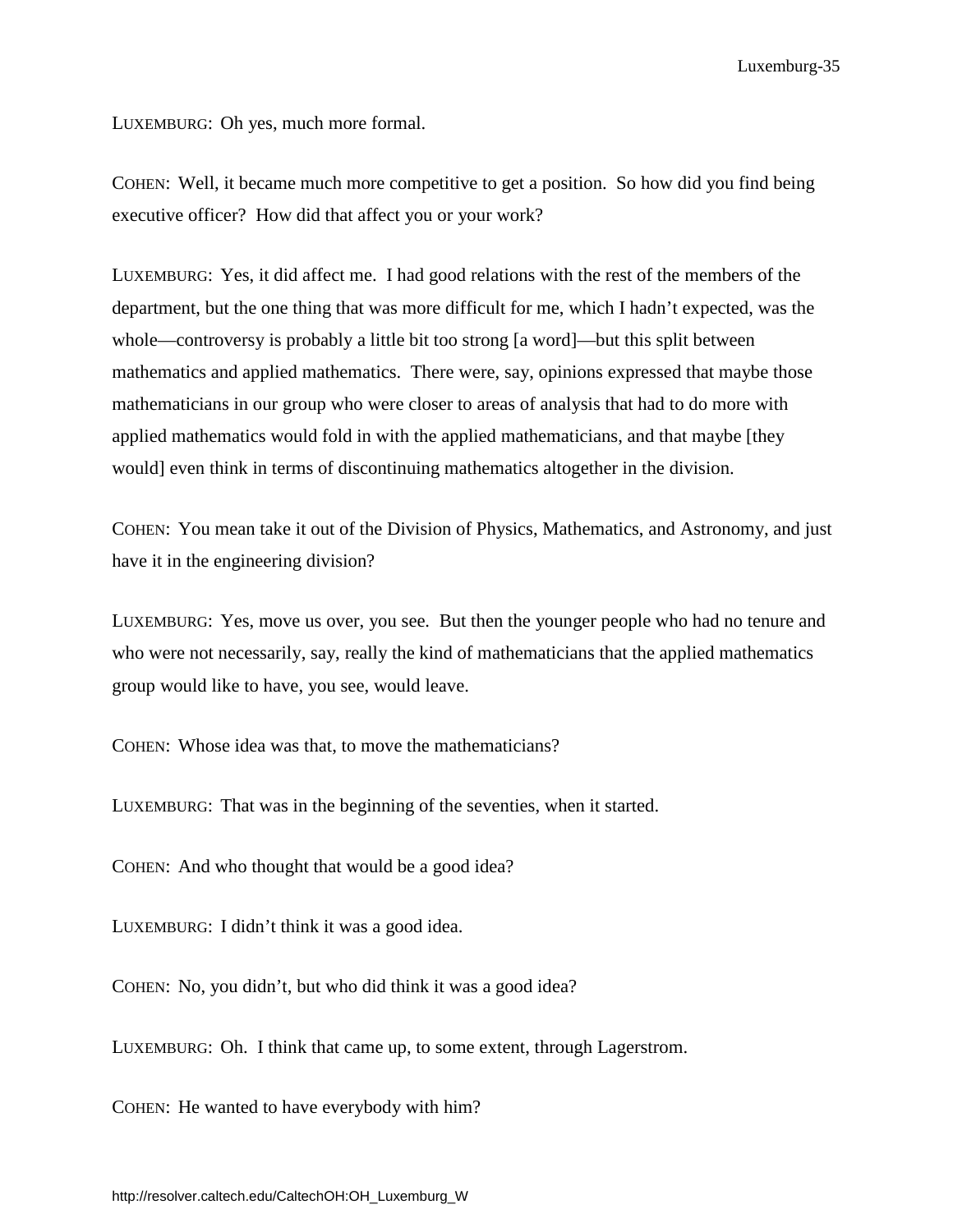LUXEMBURG: Oh yes, much more formal.

COHEN: Well, it became much more competitive to get a position. So how did you find being executive officer? How did that affect you or your work?

LUXEMBURG: Yes, it did affect me. I had good relations with the rest of the members of the department, but the one thing that was more difficult for me, which I hadn't expected, was the whole—controversy is probably a little bit too strong [a word]—but this split between mathematics and applied mathematics. There were, say, opinions expressed that maybe those mathematicians in our group who were closer to areas of analysis that had to do more with applied mathematics would fold in with the applied mathematicians, and that maybe [they would] even think in terms of discontinuing mathematics altogether in the division.

COHEN: You mean take it out of the Division of Physics, Mathematics, and Astronomy, and just have it in the engineering division?

LUXEMBURG: Yes, move us over, you see. But then the younger people who had no tenure and who were not necessarily, say, really the kind of mathematicians that the applied mathematics group would like to have, you see, would leave.

COHEN: Whose idea was that, to move the mathematicians?

LUXEMBURG: That was in the beginning of the seventies, when it started.

COHEN: And who thought that would be a good idea?

LUXEMBURG: I didn't think it was a good idea.

COHEN: No, you didn't, but who did think it was a good idea?

LUXEMBURG: Oh. I think that came up, to some extent, through Lagerstrom.

COHEN: He wanted to have everybody with him?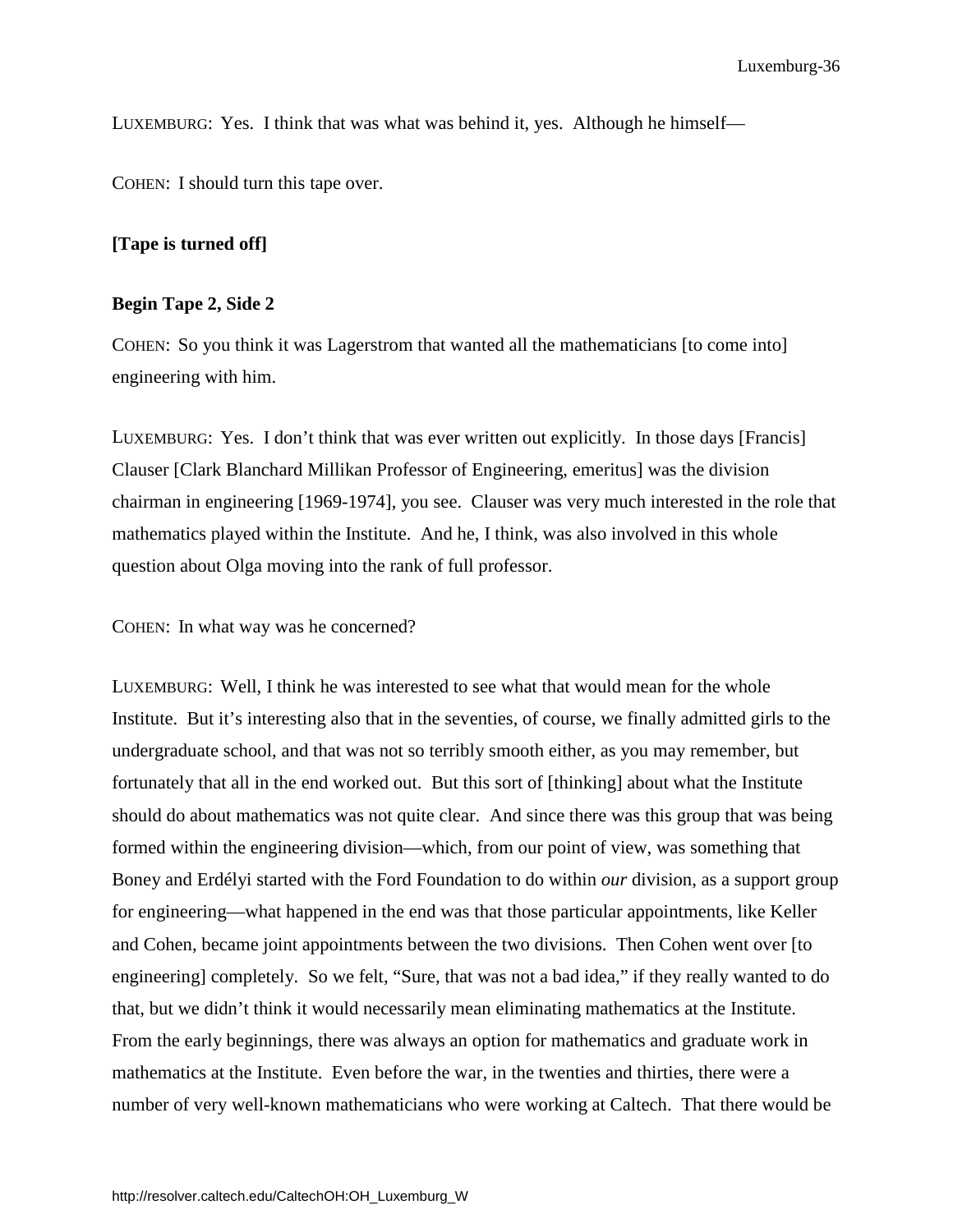LUXEMBURG: Yes. I think that was what was behind it, yes. Although he himself—

COHEN: I should turn this tape over.

**[Tape is turned off]**

**Begin Tape 2, Side 2**

COHEN: So you think it was Lagerstrom that wanted all the mathematicians [to come into] engineering with him.

LUXEMBURG: Yes. I don't think that was ever written out explicitly. In those days [Francis] Clauser [Clark Blanchard Millikan Professor of Engineering, emeritus] was the division chairman in engineering [1969-1974], you see. Clauser was very much interested in the role that mathematics played within the Institute. And he, I think, was also involved in this whole question about Olga moving into the rank of full professor.

COHEN: In what way was he concerned?

LUXEMBURG: Well, I think he was interested to see what that would mean for the whole Institute. But it's interesting also that in the seventies, of course, we finally admitted girls to the undergraduate school, and that was not so terribly smooth either, as you may remember, but fortunately that all in the end worked out. But this sort of [thinking] about what the Institute should do about mathematics was not quite clear. And since there was this group that was being formed within the engineering division—which, from our point of view, was something that Boney and Erdélyi started with the Ford Foundation to do within *our* division, as a support group for engineering—what happened in the end was that those particular appointments, like Keller and Cohen, became joint appointments between the two divisions. Then Cohen went over [to engineering] completely. So we felt, "Sure, that was not a bad idea," if they really wanted to do that, but we didn't think it would necessarily mean eliminating mathematics at the Institute. From the early beginnings, there was always an option for mathematics and graduate work in mathematics at the Institute. Even before the war, in the twenties and thirties, there were a number of very well-known mathematicians who were working at Caltech. That there would be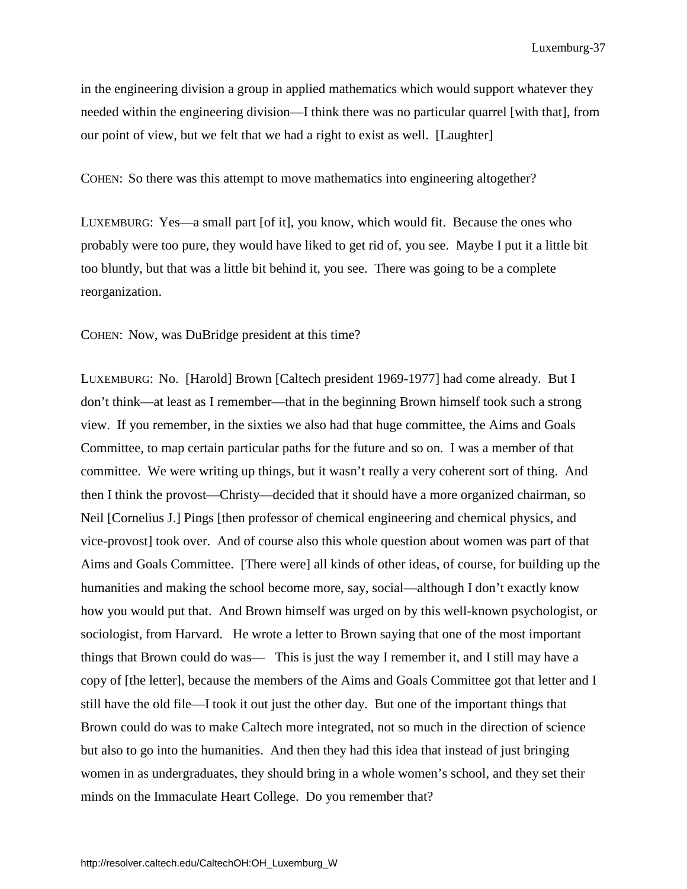in the engineering division a group in applied mathematics which would support whatever they needed within the engineering division—I think there was no particular quarrel [with that], from our point of view, but we felt that we had a right to exist as well. [Laughter]

COHEN: So there was this attempt to move mathematics into engineering altogether?

LUXEMBURG: Yes—a small part [of it], you know, which would fit. Because the ones who probably were too pure, they would have liked to get rid of, you see. Maybe I put it a little bit too bluntly, but that was a little bit behind it, you see. There was going to be a complete reorganization.

COHEN: Now, was DuBridge president at this time?

LUXEMBURG: No. [Harold] Brown [Caltech president 1969-1977] had come already. But I don't think—at least as I remember—that in the beginning Brown himself took such a strong view. If you remember, in the sixties we also had that huge committee, the Aims and Goals Committee, to map certain particular paths for the future and so on. I was a member of that committee. We were writing up things, but it wasn't really a very coherent sort of thing. And then I think the provost—Christy—decided that it should have a more organized chairman, so Neil [Cornelius J.] Pings [then professor of chemical engineering and chemical physics, and vice-provost] took over. And of course also this whole question about women was part of that Aims and Goals Committee. [There were] all kinds of other ideas, of course, for building up the humanities and making the school become more, say, social—although I don't exactly know how you would put that. And Brown himself was urged on by this well-known psychologist, or sociologist, from Harvard. He wrote a letter to Brown saying that one of the most important things that Brown could do was— This is just the way I remember it, and I still may have a copy of [the letter], because the members of the Aims and Goals Committee got that letter and I still have the old file—I took it out just the other day. But one of the important things that Brown could do was to make Caltech more integrated, not so much in the direction of science but also to go into the humanities. And then they had this idea that instead of just bringing women in as undergraduates, they should bring in a whole women's school, and they set their minds on the Immaculate Heart College. Do you remember that?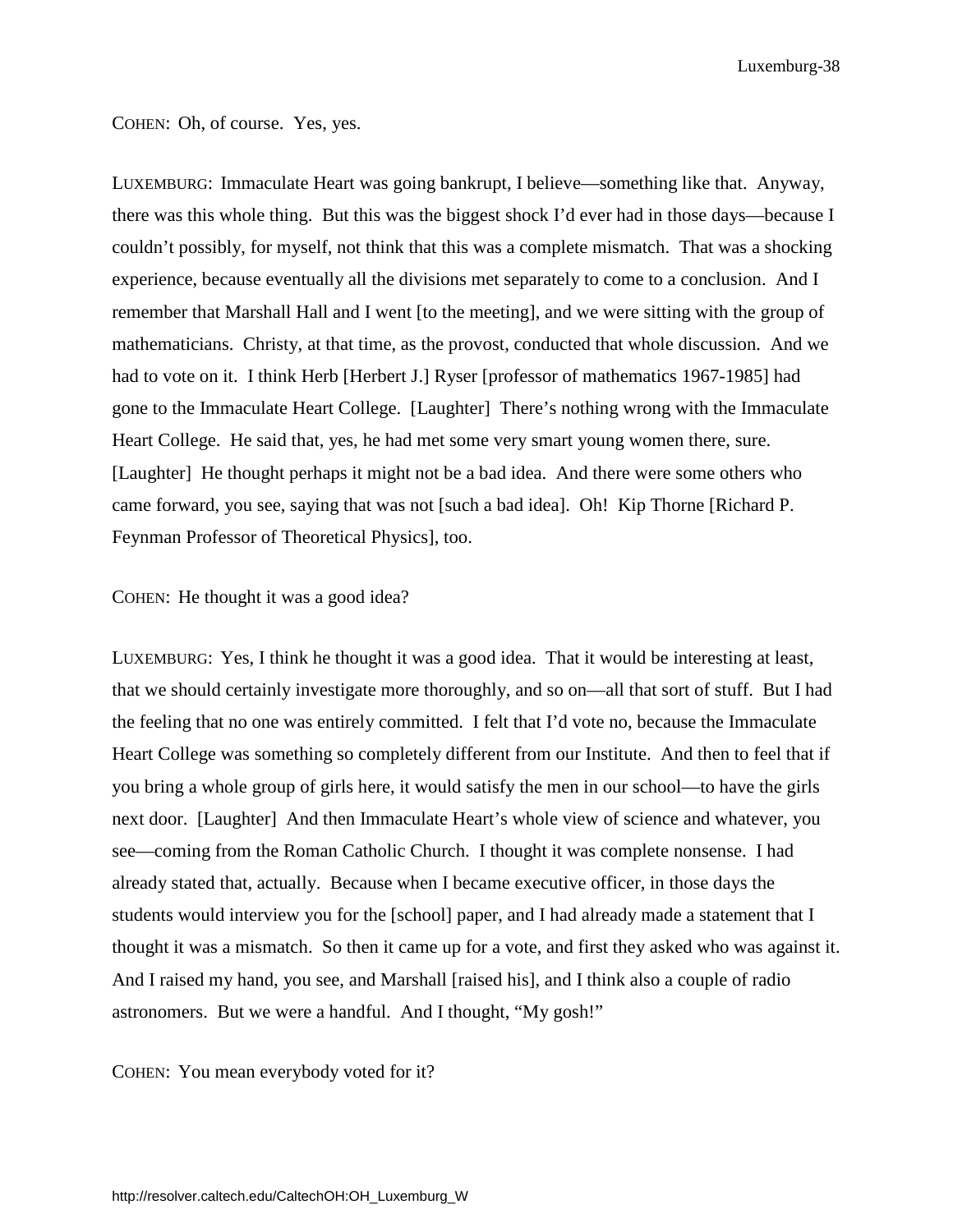COHEN: Oh, of course. Yes, yes.

LUXEMBURG: Immaculate Heart was going bankrupt, I believe—something like that. Anyway, there was this whole thing. But this was the biggest shock I'd ever had in those days—because I couldn't possibly, for myself, not think that this was a complete mismatch. That was a shocking experience, because eventually all the divisions met separately to come to a conclusion. And I remember that Marshall Hall and I went [to the meeting], and we were sitting with the group of mathematicians. Christy, at that time, as the provost, conducted that whole discussion. And we had to vote on it. I think Herb [Herbert J.] Ryser [professor of mathematics 1967-1985] had gone to the Immaculate Heart College. [Laughter] There's nothing wrong with the Immaculate Heart College. He said that, yes, he had met some very smart young women there, sure. [Laughter] He thought perhaps it might not be a bad idea. And there were some others who came forward, you see, saying that was not [such a bad idea]. Oh! Kip Thorne [Richard P. Feynman Professor of Theoretical Physics], too.

COHEN: He thought it was a good idea?

LUXEMBURG: Yes, I think he thought it was a good idea. That it would be interesting at least, that we should certainly investigate more thoroughly, and so on—all that sort of stuff. But I had the feeling that no one was entirely committed. I felt that I'd vote no, because the Immaculate Heart College was something so completely different from our Institute. And then to feel that if you bring a whole group of girls here, it would satisfy the men in our school—to have the girls next door. [Laughter] And then Immaculate Heart's whole view of science and whatever, you see—coming from the Roman Catholic Church. I thought it was complete nonsense. I had already stated that, actually. Because when I became executive officer, in those days the students would interview you for the [school] paper, and I had already made a statement that I thought it was a mismatch. So then it came up for a vote, and first they asked who was against it. And I raised my hand, you see, and Marshall [raised his], and I think also a couple of radio astronomers. But we were a handful. And I thought, "My gosh!"

COHEN: You mean everybody voted for it?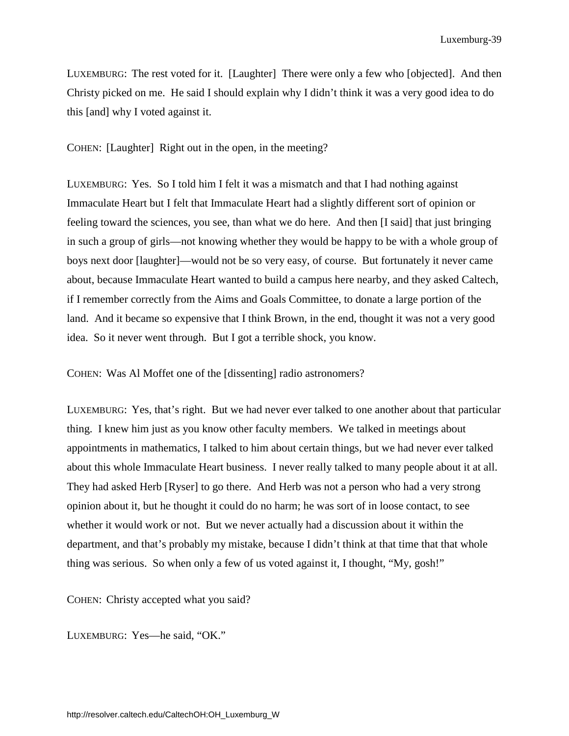LUXEMBURG: The rest voted for it. [Laughter] There were only a few who [objected]. And then Christy picked on me. He said I should explain why I didn't think it was a very good idea to do this [and] why I voted against it.

COHEN: [Laughter] Right out in the open, in the meeting?

LUXEMBURG: Yes. So I told him I felt it was a mismatch and that I had nothing against Immaculate Heart but I felt that Immaculate Heart had a slightly different sort of opinion or feeling toward the sciences, you see, than what we do here. And then [I said] that just bringing in such a group of girls—not knowing whether they would be happy to be with a whole group of boys next door [laughter]—would not be so very easy, of course. But fortunately it never came about, because Immaculate Heart wanted to build a campus here nearby, and they asked Caltech, if I remember correctly from the Aims and Goals Committee, to donate a large portion of the land. And it became so expensive that I think Brown, in the end, thought it was not a very good idea. So it never went through. But I got a terrible shock, you know.

COHEN: Was Al Moffet one of the [dissenting] radio astronomers?

LUXEMBURG: Yes, that's right. But we had never ever talked to one another about that particular thing. I knew him just as you know other faculty members. We talked in meetings about appointments in mathematics, I talked to him about certain things, but we had never ever talked about this whole Immaculate Heart business. I never really talked to many people about it at all. They had asked Herb [Ryser] to go there. And Herb was not a person who had a very strong opinion about it, but he thought it could do no harm; he was sort of in loose contact, to see whether it would work or not. But we never actually had a discussion about it within the department, and that's probably my mistake, because I didn't think at that time that that whole thing was serious. So when only a few of us voted against it, I thought, "My, gosh!"

COHEN: Christy accepted what you said?

LUXEMBURG: Yes—he said, "OK."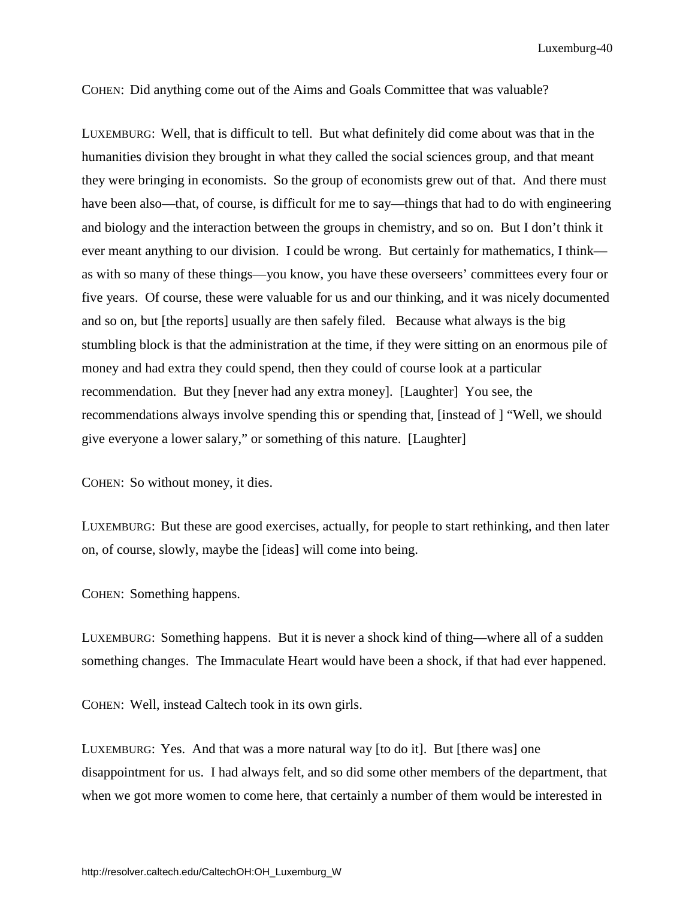COHEN: Did anything come out of the Aims and Goals Committee that was valuable?

LUXEMBURG: Well, that is difficult to tell. But what definitely did come about was that in the humanities division they brought in what they called the social sciences group, and that meant they were bringing in economists. So the group of economists grew out of that. And there must have been also—that, of course, is difficult for me to say—things that had to do with engineering and biology and the interaction between the groups in chemistry, and so on. But I don't think it ever meant anything to our division. I could be wrong. But certainly for mathematics, I think—as with so many of these things—you know, you have these overseers' committees every four or five years. Of course, these were valuable for us and our thinking, and it was nicely documented and so on, but [the reports] usually are then safely filed. Because what always is the big stumbling block is that the administration at the time, if they were sitting on an enormous pile of money and had extra they could spend, then they could of course look at a particular recommendation. But they [never had any extra money]. [Laughter] You see, the recommendations always involve spending this or spending that, [instead of ] "Well, we should give everyone a lower salary," or something of this nature. [Laughter]

COHEN: So without money, it dies.

LUXEMBURG: But these are good exercises, actually, for people to start rethinking, and then later on, of course, slowly, maybe the [ideas] will come into being.

COHEN: Something happens.

LUXEMBURG: Something happens. But it is never a shock kind of thing—where all of a sudden something changes. The Immaculate Heart would have been a shock, if that had ever happened.

COHEN: Well, instead Caltech took in its own girls.

LUXEMBURG: Yes. And that was a more natural way [to do it]. But [there was] one disappointment for us. I had always felt, and so did some other members of the department, that when we got more women to come here, that certainly a number of them would be interested in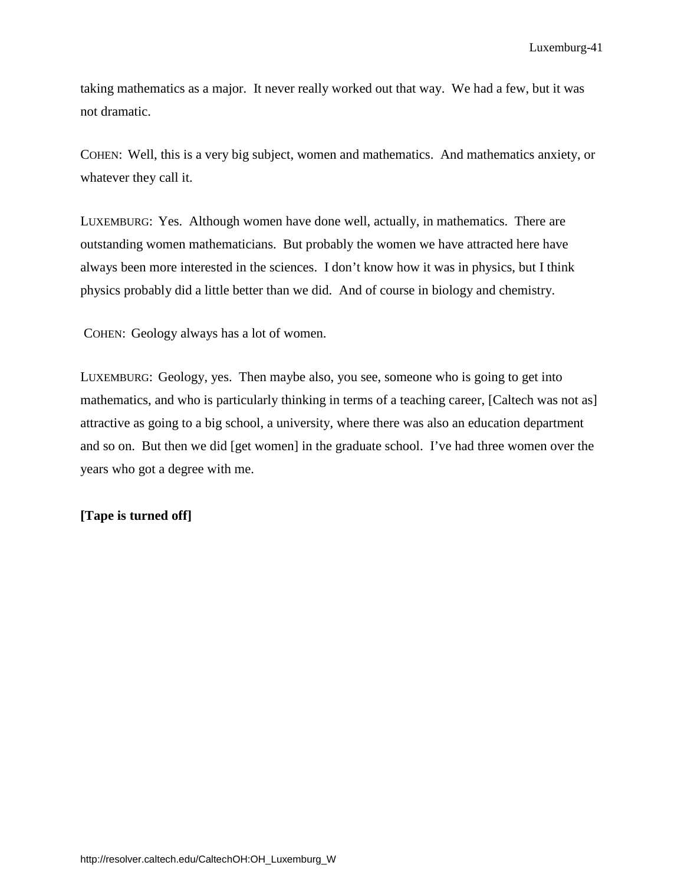taking mathematics as a major. It never really worked out that way. We had a few, but it was not dramatic.

COHEN: Well, this is a very big subject, women and mathematics. And mathematics anxiety, or whatever they call it.

LUXEMBURG: Yes. Although women have done well, actually, in mathematics. There are outstanding women mathematicians. But probably the women we have attracted here have always been more interested in the sciences. I don't know how it was in physics, but I think physics probably did a little better than we did. And of course in biology and chemistry.

COHEN: Geology always has a lot of women.

LUXEMBURG: Geology, yes. Then maybe also, you see, someone who is going to get into mathematics, and who is particularly thinking in terms of a teaching career, [Caltech was not as] attractive as going to a big school, a university, where there was also an education department and so on. But then we did [get women] in the graduate school. I've had three women over the years who got a degree with me.

**[Tape is turned off]**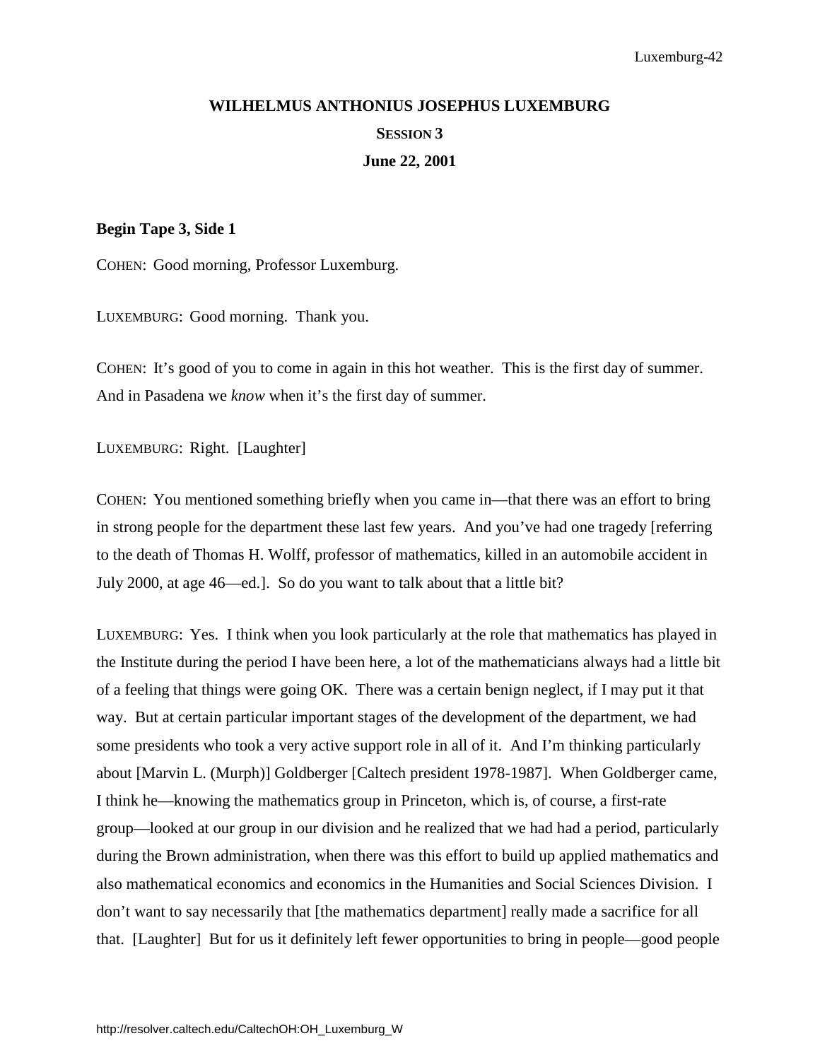**WILHELMUS ANTHONIUS JOSEPHUS LUXEMBURG**

**SESSION 3**

**June 22, 2001**

**Begin Tape 3, Side 1**

COHEN: Good morning, Professor Luxemburg.

LUXEMBURG: Good morning. Thank you.

COHEN: It's good of you to come in again in this hot weather. This is the first day of summer. And in Pasadena we *know* when it's the first day of summer.

LUXEMBURG: Right. [Laughter]

COHEN: You mentioned something briefly when you came in—that there was an effort to bring in strong people for the department these last few years. And you've had one tragedy [referring to the death of Thomas H. Wolff, professor of mathematics, killed in an automobile accident in July 2000, at age 46—ed.]. So do you want to talk about that a little bit?

LUXEMBURG: Yes. I think when you look particularly at the role that mathematics has played in the Institute during the period I have been here, a lot of the mathematicians always had a little bit of a feeling that things were going OK. There was a certain benign neglect, if I may put it that way. But at certain particular important stages of the development of the department, we had some presidents who took a very active support role in all of it. And I'm thinking particularly about [Marvin L. (Murph)] Goldberger [Caltech president 1978-1987]. When Goldberger came, I think he—knowing the mathematics group in Princeton, which is, of course, a first-rate group—looked at our group in our division and he realized that we had had a period, particularly during the Brown administration, when there was this effort to build up applied mathematics and also mathematical economics and economics in the Humanities and Social Sciences Division. I don't want to say necessarily that [the mathematics department] really made a sacrifice for all that. [Laughter] But for us it definitely left fewer opportunities to bring in people—good people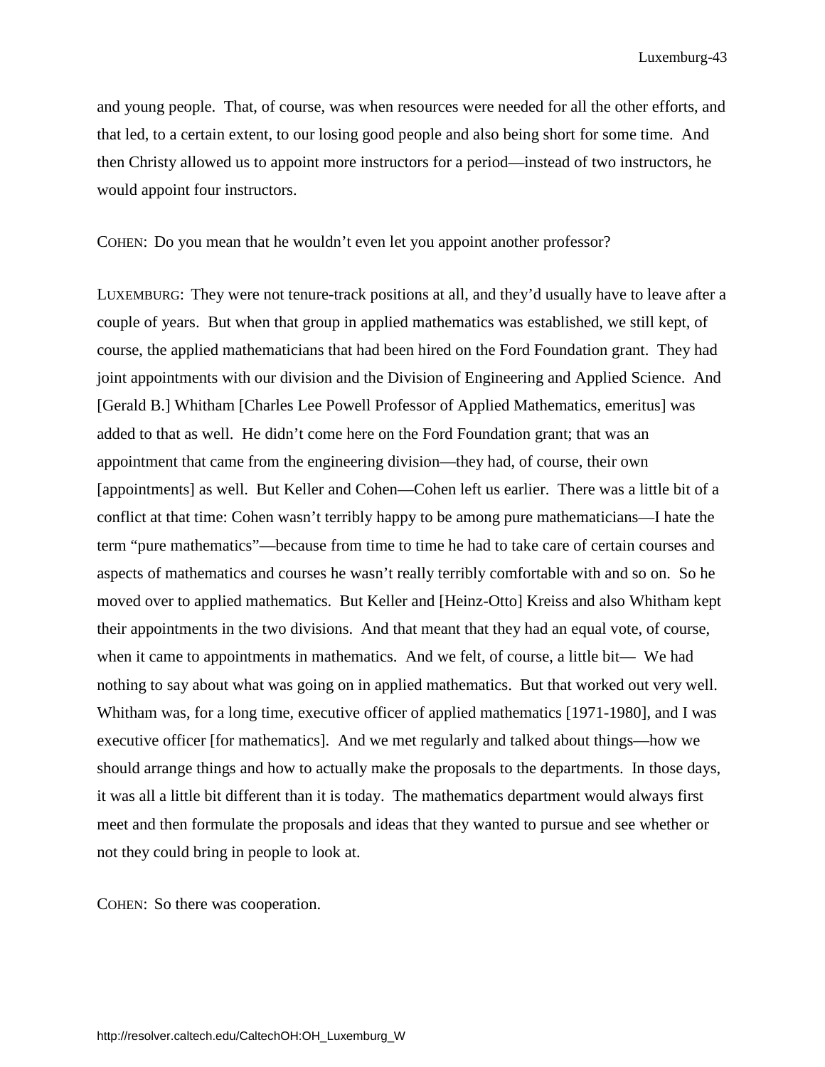and young people. That, of course, was when resources were needed for all the other efforts, and that led, to a certain extent, to our losing good people and also being short for some time. And then Christy allowed us to appoint more instructors for a period—instead of two instructors, he would appoint four instructors.

COHEN: Do you mean that he wouldn't even let you appoint another professor?

LUXEMBURG: They were not tenure-track positions at all, and they'd usually have to leave after a couple of years. But when that group in applied mathematics was established, we still kept, of course, the applied mathematicians that had been hired on the Ford Foundation grant. They had joint appointments with our division and the Division of Engineering and Applied Science. And [Gerald B.] Whitham [Charles Lee Powell Professor of Applied Mathematics, emeritus] was added to that as well. He didn't come here on the Ford Foundation grant; that was an appointment that came from the engineering division—they had, of course, their own [appointments] as well. But Keller and Cohen—Cohen left us earlier. There was a little bit of a conflict at that time: Cohen wasn't terribly happy to be among pure mathematicians—I hate the term "pure mathematics"—because from time to time he had to take care of certain courses and aspects of mathematics and courses he wasn't really terribly comfortable with and so on. So he moved over to applied mathematics. But Keller and [Heinz-Otto] Kreiss and also Whitham kept their appointments in the two divisions. And that meant that they had an equal vote, of course, when it came to appointments in mathematics. And we felt, of course, a little bit— We had nothing to say about what was going on in applied mathematics. But that worked out very well. Whitham was, for a long time, executive officer of applied mathematics [1971-1980], and I was executive officer [for mathematics]. And we met regularly and talked about things—how we should arrange things and how to actually make the proposals to the departments. In those days, it was all a little bit different than it is today. The mathematics department would always first meet and then formulate the proposals and ideas that they wanted to pursue and see whether or not they could bring in people to look at.

COHEN: So there was cooperation.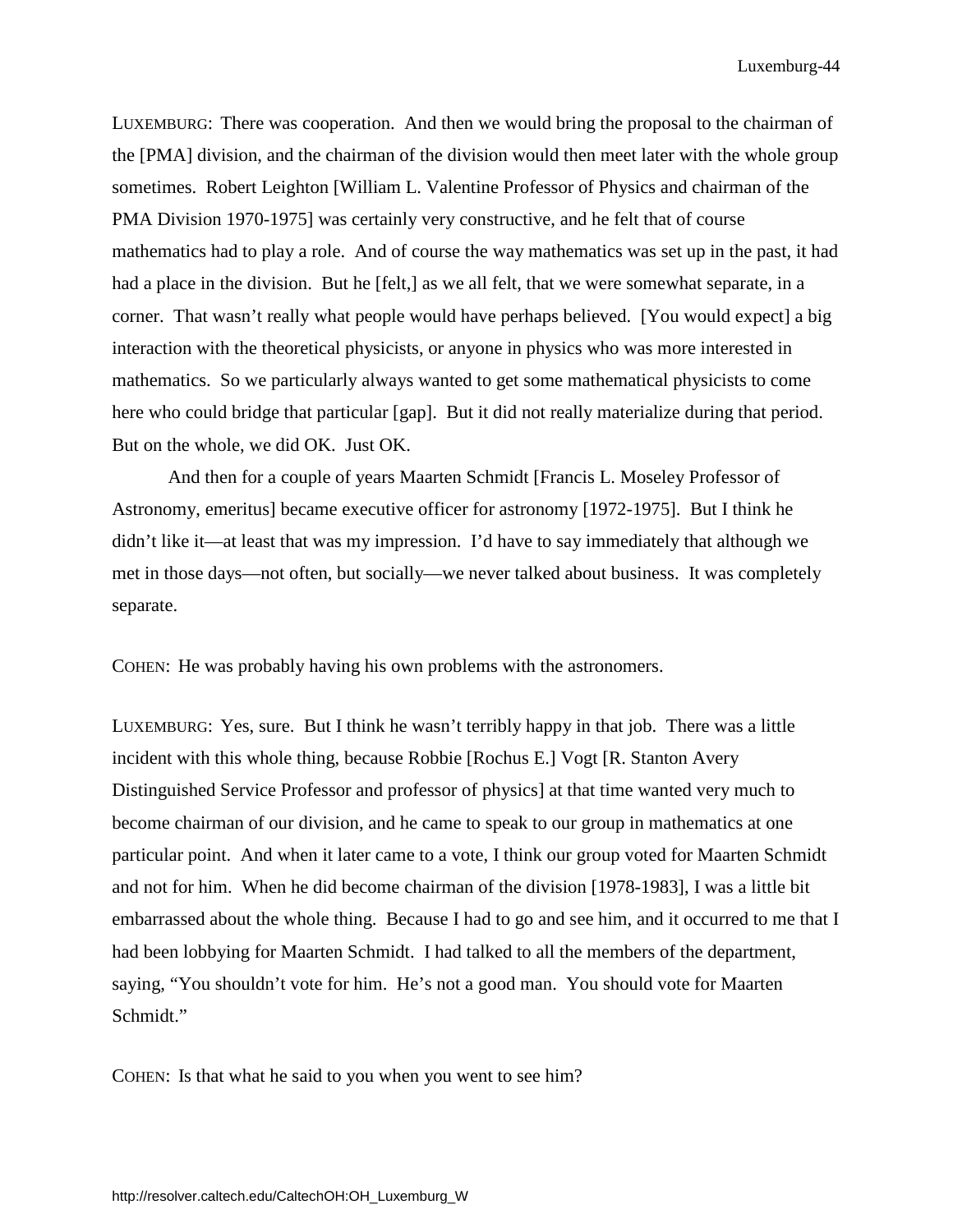LUXEMBURG: There was cooperation. And then we would bring the proposal to the chairman of the [PMA] division, and the chairman of the division would then meet later with the whole group sometimes. Robert Leighton [William L. Valentine Professor of Physics and chairman of the PMA Division 1970-1975] was certainly very constructive, and he felt that of course mathematics had to play a role. And of course the way mathematics was set up in the past, it had had a place in the division. But he [felt,] as we all felt, that we were somewhat separate, in a corner. That wasn't really what people would have perhaps believed. [You would expect] a big interaction with the theoretical physicists, or anyone in physics who was more interested in mathematics. So we particularly always wanted to get some mathematical physicists to come here who could bridge that particular [gap]. But it did not really materialize during that period. But on the whole, we did OK. Just OK.

And then for a couple of years Maarten Schmidt [Francis L. Moseley Professor of Astronomy, emeritus] became executive officer for astronomy [1972-1975]. But I think he didn't like it—at least that was my impression. I'd have to say immediately that although we met in those days—not often, but socially—we never talked about business. It was completely separate.

COHEN: He was probably having his own problems with the astronomers.

LUXEMBURG: Yes, sure. But I think he wasn't terribly happy in that job. There was a little incident with this whole thing, because Robbie [Rochus E.] Vogt [R. Stanton Avery Distinguished Service Professor and professor of physics] at that time wanted very much to become chairman of our division, and he came to speak to our group in mathematics at one particular point. And when it later came to a vote, I think our group voted for Maarten Schmidt and not for him. When he did become chairman of the division [1978-1983], I was a little bit embarrassed about the whole thing. Because I had to go and see him, and it occurred to me that I had been lobbying for Maarten Schmidt. I had talked to all the members of the department, saying, "You shouldn't vote for him. He's not a good man. You should vote for Maarten Schmidt."

COHEN: Is that what he said to you when you went to see him?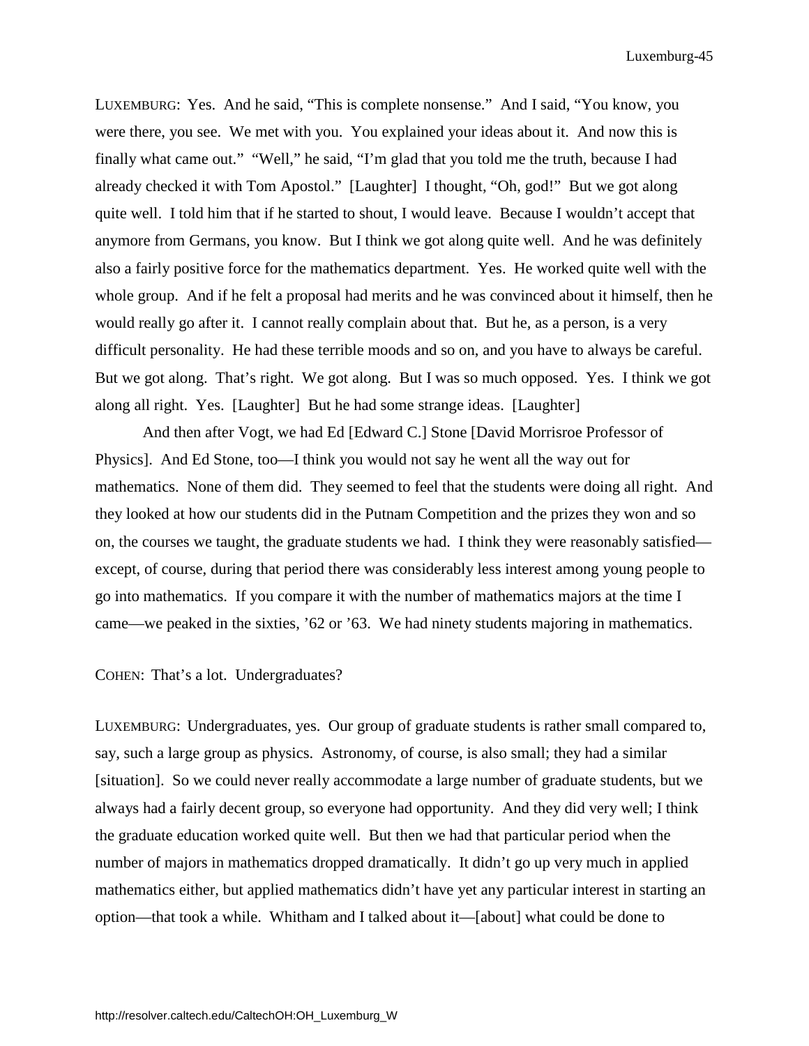LUXEMBURG: Yes. And he said, "This is complete nonsense." And I said, "You know, you were there, you see. We met with you. You explained your ideas about it. And now this is finally what came out." "Well," he said, "I'm glad that you told me the truth, because I had already checked it with Tom Apostol." [Laughter] I thought, "Oh, god!" But we got along quite well. I told him that if he started to shout, I would leave. Because I wouldn't accept that anymore from Germans, you know. But I think we got along quite well. And he was definitely also a fairly positive force for the mathematics department. Yes. He worked quite well with the whole group. And if he felt a proposal had merits and he was convinced about it himself, then he would really go after it. I cannot really complain about that. But he, as a person, is a very difficult personality. He had these terrible moods and so on, and you have to always be careful. But we got along. That's right. We got along. But I was so much opposed. Yes. I think we got along all right. Yes. [Laughter] But he had some strange ideas. [Laughter]

And then after Vogt, we had Ed [Edward C.] Stone [David Morrisroe Professor of Physics]. And Ed Stone, too—I think you would not say he went all the way out for mathematics. None of them did. They seemed to feel that the students were doing all right. And they looked at how our students did in the Putnam Competition and the prizes they won and so on, the courses we taught, the graduate students we had. I think they were reasonably satisfied—except, of course, during that period there was considerably less interest among young people to go into mathematics. If you compare it with the number of mathematics majors at the time I came—we peaked in the sixties, '62 or '63. We had ninety students majoring in mathematics.

COHEN: That's a lot. Undergraduates?

LUXEMBURG: Undergraduates, yes. Our group of graduate students is rather small compared to, say, such a large group as physics. Astronomy, of course, is also small; they had a similar [situation]. So we could never really accommodate a large number of graduate students, but we always had a fairly decent group, so everyone had opportunity. And they did very well; I think the graduate education worked quite well. But then we had that particular period when the number of majors in mathematics dropped dramatically. It didn't go up very much in applied mathematics either, but applied mathematics didn't have yet any particular interest in starting an option—that took a while. Whitham and I talked about it—[about] what could be done to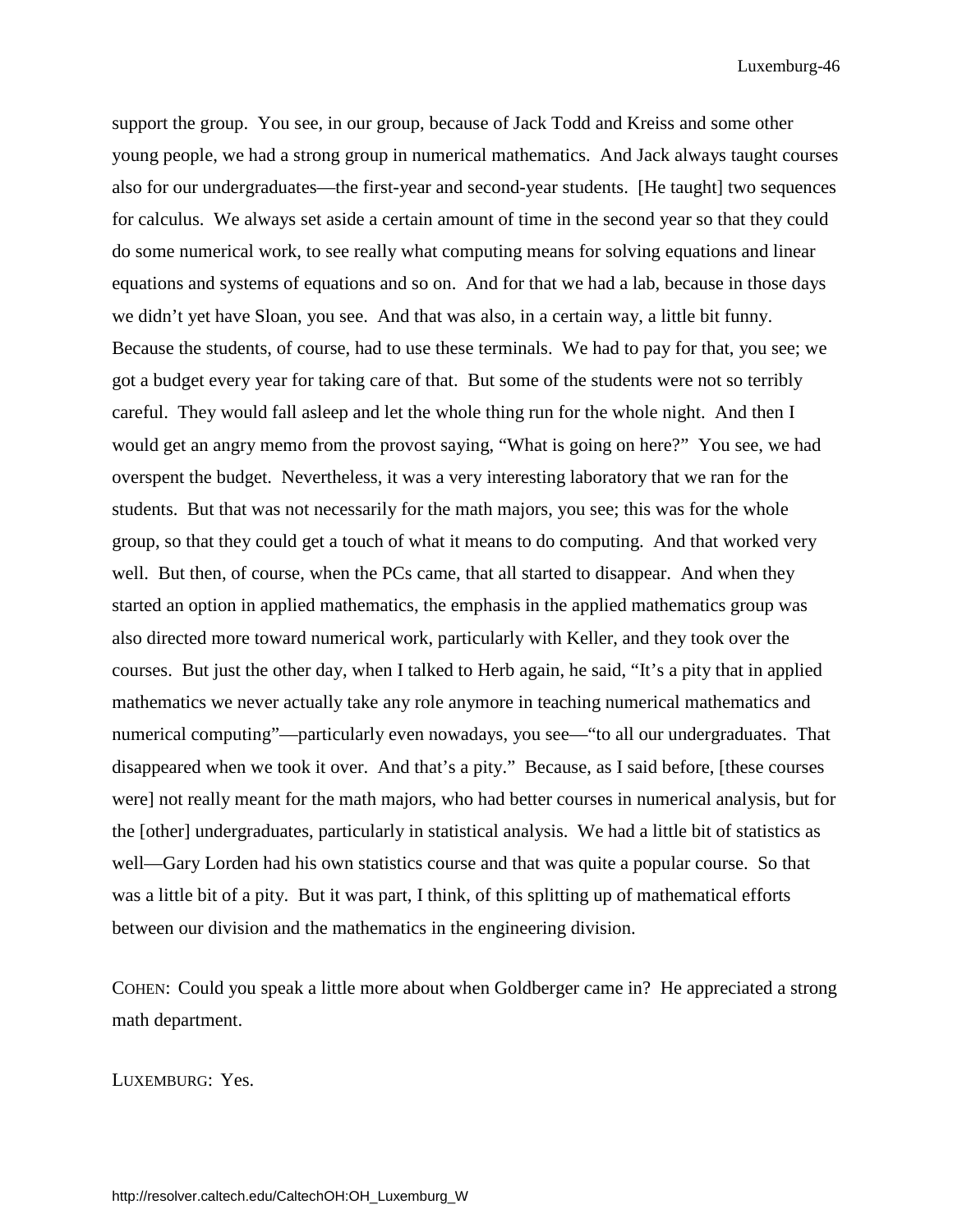support the group. You see, in our group, because of Jack Todd and Kreiss and some other young people, we had a strong group in numerical mathematics. And Jack always taught courses also for our undergraduates—the first-year and second-year students. [He taught] two sequences for calculus. We always set aside a certain amount of time in the second year so that they could do some numerical work, to see really what computing means for solving equations and linear equations and systems of equations and so on. And for that we had a lab, because in those days we didn't yet have Sloan, you see. And that was also, in a certain way, a little bit funny. Because the students, of course, had to use these terminals. We had to pay for that, you see; we got a budget every year for taking care of that. But some of the students were not so terribly careful. They would fall asleep and let the whole thing run for the whole night. And then I would get an angry memo from the provost saying, "What is going on here?" You see, we had overspent the budget. Nevertheless, it was a very interesting laboratory that we ran for the students. But that was not necessarily for the math majors, you see; this was for the whole group, so that they could get a touch of what it means to do computing. And that worked very well. But then, of course, when the PCs came, that all started to disappear. And when they started an option in applied mathematics, the emphasis in the applied mathematics group was also directed more toward numerical work, particularly with Keller, and they took over the courses. But just the other day, when I talked to Herb again, he said, "It's a pity that in applied mathematics we never actually take any role anymore in teaching numerical mathematics and numerical computing"—particularly even nowadays, you see—"to all our undergraduates. That disappeared when we took it over. And that's a pity." Because, as I said before, [these courses were] not really meant for the math majors, who had better courses in numerical analysis, but for the [other] undergraduates, particularly in statistical analysis. We had a little bit of statistics as well—Gary Lorden had his own statistics course and that was quite a popular course. So that was a little bit of a pity. But it was part, I think, of this splitting up of mathematical efforts between our division and the mathematics in the engineering division.

COHEN: Could you speak a little more about when Goldberger came in? He appreciated a strong math department.

LUXEMBURG: Yes.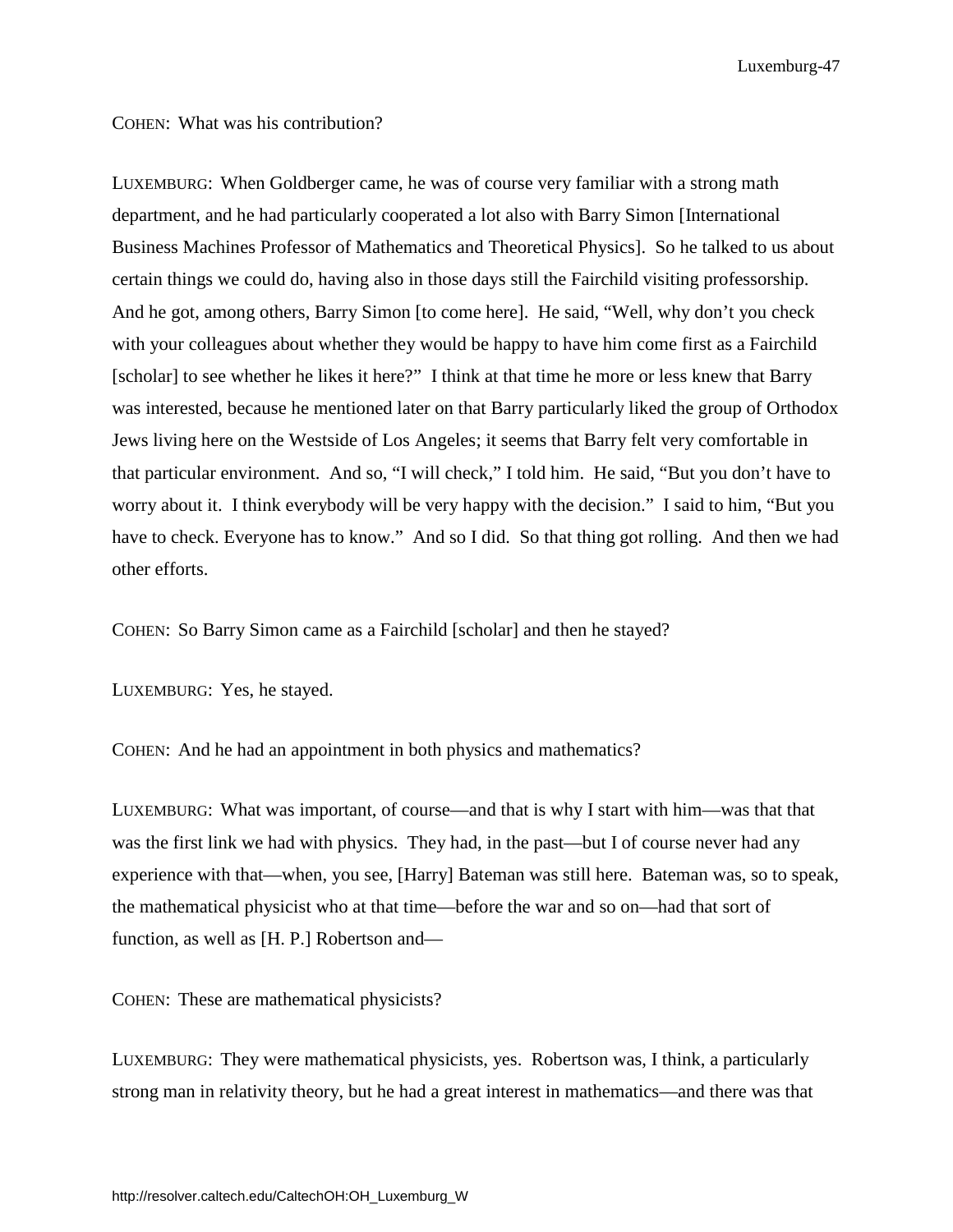COHEN: What was his contribution?

LUXEMBURG: When Goldberger came, he was of course very familiar with a strong math department, and he had particularly cooperated a lot also with Barry Simon [International Business Machines Professor of Mathematics and Theoretical Physics]. So he talked to us about certain things we could do, having also in those days still the Fairchild visiting professorship. And he got, among others, Barry Simon [to come here]. He said, "Well, why don't you check with your colleagues about whether they would be happy to have him come first as a Fairchild [scholar] to see whether he likes it here?" I think at that time he more or less knew that Barry was interested, because he mentioned later on that Barry particularly liked the group of Orthodox Jews living here on the Westside of Los Angeles; it seems that Barry felt very comfortable in that particular environment. And so, "I will check," I told him. He said, "But you don't have to worry about it. I think everybody will be very happy with the decision." I said to him, "But you have to check. Everyone has to know." And so I did. So that thing got rolling. And then we had other efforts.

COHEN: So Barry Simon came as a Fairchild [scholar] and then he stayed?

LUXEMBURG: Yes, he stayed.

COHEN: And he had an appointment in both physics and mathematics?

LUXEMBURG: What was important, of course—and that is why I start with him—was that that was the first link we had with physics. They had, in the past—but I of course never had any experience with that—when, you see, [Harry] Bateman was still here. Bateman was, so to speak, the mathematical physicist who at that time—before the war and so on—had that sort of function, as well as [H. P.] Robertson and—

COHEN: These are mathematical physicists?

LUXEMBURG: They were mathematical physicists, yes. Robertson was, I think, a particularly strong man in relativity theory, but he had a great interest in mathematics—and there was that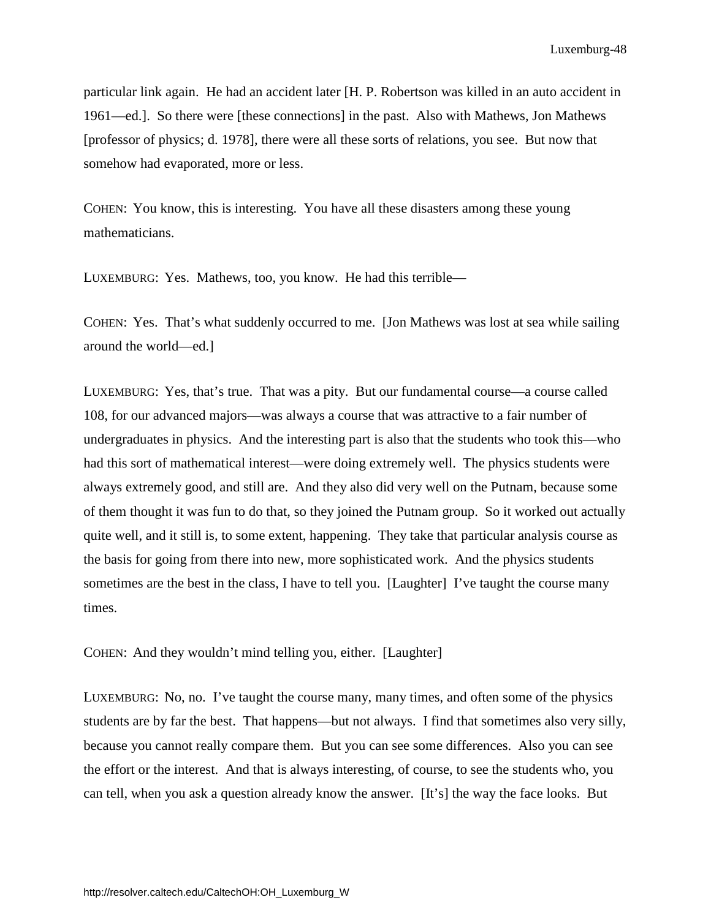particular link again. He had an accident later [H. P. Robertson was killed in an auto accident in 1961—ed.]. So there were [these connections] in the past. Also with Mathews, Jon Mathews [professor of physics; d. 1978], there were all these sorts of relations, you see. But now that somehow had evaporated, more or less.

COHEN: You know, this is interesting. You have all these disasters among these young mathematicians.

LUXEMBURG: Yes. Mathews, too, you know. He had this terrible—

COHEN: Yes. That's what suddenly occurred to me. [Jon Mathews was lost at sea while sailing around the world—ed.]

LUXEMBURG: Yes, that's true. That was a pity. But our fundamental course—a course called 108, for our advanced majors—was always a course that was attractive to a fair number of undergraduates in physics. And the interesting part is also that the students who took this—who had this sort of mathematical interest—were doing extremely well. The physics students were always extremely good, and still are. And they also did very well on the Putnam, because some of them thought it was fun to do that, so they joined the Putnam group. So it worked out actually quite well, and it still is, to some extent, happening. They take that particular analysis course as the basis for going from there into new, more sophisticated work. And the physics students sometimes are the best in the class, I have to tell you. [Laughter] I've taught the course many times.

COHEN: And they wouldn't mind telling you, either. [Laughter]

LUXEMBURG: No, no. I've taught the course many, many times, and often some of the physics students are by far the best. That happens—but not always. I find that sometimes also very silly, because you cannot really compare them. But you can see some differences. Also you can see the effort or the interest. And that is always interesting, of course, to see the students who, you can tell, when you ask a question already know the answer. [It's] the way the face looks. But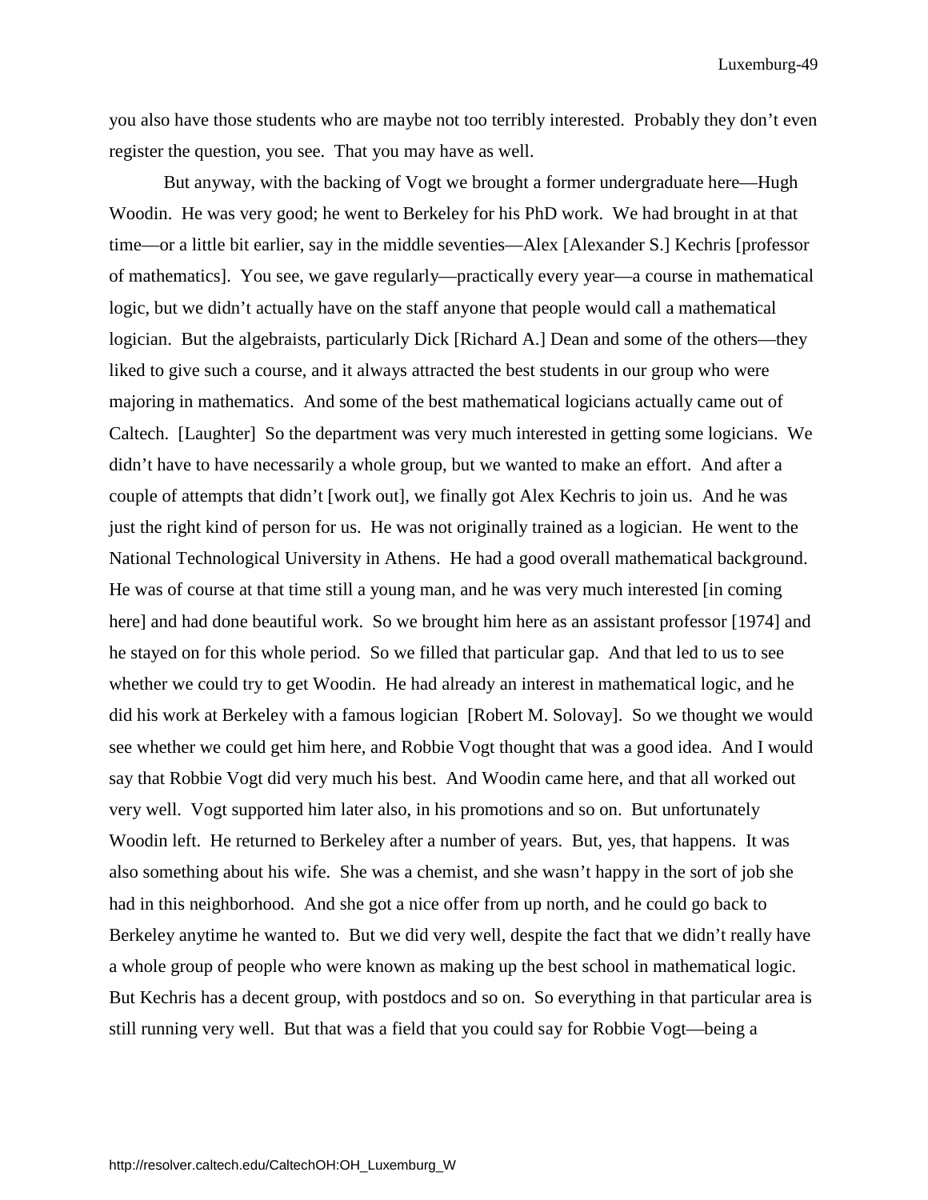you also have those students who are maybe not too terribly interested. Probably they don't even register the question, you see. That you may have as well.

But anyway, with the backing of Vogt we brought a former undergraduate here—Hugh Woodin. He was very good; he went to Berkeley for his PhD work. We had brought in at that time—or a little bit earlier, say in the middle seventies—Alex [Alexander S.] Kechris [professor of mathematics]. You see, we gave regularly—practically every year—a course in mathematical logic, but we didn't actually have on the staff anyone that people would call a mathematical logician. But the algebraists, particularly Dick [Richard A.] Dean and some of the others—they liked to give such a course, and it always attracted the best students in our group who were majoring in mathematics. And some of the best mathematical logicians actually came out of Caltech. [Laughter] So the department was very much interested in getting some logicians. We didn't have to have necessarily a whole group, but we wanted to make an effort. And after a couple of attempts that didn't [work out], we finally got Alex Kechris to join us. And he was just the right kind of person for us. He was not originally trained as a logician. He went to the National Technological University in Athens. He had a good overall mathematical background. He was of course at that time still a young man, and he was very much interested [in coming here] and had done beautiful work. So we brought him here as an assistant professor [1974] and he stayed on for this whole period. So we filled that particular gap. And that led to us to see whether we could try to get Woodin. He had already an interest in mathematical logic, and he did his work at Berkeley with a famous logician [Robert M. Solovay]. So we thought we would see whether we could get him here, and Robbie Vogt thought that was a good idea. And I would say that Robbie Vogt did very much his best. And Woodin came here, and that all worked out very well. Vogt supported him later also, in his promotions and so on. But unfortunately Woodin left. He returned to Berkeley after a number of years. But, yes, that happens. It was also something about his wife. She was a chemist, and she wasn't happy in the sort of job she had in this neighborhood. And she got a nice offer from up north, and he could go back to Berkeley anytime he wanted to. But we did very well, despite the fact that we didn't really have a whole group of people who were known as making up the best school in mathematical logic. But Kechris has a decent group, with postdocs and so on. So everything in that particular area is still running very well. But that was a field that you could say for Robbie Vogt—being a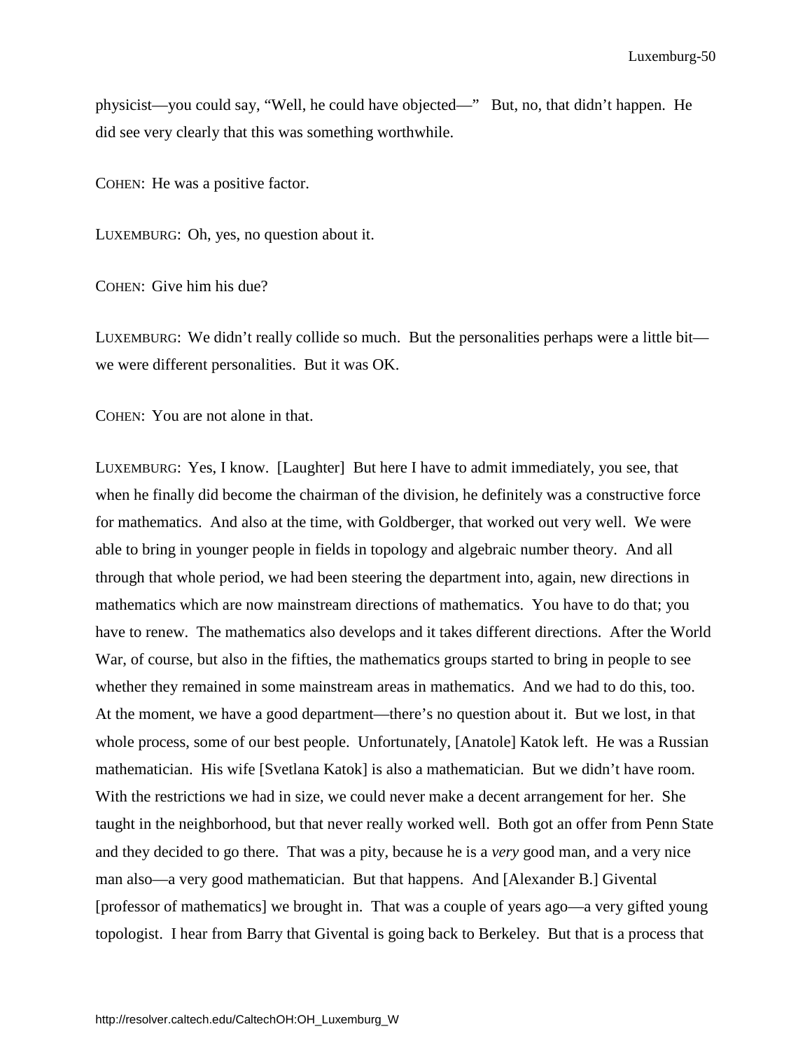physicist—you could say, "Well, he could have objected—" But, no, that didn't happen. He did see very clearly that this was something worthwhile.

COHEN: He was a positive factor.

LUXEMBURG: Oh, yes, no question about it.

COHEN: Give him his due?

LUXEMBURG: We didn't really collide so much. But the personalities perhaps were a little bit—we were different personalities. But it was OK.

COHEN: You are not alone in that.

LUXEMBURG: Yes, I know. [Laughter] But here I have to admit immediately, you see, that when he finally did become the chairman of the division, he definitely was a constructive force for mathematics. And also at the time, with Goldberger, that worked out very well. We were able to bring in younger people in fields in topology and algebraic number theory. And all through that whole period, we had been steering the department into, again, new directions in mathematics which are now mainstream directions of mathematics. You have to do that; you have to renew. The mathematics also develops and it takes different directions. After the World War, of course, but also in the fifties, the mathematics groups started to bring in people to see whether they remained in some mainstream areas in mathematics. And we had to do this, too. At the moment, we have a good department—there's no question about it. But we lost, in that whole process, some of our best people. Unfortunately, [Anatole] Katok left. He was a Russian mathematician. His wife [Svetlana Katok] is also a mathematician. But we didn't have room. With the restrictions we had in size, we could never make a decent arrangement for her. She taught in the neighborhood, but that never really worked well. Both got an offer from Penn State and they decided to go there. That was a pity, because he is a *very* good man, and a very nice man also—a very good mathematician. But that happens. And [Alexander B.] Givental [professor of mathematics] we brought in. That was a couple of years ago—a very gifted young topologist. I hear from Barry that Givental is going back to Berkeley. But that is a process that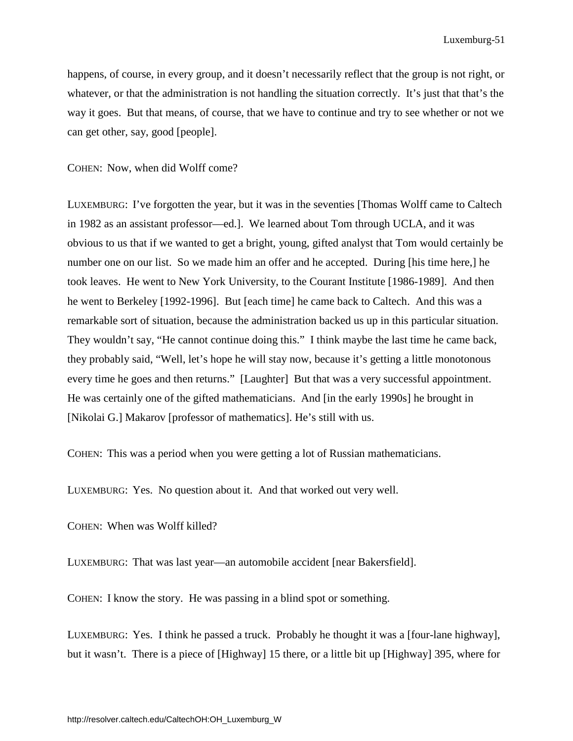happens, of course, in every group, and it doesn't necessarily reflect that the group is not right, or whatever, or that the administration is not handling the situation correctly. It's just that that's the way it goes. But that means, of course, that we have to continue and try to see whether or not we can get other, say, good [people].

COHEN: Now, when did Wolff come?

LUXEMBURG: I've forgotten the year, but it was in the seventies [Thomas Wolff came to Caltech in 1982 as an assistant professor—ed.]. We learned about Tom through UCLA, and it was obvious to us that if we wanted to get a bright, young, gifted analyst that Tom would certainly be number one on our list. So we made him an offer and he accepted. During [his time here,] he took leaves. He went to New York University, to the Courant Institute [1986-1989]. And then he went to Berkeley [1992-1996]. But [each time] he came back to Caltech. And this was a remarkable sort of situation, because the administration backed us up in this particular situation. They wouldn't say, "He cannot continue doing this." I think maybe the last time he came back, they probably said, "Well, let's hope he will stay now, because it's getting a little monotonous every time he goes and then returns." [Laughter] But that was a very successful appointment. He was certainly one of the gifted mathematicians. And [in the early 1990s] he brought in [Nikolai G.] Makarov [professor of mathematics]. He's still with us.

COHEN: This was a period when you were getting a lot of Russian mathematicians.

LUXEMBURG: Yes. No question about it. And that worked out very well.

COHEN: When was Wolff killed?

LUXEMBURG: That was last year—an automobile accident [near Bakersfield].

COHEN: I know the story. He was passing in a blind spot or something.

LUXEMBURG: Yes. I think he passed a truck. Probably he thought it was a [four-lane highway], but it wasn't. There is a piece of [Highway] 15 there, or a little bit up [Highway] 395, where for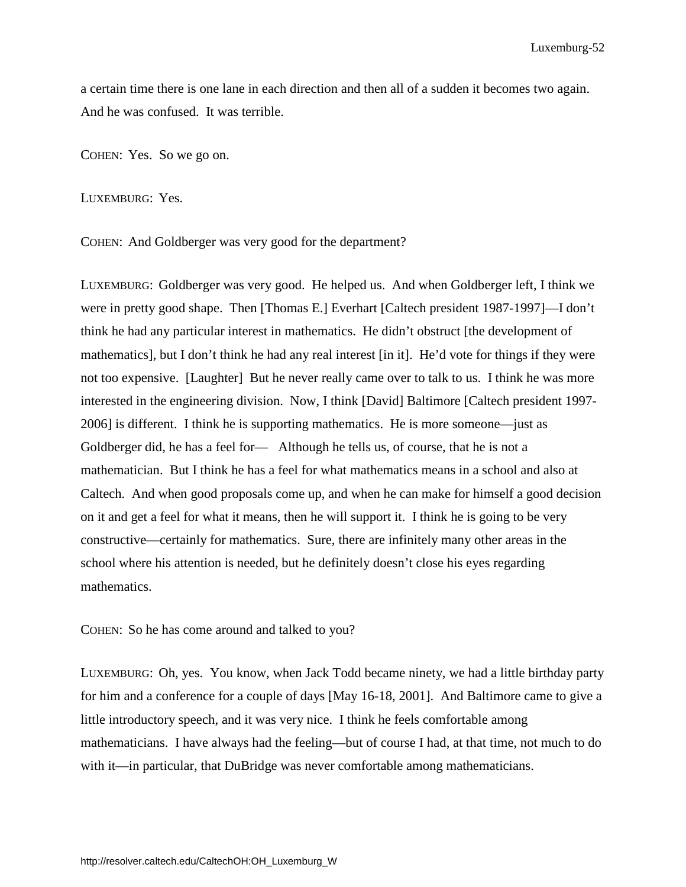a certain time there is one lane in each direction and then all of a sudden it becomes two again. And he was confused. It was terrible.

COHEN: Yes. So we go on.

LUXEMBURG: Yes.

COHEN: And Goldberger was very good for the department?

LUXEMBURG: Goldberger was very good. He helped us. And when Goldberger left, I think we were in pretty good shape. Then [Thomas E.] Everhart [Caltech president 1987-1997]—I don't think he had any particular interest in mathematics. He didn't obstruct [the development of mathematics], but I don't think he had any real interest [in it]. He'd vote for things if they were not too expensive. [Laughter] But he never really came over to talk to us. I think he was more interested in the engineering division. Now, I think [David] Baltimore [Caltech president 1997-2006] is different. I think he is supporting mathematics. He is more someone—just as Goldberger did, he has a feel for— Although he tells us, of course, that he is not a mathematician. But I think he has a feel for what mathematics means in a school and also at Caltech. And when good proposals come up, and when he can make for himself a good decision on it and get a feel for what it means, then he will support it. I think he is going to be very constructive—certainly for mathematics. Sure, there are infinitely many other areas in the school where his attention is needed, but he definitely doesn't close his eyes regarding mathematics.

COHEN: So he has come around and talked to you?

LUXEMBURG: Oh, yes. You know, when Jack Todd became ninety, we had a little birthday party for him and a conference for a couple of days [May 16-18, 2001]. And Baltimore came to give a little introductory speech, and it was very nice. I think he feels comfortable among mathematicians. I have always had the feeling—but of course I had, at that time, not much to do with it—in particular, that DuBridge was never comfortable among mathematicians.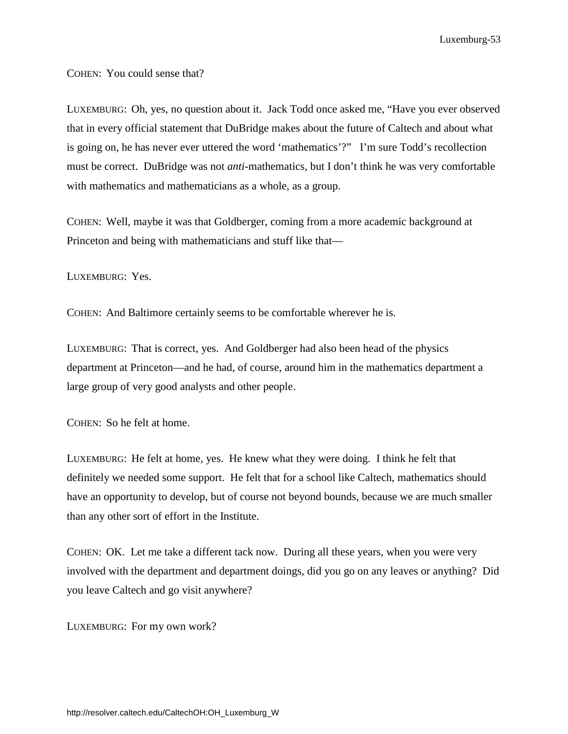COHEN: You could sense that?

LUXEMBURG: Oh, yes, no question about it. Jack Todd once asked me, “Have you ever observed that in every official statement that DuBridge makes about the future of Caltech and about what is going on, he has never ever uttered the word ‘mathematics’?” I’m sure Todd’s recollection must be correct. DuBridge was not *anti*-mathematics, but I don’t think he was very comfortable with mathematics and mathematicians as a whole, as a group.

COHEN: Well, maybe it was that Goldberger, coming from a more academic background at Princeton and being with mathematicians and stuff like that—

LUXEMBURG: Yes.

COHEN: And Baltimore certainly seems to be comfortable wherever he is.

LUXEMBURG: That is correct, yes. And Goldberger had also been head of the physics department at Princeton—and he had, of course, around him in the mathematics department a large group of very good analysts and other people.

COHEN: So he felt at home.

LUXEMBURG: He felt at home, yes. He knew what they were doing. I think he felt that definitely we needed some support. He felt that for a school like Caltech, mathematics should have an opportunity to develop, but of course not beyond bounds, because we are much smaller than any other sort of effort in the Institute.

COHEN: OK. Let me take a different tack now. During all these years, when you were very involved with the department and department doings, did you go on any leaves or anything? Did you leave Caltech and go visit anywhere?

LUXEMBURG: For my own work?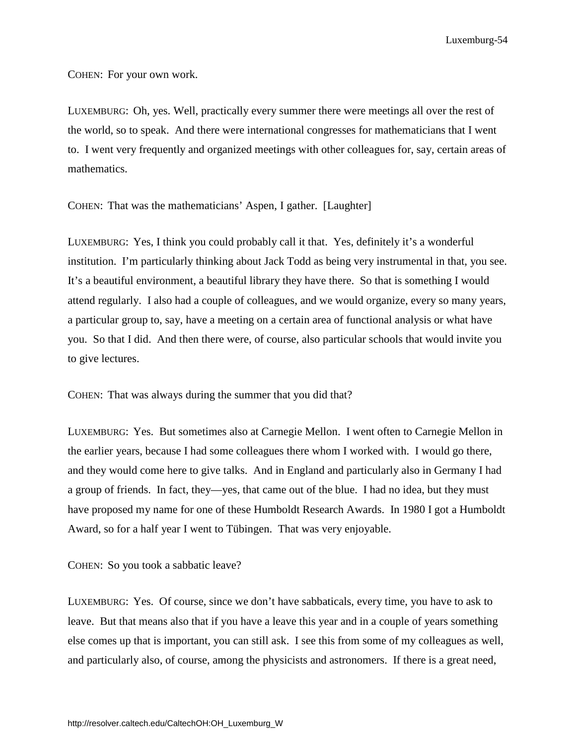COHEN: For your own work.

LUXEMBURG: Oh, yes. Well, practically every summer there were meetings all over the rest of the world, so to speak. And there were international congresses for mathematicians that I went to. I went very frequently and organized meetings with other colleagues for, say, certain areas of mathematics.

COHEN: That was the mathematicians' Aspen, I gather. [Laughter]

LUXEMBURG: Yes, I think you could probably call it that. Yes, definitely it's a wonderful institution. I'm particularly thinking about Jack Todd as being very instrumental in that, you see. It's a beautiful environment, a beautiful library they have there. So that is something I would attend regularly. I also had a couple of colleagues, and we would organize, every so many years, a particular group to, say, have a meeting on a certain area of functional analysis or what have you. So that I did. And then there were, of course, also particular schools that would invite you to give lectures.

COHEN: That was always during the summer that you did that?

LUXEMBURG: Yes. But sometimes also at Carnegie Mellon. I went often to Carnegie Mellon in the earlier years, because I had some colleagues there whom I worked with. I would go there, and they would come here to give talks. And in England and particularly also in Germany I had a group of friends. In fact, they—yes, that came out of the blue. I had no idea, but they must have proposed my name for one of these Humboldt Research Awards. In 1980 I got a Humboldt Award, so for a half year I went to Tübingen. That was very enjoyable.

COHEN: So you took a sabbatic leave?

LUXEMBURG: Yes. Of course, since we don't have sabbaticals, every time, you have to ask to leave. But that means also that if you have a leave this year and in a couple of years something else comes up that is important, you can still ask. I see this from some of my colleagues as well, and particularly also, of course, among the physicists and astronomers. If there is a great need,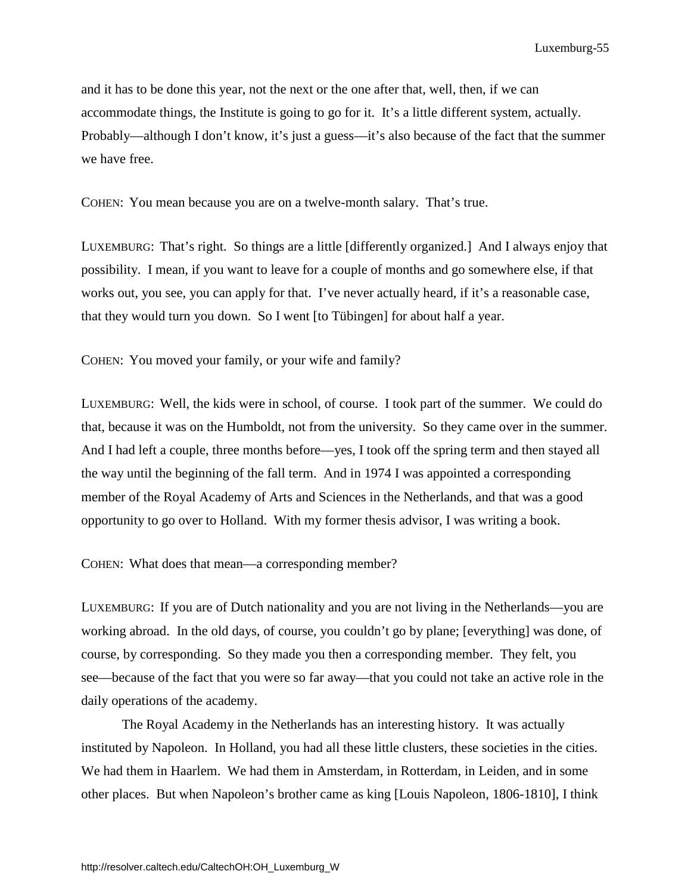and it has to be done this year, not the next or the one after that, well, then, if we can accommodate things, the Institute is going to go for it. It's a little different system, actually. Probably—although I don't know, it's just a guess—it's also because of the fact that the summer we have free.

COHEN: You mean because you are on a twelve-month salary. That's true.

LUXEMBURG: That's right. So things are a little [differently organized.] And I always enjoy that possibility. I mean, if you want to leave for a couple of months and go somewhere else, if that works out, you see, you can apply for that. I've never actually heard, if it's a reasonable case, that they would turn you down. So I went [to Tübingen] for about half a year.

COHEN: You moved your family, or your wife and family?

LUXEMBURG: Well, the kids were in school, of course. I took part of the summer. We could do that, because it was on the Humboldt, not from the university. So they came over in the summer. And I had left a couple, three months before—yes, I took off the spring term and then stayed all the way until the beginning of the fall term. And in 1974 I was appointed a corresponding member of the Royal Academy of Arts and Sciences in the Netherlands, and that was a good opportunity to go over to Holland. With my former thesis advisor, I was writing a book.

COHEN: What does that mean—a corresponding member?

LUXEMBURG: If you are of Dutch nationality and you are not living in the Netherlands—you are working abroad. In the old days, of course, you couldn't go by plane; [everything] was done, of course, by corresponding. So they made you then a corresponding member. They felt, you see—because of the fact that you were so far away—that you could not take an active role in the daily operations of the academy.

The Royal Academy in the Netherlands has an interesting history. It was actually instituted by Napoleon. In Holland, you had all these little clusters, these societies in the cities. We had them in Haarlem. We had them in Amsterdam, in Rotterdam, in Leiden, and in some other places. But when Napoleon's brother came as king [Louis Napoleon, 1806-1810], I think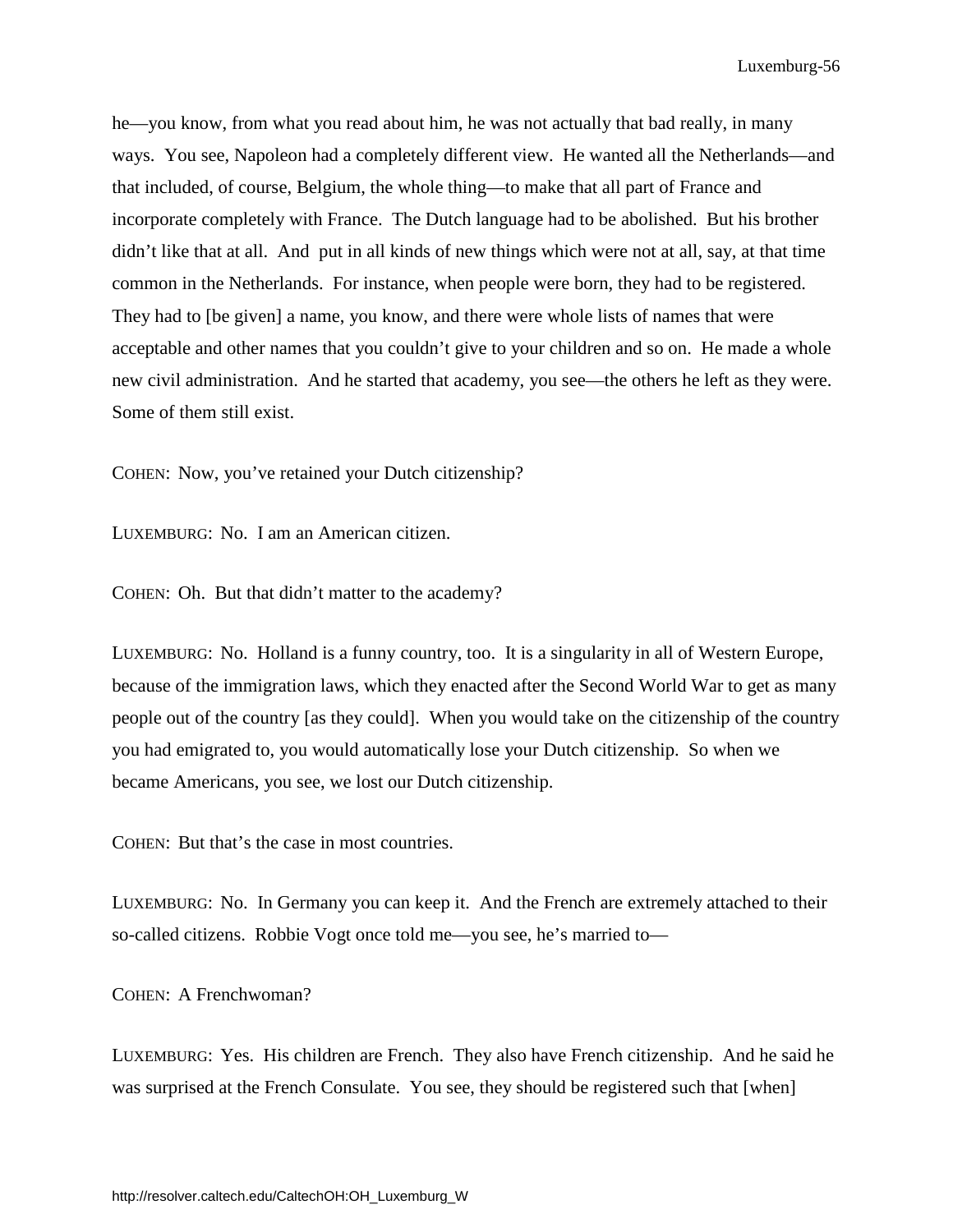he—you know, from what you read about him, he was not actually that bad really, in many ways. You see, Napoleon had a completely different view. He wanted all the Netherlands—and that included, of course, Belgium, the whole thing—to make that all part of France and incorporate completely with France. The Dutch language had to be abolished. But his brother didn't like that at all. And put in all kinds of new things which were not at all, say, at that time common in the Netherlands. For instance, when people were born, they had to be registered. They had to [be given] a name, you know, and there were whole lists of names that were acceptable and other names that you couldn't give to your children and so on. He made a whole new civil administration. And he started that academy, you see—the others he left as they were. Some of them still exist.

COHEN: Now, you've retained your Dutch citizenship?

LUXEMBURG: No. I am an American citizen.

COHEN: Oh. But that didn't matter to the academy?

LUXEMBURG: No. Holland is a funny country, too. It is a singularity in all of Western Europe, because of the immigration laws, which they enacted after the Second World War to get as many people out of the country [as they could]. When you would take on the citizenship of the country you had emigrated to, you would automatically lose your Dutch citizenship. So when we became Americans, you see, we lost our Dutch citizenship.

COHEN: But that's the case in most countries.

LUXEMBURG: No. In Germany you can keep it. And the French are extremely attached to their so-called citizens. Robbie Vogt once told me—you see, he's married to—

COHEN: A Frenchwoman?

LUXEMBURG: Yes. His children are French. They also have French citizenship. And he said he was surprised at the French Consulate. You see, they should be registered such that [when]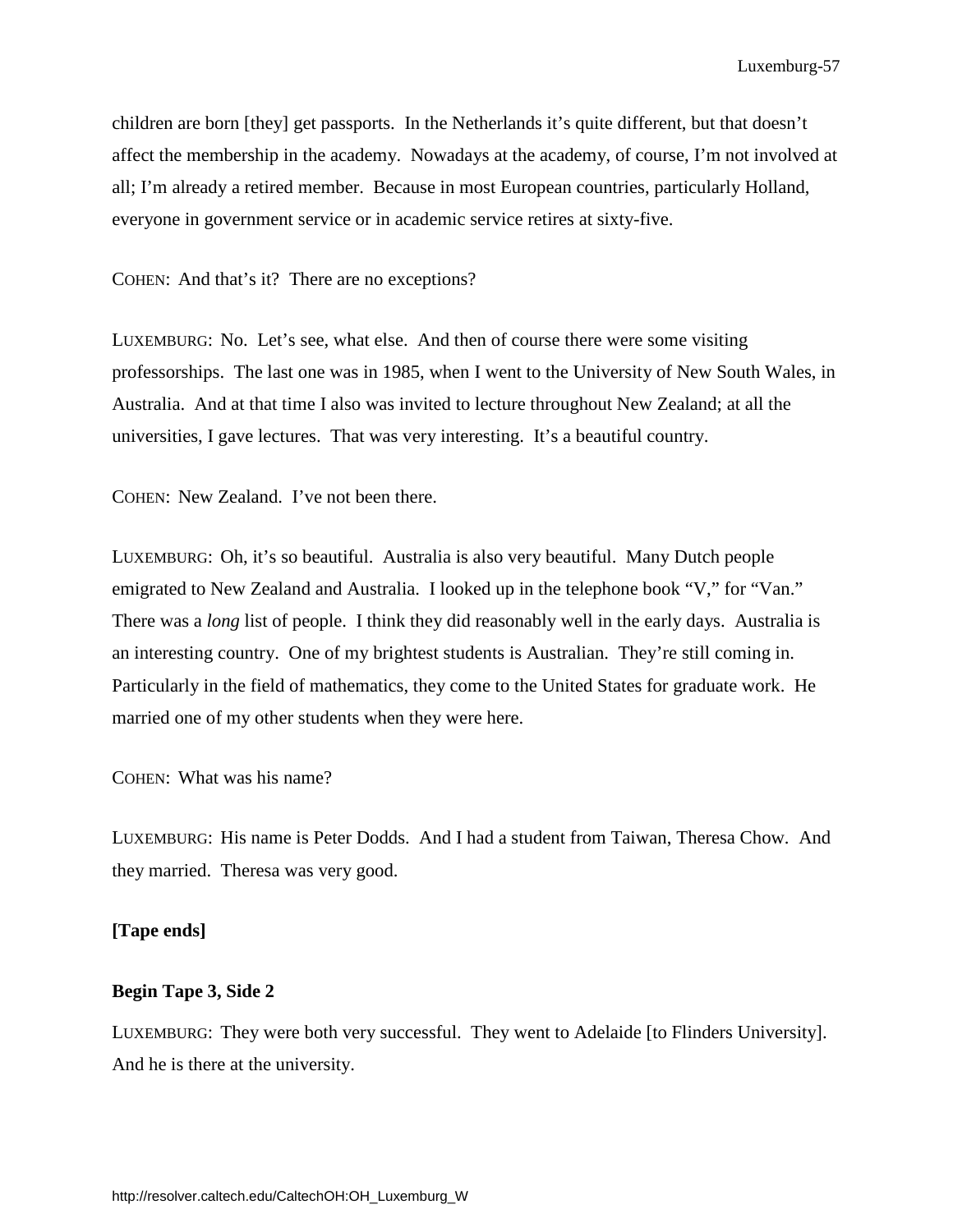children are born [they] get passports. In the Netherlands it's quite different, but that doesn't affect the membership in the academy. Nowadays at the academy, of course, I'm not involved at all; I'm already a retired member. Because in most European countries, particularly Holland, everyone in government service or in academic service retires at sixty-five.

COHEN: And that's it? There are no exceptions?

LUXEMBURG: No. Let's see, what else. And then of course there were some visiting professorships. The last one was in 1985, when I went to the University of New South Wales, in Australia. And at that time I also was invited to lecture throughout New Zealand; at all the universities, I gave lectures. That was very interesting. It's a beautiful country.

COHEN: New Zealand. I've not been there.

LUXEMBURG: Oh, it's so beautiful. Australia is also very beautiful. Many Dutch people emigrated to New Zealand and Australia. I looked up in the telephone book "V," for "Van." There was a *long* list of people. I think they did reasonably well in the early days. Australia is an interesting country. One of my brightest students is Australian. They're still coming in. Particularly in the field of mathematics, they come to the United States for graduate work. He married one of my other students when they were here.

COHEN: What was his name?

LUXEMBURG: His name is Peter Dodds. And I had a student from Taiwan, Theresa Chow. And they married. Theresa was very good.

**[Tape ends]**

**Begin Tape 3, Side 2**

LUXEMBURG: They were both very successful. They went to Adelaide [to Flinders University]. And he is there at the university.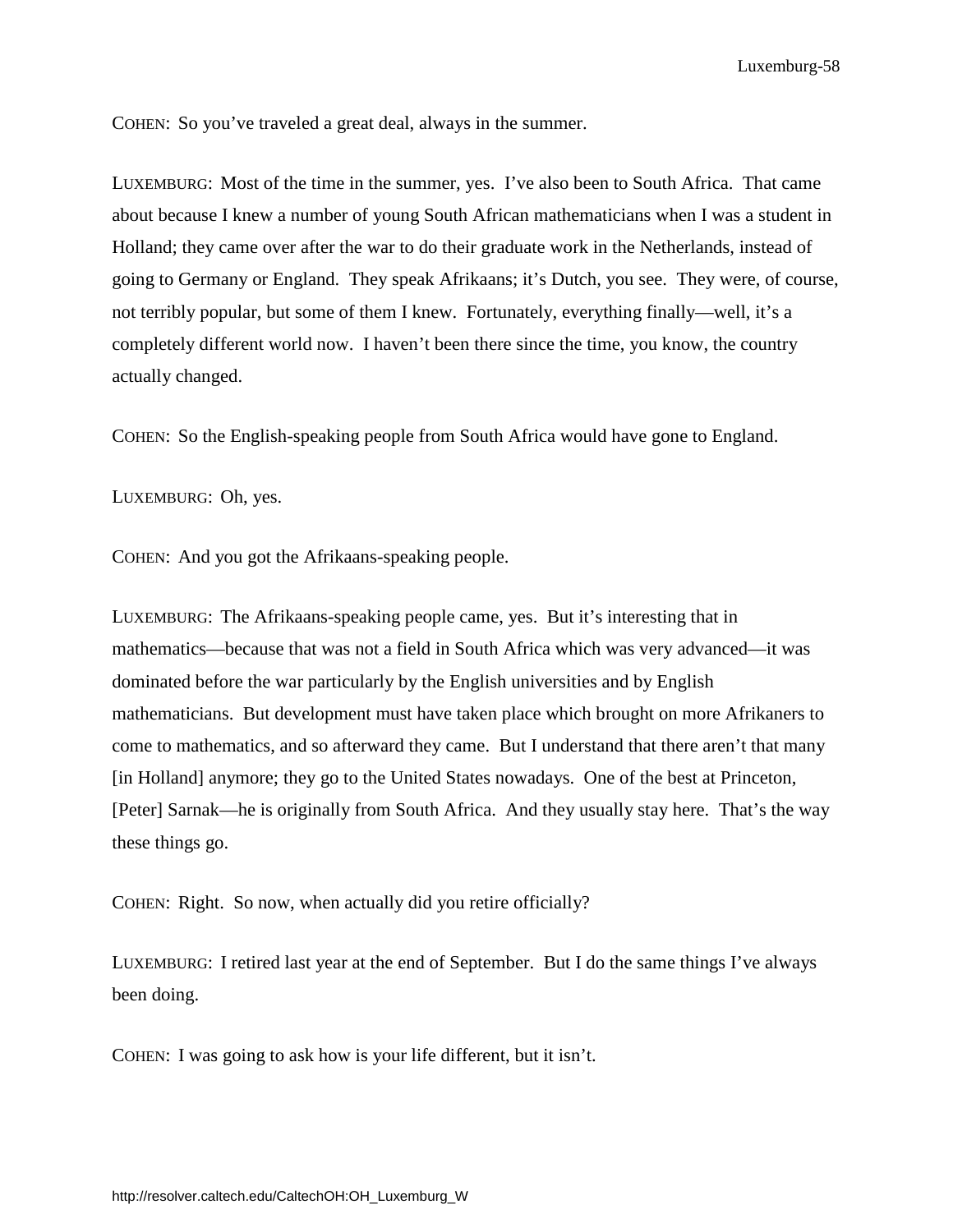COHEN: So you've traveled a great deal, always in the summer.

LUXEMBURG: Most of the time in the summer, yes. I've also been to South Africa. That came about because I knew a number of young South African mathematicians when I was a student in Holland; they came over after the war to do their graduate work in the Netherlands, instead of going to Germany or England. They speak Afrikaans; it's Dutch, you see. They were, of course, not terribly popular, but some of them I knew. Fortunately, everything finally—well, it's a completely different world now. I haven't been there since the time, you know, the country actually changed.

COHEN: So the English-speaking people from South Africa would have gone to England.

LUXEMBURG: Oh, yes.

COHEN: And you got the Afrikaans-speaking people.

LUXEMBURG: The Afrikaans-speaking people came, yes. But it's interesting that in mathematics—because that was not a field in South Africa which was very advanced—it was dominated before the war particularly by the English universities and by English mathematicians. But development must have taken place which brought on more Afrikaners to come to mathematics, and so afterward they came. But I understand that there aren't that many [in Holland] anymore; they go to the United States nowadays. One of the best at Princeton, [Peter] Sarnak—he is originally from South Africa. And they usually stay here. That's the way these things go.

COHEN: Right. So now, when actually did you retire officially?

LUXEMBURG: I retired last year at the end of September. But I do the same things I've always been doing.

COHEN: I was going to ask how is your life different, but it isn't.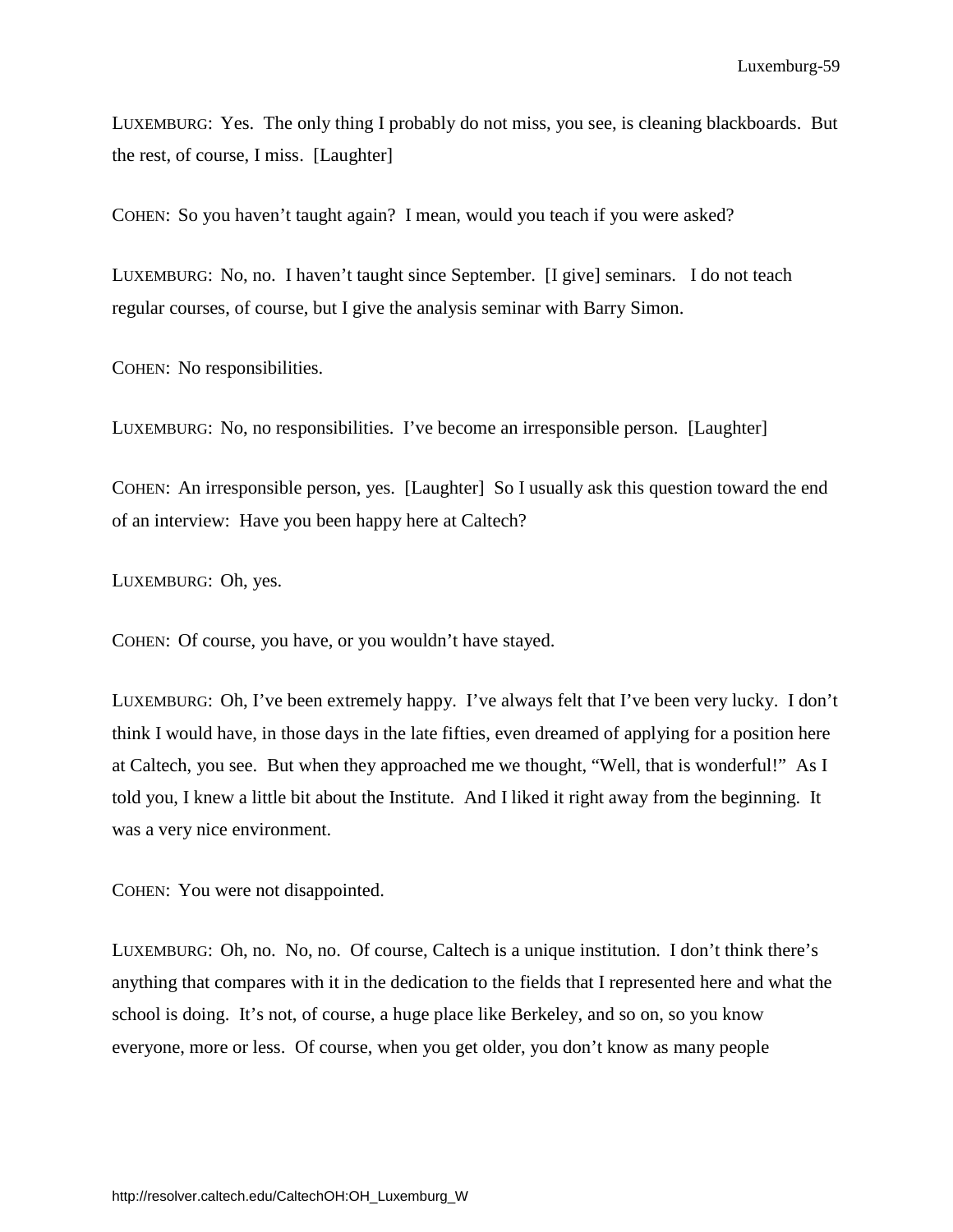LUXEMBURG: Yes. The only thing I probably do not miss, you see, is cleaning blackboards. But the rest, of course, I miss. [Laughter]

COHEN: So you haven't taught again? I mean, would you teach if you were asked?

LUXEMBURG: No, no. I haven't taught since September. [I give] seminars. I do not teach regular courses, of course, but I give the analysis seminar with Barry Simon.

COHEN: No responsibilities.

LUXEMBURG: No, no responsibilities. I've become an irresponsible person. [Laughter]

COHEN: An irresponsible person, yes. [Laughter] So I usually ask this question toward the end of an interview: Have you been happy here at Caltech?

LUXEMBURG: Oh, yes.

COHEN: Of course, you have, or you wouldn't have stayed.

LUXEMBURG: Oh, I've been extremely happy. I've always felt that I've been very lucky. I don't think I would have, in those days in the late fifties, even dreamed of applying for a position here at Caltech, you see. But when they approached me we thought, "Well, that is wonderful!" As I told you, I knew a little bit about the Institute. And I liked it right away from the beginning. It was a very nice environment.

COHEN: You were not disappointed.

LUXEMBURG: Oh, no. No, no. Of course, Caltech is a unique institution. I don't think there's anything that compares with it in the dedication to the fields that I represented here and what the school is doing. It's not, of course, a huge place like Berkeley, and so on, so you know everyone, more or less. Of course, when you get older, you don't know as many people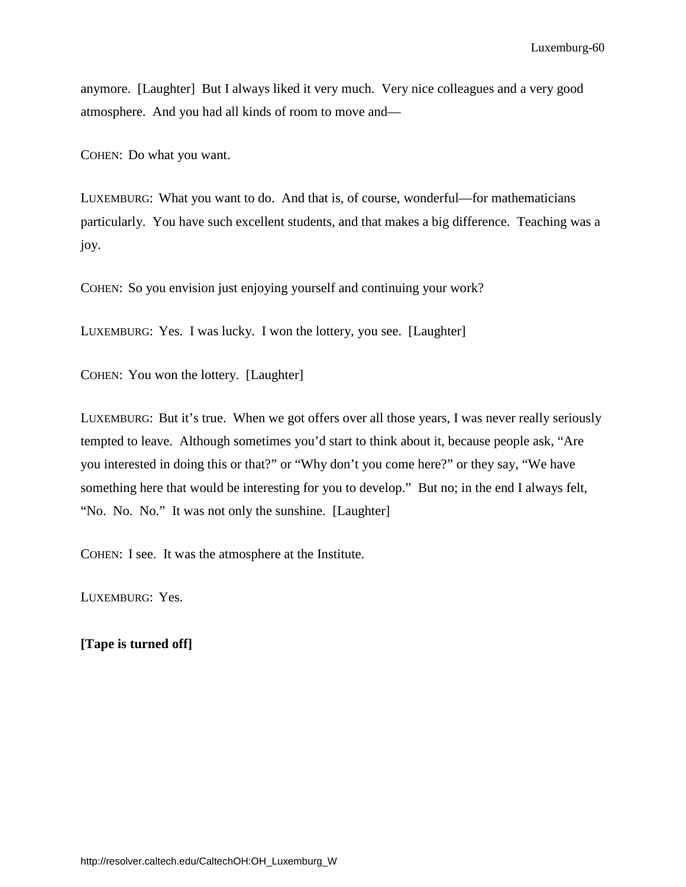anymore. [Laughter] But I always liked it very much. Very nice colleagues and a very good atmosphere. And you had all kinds of room to move and—

COHEN: Do what you want.

LUXEMBURG: What you want to do. And that is, of course, wonderful—for mathematicians particularly. You have such excellent students, and that makes a big difference. Teaching was a joy.

COHEN: So you envision just enjoying yourself and continuing your work?

LUXEMBURG: Yes. I was lucky. I won the lottery, you see. [Laughter]

COHEN: You won the lottery. [Laughter]

LUXEMBURG: But it's true. When we got offers over all those years, I was never really seriously tempted to leave. Although sometimes you'd start to think about it, because people ask, "Are you interested in doing this or that?" or "Why don't you come here?" or they say, "We have something here that would be interesting for you to develop." But no; in the end I always felt, "No. No. No." It was not only the sunshine. [Laughter]

COHEN: I see. It was the atmosphere at the Institute.

LUXEMBURG: Yes.

**[Tape is turned off]**